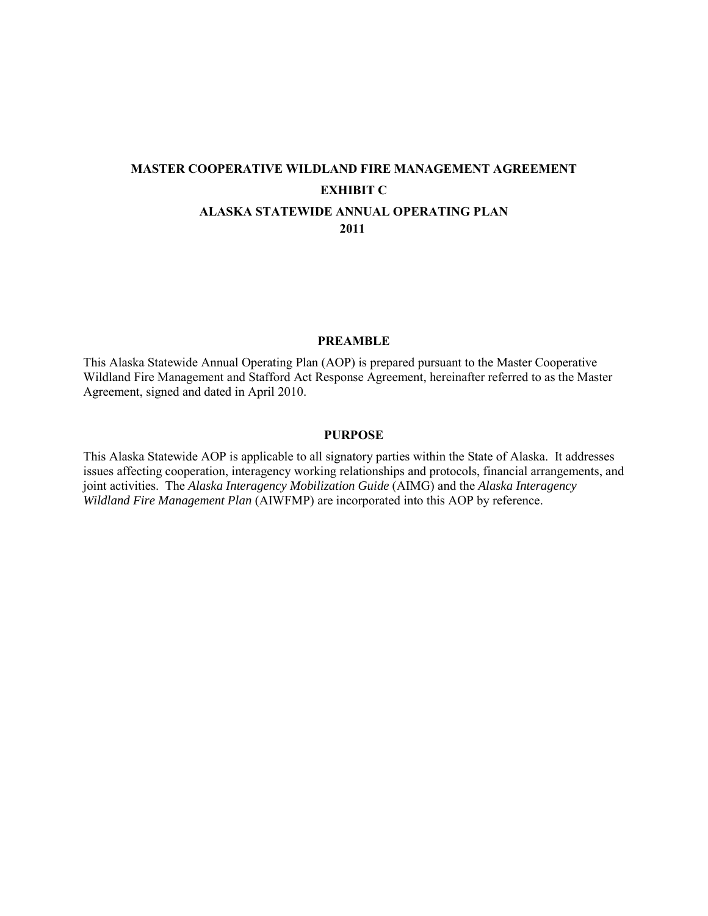# MASTER COOPERATIVE WILDLAND FIRE MANAGEMENT AGREEMENT

# EXHIBIT C

# ALASKA STATEWIDE ANNUAL OPERATING PLAN

# 2011

## PREAMBLE

This Alaska Statewide Annual Operating Plan (AOP) is prepared pursuant to the Master Cooperative Wildland Fire Management and Stafford Act Response Agreement, hereinafter referred to as the Master Agreement, signed and dated in April 2010.

## PURPOSE

This Alaska Statewide AOP is applicable to all signatory parties within the State of Alaska. It addresses issues affecting cooperation, interagency working relationships and protocols, financial arrangements, and joint activities. The *Alaska Interagency Mobilization Guide* (AIMG) and the *Alaska Interagency Wildland Fire Management Plan* (AIWFMP) are incorporated into this AOP by reference.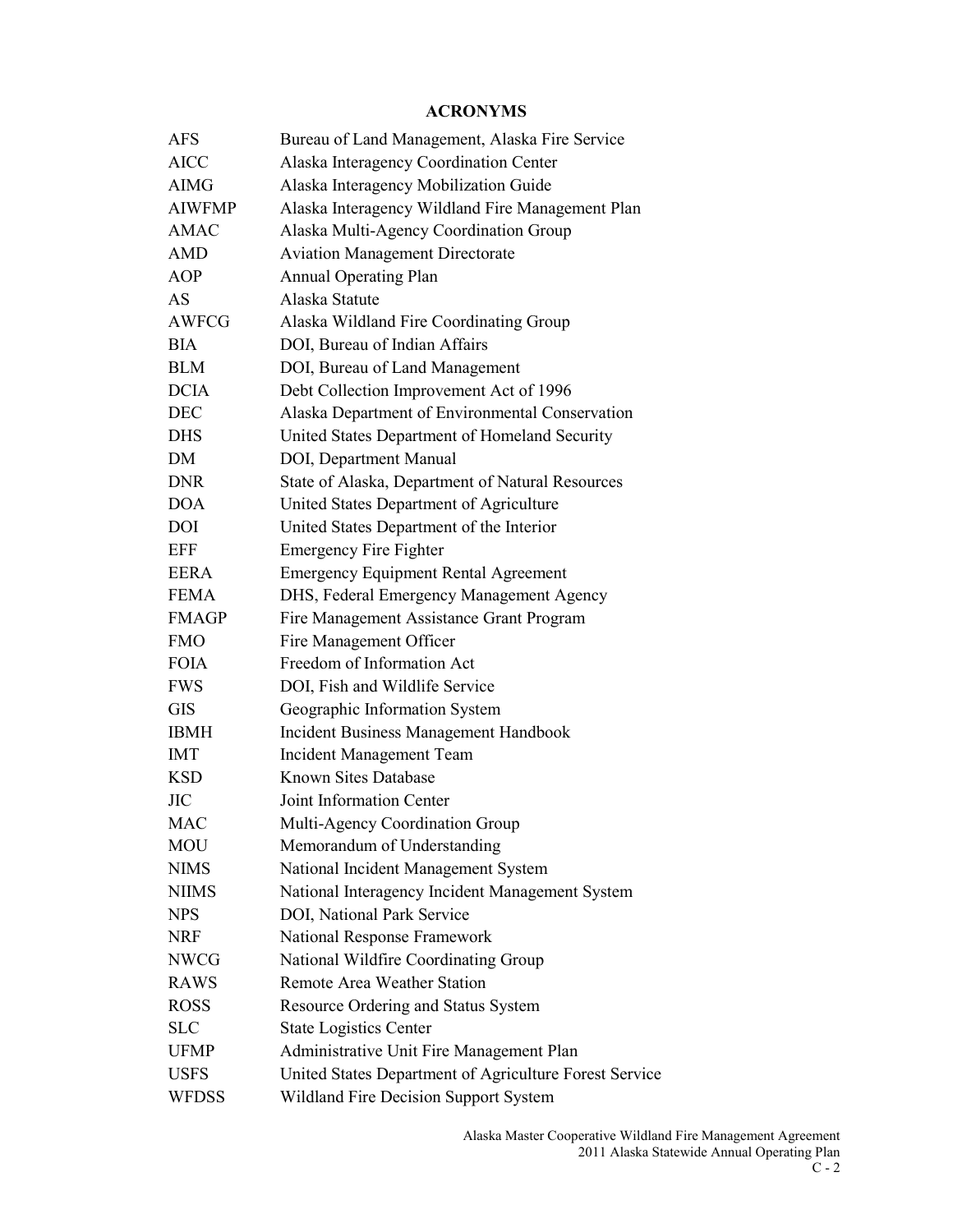# ACRONYMS

| | |
|---|---|
| AFS | Bureau of Land Management, Alaska Fire Service |
| AICC | Alaska Interagency Coordination Center |
| AIMG | Alaska Interagency Mobilization Guide |
| AIWFMP | Alaska Interagency Wildland Fire Management Plan |
| AMAC | Alaska Multi-Agency Coordination Group |
| AMD | Aviation Management Directorate |
| AOP | Annual Operating Plan |
| AS | Alaska Statute |
| AWFCG | Alaska Wildland Fire Coordinating Group |
| BIA | DOI, Bureau of Indian Affairs |
| BLM | DOI, Bureau of Land Management |
| DCIA | Debt Collection Improvement Act of 1996 |
| DEC | Alaska Department of Environmental Conservation |
| DHS | United States Department of Homeland Security |
| DM | DOI, Department Manual |
| DNR | State of Alaska, Department of Natural Resources |
| DOA | United States Department of Agriculture |
| DOI | United States Department of the Interior |
| EFF | Emergency Fire Fighter |
| EERA | Emergency Equipment Rental Agreement |
| FEMA | DHS, Federal Emergency Management Agency |
| FMAGP | Fire Management Assistance Grant Program |
| FMO | Fire Management Officer |
| FOIA | Freedom of Information Act |
| FWS | DOI, Fish and Wildlife Service |
| GIS | Geographic Information System |
| IBMH | Incident Business Management Handbook |
| IMT | Incident Management Team |
| KSD | Known Sites Database |
| JIC | Joint Information Center |
| MAC | Multi-Agency Coordination Group |
| MOU | Memorandum of Understanding |
| NIMS | National Incident Management System |
| NIIMS | National Interagency Incident Management System |
| NPS | DOI, National Park Service |
| NRF | National Response Framework |
| NWCG | National Wildfire Coordinating Group |
| RAWS | Remote Area Weather Station |
| ROSS | Resource Ordering and Status System |
| SLC | State Logistics Center |
| UFMP | Administrative Unit Fire Management Plan |
| USFS | United States Department of Agriculture Forest Service |
| WFDSS | Wildland Fire Decision Support System |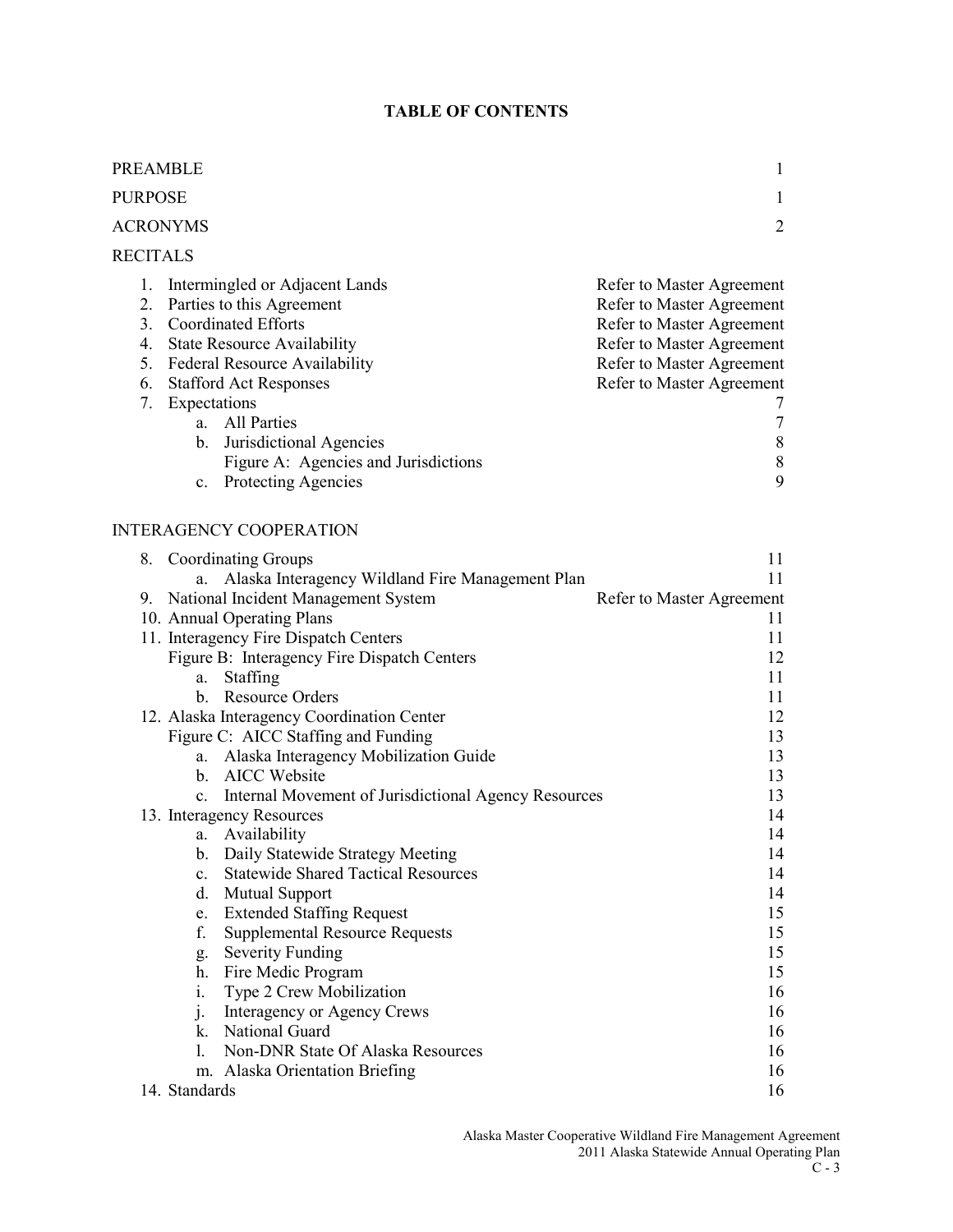# TABLE OF CONTENTS

| | |
|---|---|
| PREAMBLE | 1 |
| PURPOSE | 1 |
| ACRONYMS | 2 |
| **RECITALS** | |
| 1. Intermingled or Adjacent Lands | Refer to Master Agreement |
| 2. Parties to this Agreement | Refer to Master Agreement |
| 3. Coordinated Efforts | Refer to Master Agreement |
| 4. State Resource Availability | Refer to Master Agreement |
| 5. Federal Resource Availability | Refer to Master Agreement |
| 6. Stafford Act Responses | Refer to Master Agreement |
| 7. Expectations | 7 |
| a. All Parties | 7 |
| b. Jurisdictional Agencies | 8 |
| Figure A: Agencies and Jurisdictions | 8 |
| c. Protecting Agencies | 9 |
| **INTERAGENCY COOPERATION** | |
| 8. Coordinating Groups | 11 |
| a. Alaska Interagency Wildland Fire Management Plan | 11 |
| 9. National Incident Management System | Refer to Master Agreement |
| 10. Annual Operating Plans | 11 |
| 11. Interagency Fire Dispatch Centers | 11 |
| Figure B: Interagency Fire Dispatch Centers | 12 |
| a. Staffing | 11 |
| b. Resource Orders | 11 |
| 12. Alaska Interagency Coordination Center | 12 |
| Figure C: AICC Staffing and Funding | 13 |
| a. Alaska Interagency Mobilization Guide | 13 |
| b. AICC Website | 13 |
| c. Internal Movement of Jurisdictional Agency Resources | 13 |
| 13. Interagency Resources | 14 |
| a. Availability | 14 |
| b. Daily Statewide Strategy Meeting | 14 |
| c. Statewide Shared Tactical Resources | 14 |
| d. Mutual Support | 14 |
| e. Extended Staffing Request | 15 |
| f. Supplemental Resource Requests | 15 |
| g. Severity Funding | 15 |
| h. Fire Medic Program | 15 |
| i. Type 2 Crew Mobilization | 16 |
| j. Interagency or Agency Crews | 16 |
| k. National Guard | 16 |
| l. Non-DNR State Of Alaska Resources | 16 |
| m. Alaska Orientation Briefing | 16 |
| 14. Standards | 16 |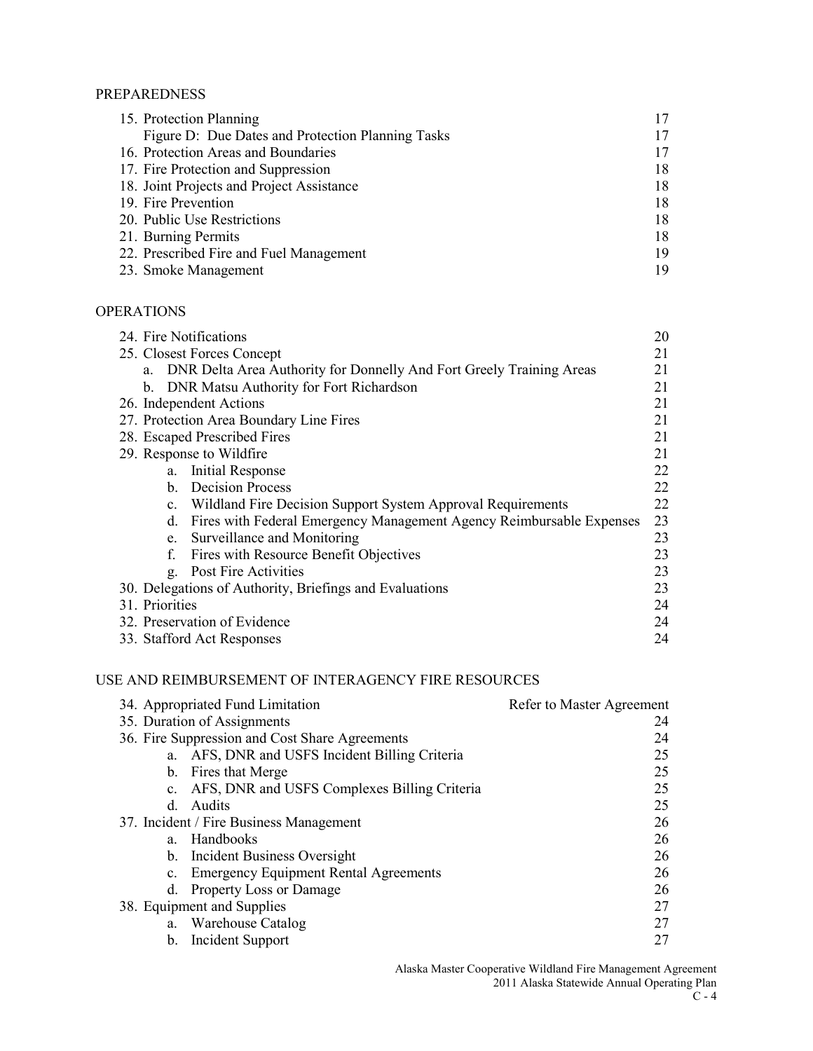PREPAREDNESS

| | |
|---|---|
| 15. Protection Planning | 17 |
| Figure D: Due Dates and Protection Planning Tasks | 17 |
| 16. Protection Areas and Boundaries | 17 |
| 17. Fire Protection and Suppression | 18 |
| 18. Joint Projects and Project Assistance | 18 |
| 19. Fire Prevention | 18 |
| 20. Public Use Restrictions | 18 |
| 21. Burning Permits | 18 |
| 22. Prescribed Fire and Fuel Management | 19 |
| 23. Smoke Management | 19 |

OPERATIONS

| | |
|---|---|
| 24. Fire Notifications | 20 |
| 25. Closest Forces Concept | 21 |
| a. DNR Delta Area Authority for Donnelly And Fort Greely Training Areas | 21 |
| b. DNR Matsu Authority for Fort Richardson | 21 |
| 26. Independent Actions | 21 |
| 27. Protection Area Boundary Line Fires | 21 |
| 28. Escaped Prescribed Fires | 21 |
| 29. Response to Wildfire | 21 |
| a. Initial Response | 22 |
| b. Decision Process | 22 |
| c. Wildland Fire Decision Support System Approval Requirements | 22 |
| d. Fires with Federal Emergency Management Agency Reimbursable Expenses | 23 |
| e. Surveillance and Monitoring | 23 |
| f. Fires with Resource Benefit Objectives | 23 |
| g. Post Fire Activities | 23 |
| 30. Delegations of Authority, Briefings and Evaluations | 23 |
| 31. Priorities | 24 |
| 32. Preservation of Evidence | 24 |
| 33. Stafford Act Responses | 24 |

USE AND REIMBURSEMENT OF INTERAGENCY FIRE RESOURCES

| | |
|---|---|
| 34. Appropriated Fund Limitation | Refer to Master Agreement |
| 35. Duration of Assignments | 24 |
| 36. Fire Suppression and Cost Share Agreements | 24 |
| a. AFS, DNR and USFS Incident Billing Criteria | 25 |
| b. Fires that Merge | 25 |
| c. AFS, DNR and USFS Complexes Billing Criteria | 25 |
| d. Audits | 25 |
| 37. Incident / Fire Business Management | 26 |
| a. Handbooks | 26 |
| b. Incident Business Oversight | 26 |
| c. Emergency Equipment Rental Agreements | 26 |
| d. Property Loss or Damage | 26 |
| 38. Equipment and Supplies | 27 |
| a. Warehouse Catalog | 27 |
| b. Incident Support | 27 |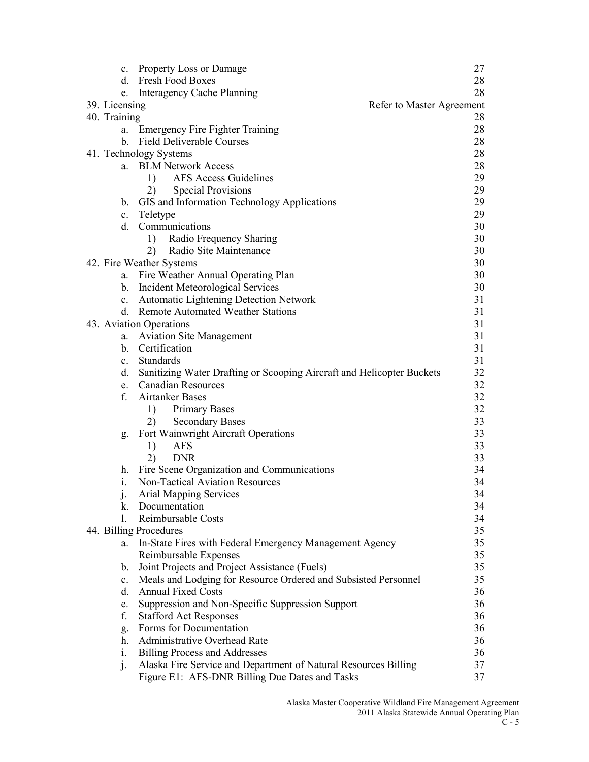c. Property Loss or Damage 27
d. Fresh Food Boxes 28
e. Interagency Cache Planning 28

39. Licensing Refer to Master Agreement

40. Training 28
a. Emergency Fire Fighter Training 28
b. Field Deliverable Courses 28

41. Technology Systems 28
a. BLM Network Access 28
1) AFS Access Guidelines 29
2) Special Provisions 29
b. GIS and Information Technology Applications 29
c. Teletype 29
d. Communications 30
1) Radio Frequency Sharing 30
2) Radio Site Maintenance 30

42. Fire Weather Systems 30
a. Fire Weather Annual Operating Plan 30
b. Incident Meteorological Services 30
c. Automatic Lightening Detection Network 31
d. Remote Automated Weather Stations 31

43. Aviation Operations 31
a. Aviation Site Management 31
b. Certification 31
c. Standards 31
d. Sanitizing Water Drafting or Scooping Aircraft and Helicopter Buckets 32
e. Canadian Resources 32
f. Airtanker Bases 32
1) Primary Bases 32
2) Secondary Bases 33
g. Fort Wainwright Aircraft Operations 33
1) AFS 33
2) DNR 33
h. Fire Scene Organization and Communications 34
i. Non-Tactical Aviation Resources 34
j. Arial Mapping Services 34
k. Documentation 34
l. Reimbursable Costs 34

44. Billing Procedures 35
a. In-State Fires with Federal Emergency Management Agency Reimbursable Expenses 35
b. Joint Projects and Project Assistance (Fuels) 35
c. Meals and Lodging for Resource Ordered and Subsisted Personnel 35
d. Annual Fixed Costs 36
e. Suppression and Non-Specific Suppression Support 36
f. Stafford Act Responses 36
g. Forms for Documentation 36
h. Administrative Overhead Rate 36
i. Billing Process and Addresses 36
j. Alaska Fire Service and Department of Natural Resources Billing 37
Figure E1: AFS-DNR Billing Due Dates and Tasks 37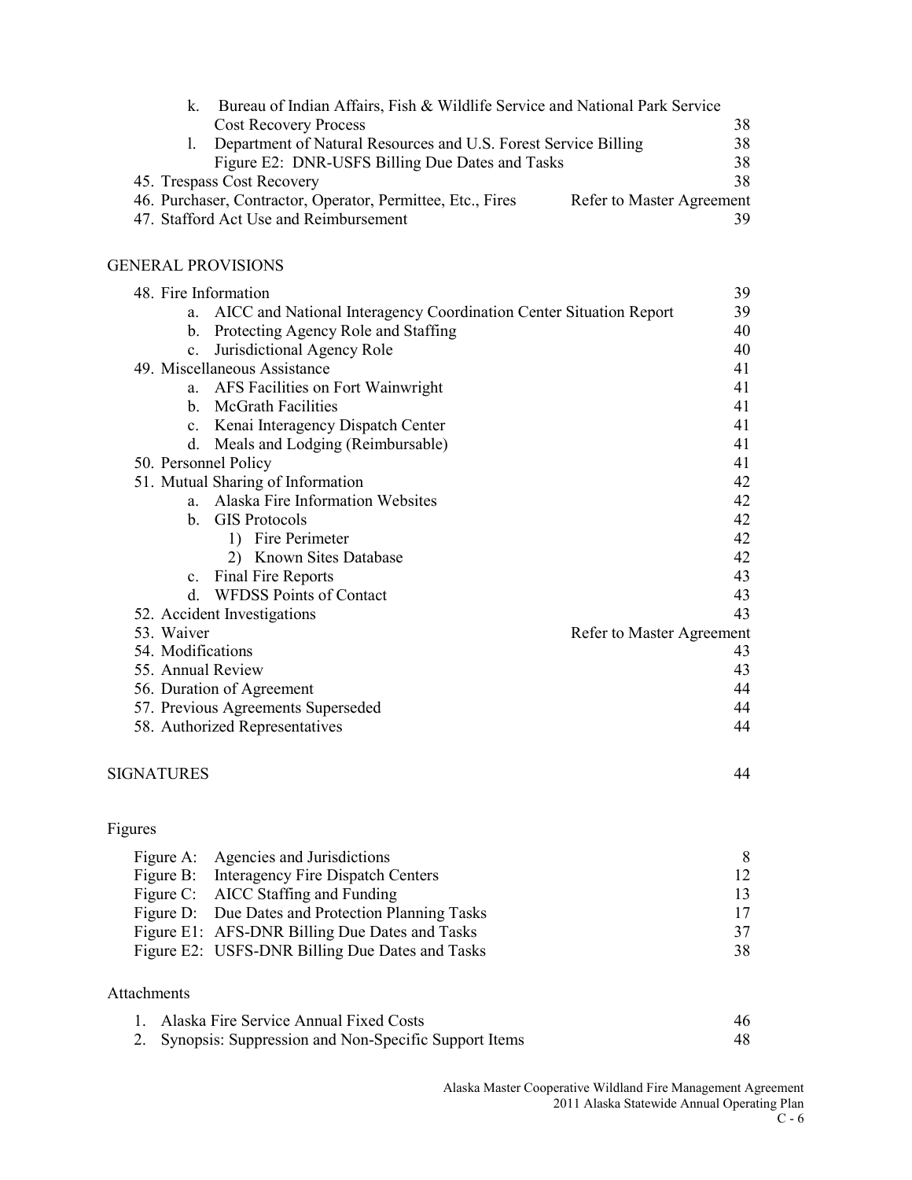- k. Bureau of Indian Affairs, Fish & Wildlife Service and National Park Service Cost Recovery Process 38
- l. Department of Natural Resources and U.S. Forest Service Billing 38
  - Figure E2: DNR-USFS Billing Due Dates and Tasks 38

45. Trespass Cost Recovery 38
46. Purchaser, Contractor, Operator, Permittee, Etc., Fires — Refer to Master Agreement
47. Stafford Act Use and Reimbursement 39

GENERAL PROVISIONS

48. Fire Information 39
    - a. AICC and National Interagency Coordination Center Situation Report 39
    - b. Protecting Agency Role and Staffing 40
    - c. Jurisdictional Agency Role 40
49. Miscellaneous Assistance 41
    - a. AFS Facilities on Fort Wainwright 41
    - b. McGrath Facilities 41
    - c. Kenai Interagency Dispatch Center 41
    - d. Meals and Lodging (Reimbursable) 41
50. Personnel Policy 41
51. Mutual Sharing of Information 42
    - a. Alaska Fire Information Websites 42
    - b. GIS Protocols 42
      - 1) Fire Perimeter 42
      - 2) Known Sites Database 42
    - c. Final Fire Reports 43
    - d. WFDSS Points of Contact 43
52. Accident Investigations 43
53. Waiver — Refer to Master Agreement
54. Modifications 43
55. Annual Review 43
56. Duration of Agreement 44
57. Previous Agreements Superseded 44
58. Authorized Representatives 44

SIGNATURES 44

Figures

| | | |
|---|---|---|
| Figure A: | Agencies and Jurisdictions | 8 |
| Figure B: | Interagency Fire Dispatch Centers | 12 |
| Figure C: | AICC Staffing and Funding | 13 |
| Figure D: | Due Dates and Protection Planning Tasks | 17 |
| Figure E1: | AFS-DNR Billing Due Dates and Tasks | 37 |
| Figure E2: | USFS-DNR Billing Due Dates and Tasks | 38 |

Attachments

1. Alaska Fire Service Annual Fixed Costs 46
2. Synopsis: Suppression and Non-Specific Support Items 48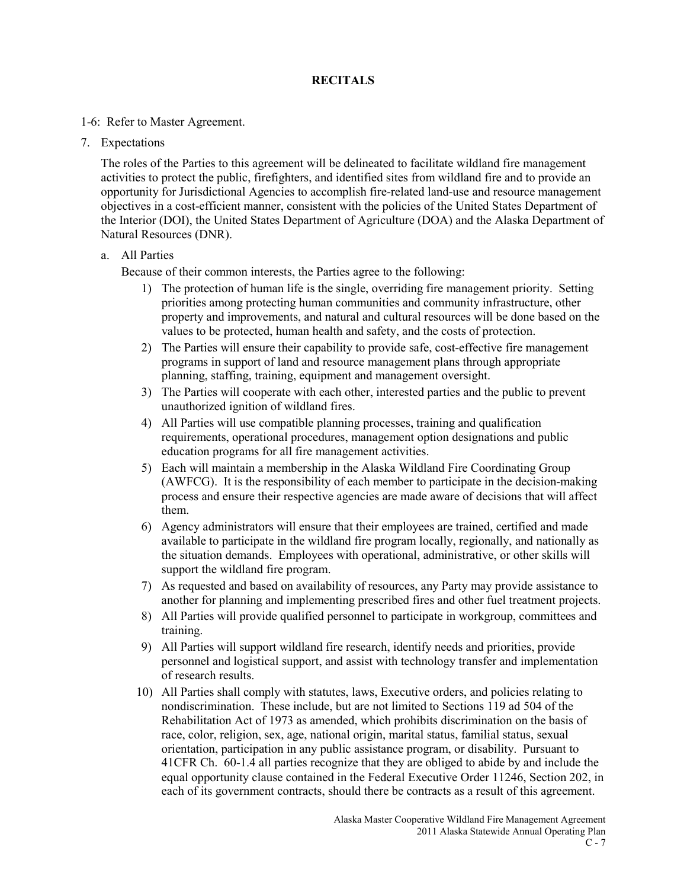## RECITALS

1-6: Refer to Master Agreement.

7. Expectations

   The roles of the Parties to this agreement will be delineated to facilitate wildland fire management activities to protect the public, firefighters, and identified sites from wildland fire and to provide an opportunity for Jurisdictional Agencies to accomplish fire-related land-use and resource management objectives in a cost-efficient manner, consistent with the policies of the United States Department of the Interior (DOI), the United States Department of Agriculture (DOA) and the Alaska Department of Natural Resources (DNR).

   a. All Parties

      Because of their common interests, the Parties agree to the following:

      1) The protection of human life is the single, overriding fire management priority. Setting priorities among protecting human communities and community infrastructure, other property and improvements, and natural and cultural resources will be done based on the values to be protected, human health and safety, and the costs of protection.
      2) The Parties will ensure their capability to provide safe, cost-effective fire management programs in support of land and resource management plans through appropriate planning, staffing, training, equipment and management oversight.
      3) The Parties will cooperate with each other, interested parties and the public to prevent unauthorized ignition of wildland fires.
      4) All Parties will use compatible planning processes, training and qualification requirements, operational procedures, management option designations and public education programs for all fire management activities.
      5) Each will maintain a membership in the Alaska Wildland Fire Coordinating Group (AWFCG). It is the responsibility of each member to participate in the decision-making process and ensure their respective agencies are made aware of decisions that will affect them.
      6) Agency administrators will ensure that their employees are trained, certified and made available to participate in the wildland fire program locally, regionally, and nationally as the situation demands. Employees with operational, administrative, or other skills will support the wildland fire program.
      7) As requested and based on availability of resources, any Party may provide assistance to another for planning and implementing prescribed fires and other fuel treatment projects.
      8) All Parties will provide qualified personnel to participate in workgroup, committees and training.
      9) All Parties will support wildland fire research, identify needs and priorities, provide personnel and logistical support, and assist with technology transfer and implementation of research results.
      10) All Parties shall comply with statutes, laws, Executive orders, and policies relating to nondiscrimination. These include, but are not limited to Sections 119 ad 504 of the Rehabilitation Act of 1973 as amended, which prohibits discrimination on the basis of race, color, religion, sex, age, national origin, marital status, familial status, sexual orientation, participation in any public assistance program, or disability. Pursuant to 41CFR Ch. 60-1.4 all parties recognize that they are obliged to abide by and include the equal opportunity clause contained in the Federal Executive Order 11246, Section 202, in each of its government contracts, should there be contracts as a result of this agreement.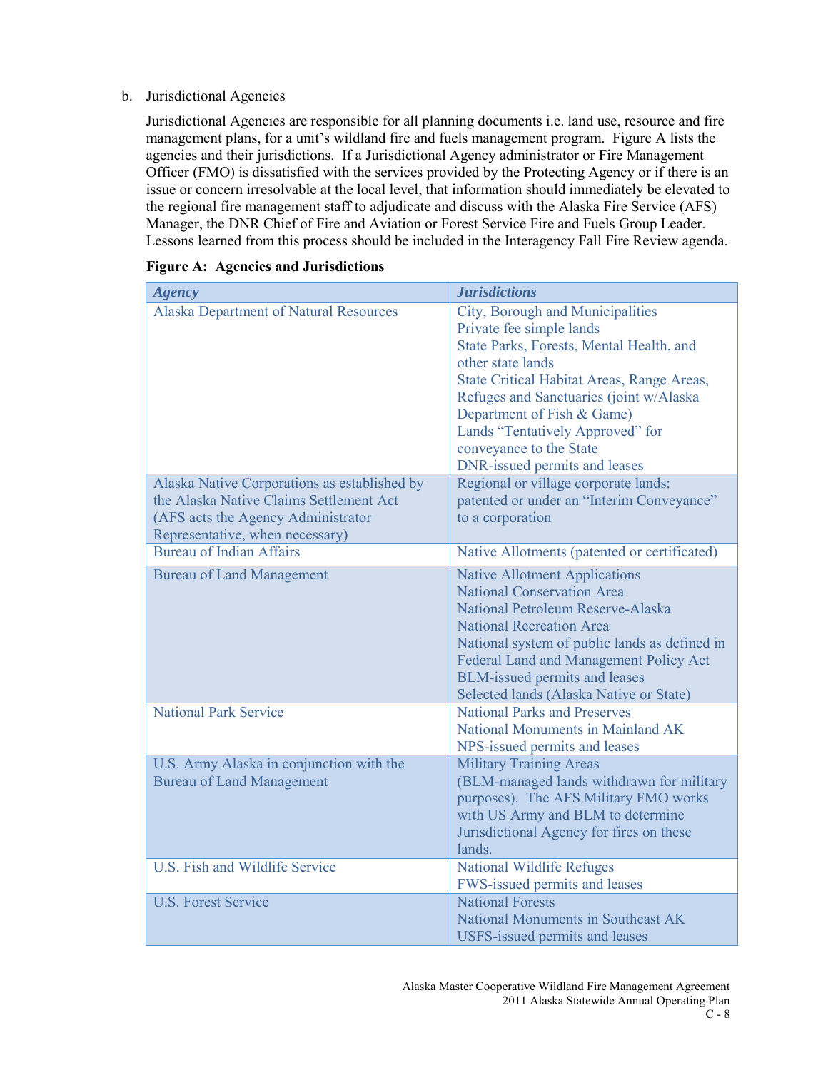b. Jurisdictional Agencies

Jurisdictional Agencies are responsible for all planning documents i.e. land use, resource and fire management plans, for a unit's wildland fire and fuels management program. Figure A lists the agencies and their jurisdictions. If a Jurisdictional Agency administrator or Fire Management Officer (FMO) is dissatisfied with the services provided by the Protecting Agency or if there is an issue or concern irresolvable at the local level, that information should immediately be elevated to the regional fire management staff to adjudicate and discuss with the Alaska Fire Service (AFS) Manager, the DNR Chief of Fire and Aviation or Forest Service Fire and Fuels Group Leader. Lessons learned from this process should be included in the Interagency Fall Fire Review agenda.

**Figure A: Agencies and Jurisdictions**

| *Agency* | *Jurisdictions* |
|---|---|
| Alaska Department of Natural Resources | City, Borough and Municipalities<br>Private fee simple lands<br>State Parks, Forests, Mental Health, and other state lands<br>State Critical Habitat Areas, Range Areas, Refuges and Sanctuaries (joint w/Alaska Department of Fish & Game)<br>Lands "Tentatively Approved" for conveyance to the State<br>DNR-issued permits and leases |
| Alaska Native Corporations as established by the Alaska Native Claims Settlement Act (AFS acts the Agency Administrator Representative, when necessary) | Regional or village corporate lands: patented or under an "Interim Conveyance" to a corporation |
| Bureau of Indian Affairs | Native Allotments (patented or certificated) |
| Bureau of Land Management | Native Allotment Applications<br>National Conservation Area<br>National Petroleum Reserve-Alaska<br>National Recreation Area<br>National system of public lands as defined in Federal Land and Management Policy Act<br>BLM-issued permits and leases<br>Selected lands (Alaska Native or State) |
| National Park Service | National Parks and Preserves<br>National Monuments in Mainland AK<br>NPS-issued permits and leases |
| U.S. Army Alaska in conjunction with the Bureau of Land Management | Military Training Areas<br>(BLM-managed lands withdrawn for military purposes). The AFS Military FMO works with US Army and BLM to determine Jurisdictional Agency for fires on these lands. |
| U.S. Fish and Wildlife Service | National Wildlife Refuges<br>FWS-issued permits and leases |
| U.S. Forest Service | National Forests<br>National Monuments in Southeast AK<br>USFS-issued permits and leases |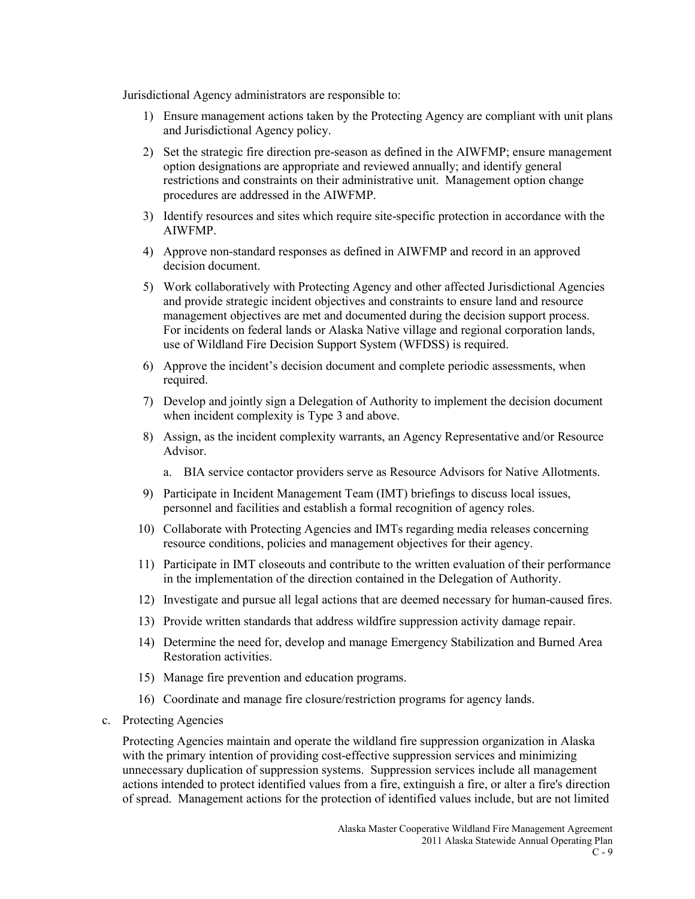Jurisdictional Agency administrators are responsible to:

1) Ensure management actions taken by the Protecting Agency are compliant with unit plans and Jurisdictional Agency policy.
2) Set the strategic fire direction pre-season as defined in the AIWFMP; ensure management option designations are appropriate and reviewed annually; and identify general restrictions and constraints on their administrative unit. Management option change procedures are addressed in the AIWFMP.
3) Identify resources and sites which require site-specific protection in accordance with the AIWFMP.
4) Approve non-standard responses as defined in AIWFMP and record in an approved decision document.
5) Work collaboratively with Protecting Agency and other affected Jurisdictional Agencies and provide strategic incident objectives and constraints to ensure land and resource management objectives are met and documented during the decision support process. For incidents on federal lands or Alaska Native village and regional corporation lands, use of Wildland Fire Decision Support System (WFDSS) is required.
6) Approve the incident's decision document and complete periodic assessments, when required.
7) Develop and jointly sign a Delegation of Authority to implement the decision document when incident complexity is Type 3 and above.
8) Assign, as the incident complexity warrants, an Agency Representative and/or Resource Advisor.
   a. BIA service contactor providers serve as Resource Advisors for Native Allotments.
9) Participate in Incident Management Team (IMT) briefings to discuss local issues, personnel and facilities and establish a formal recognition of agency roles.
10) Collaborate with Protecting Agencies and IMTs regarding media releases concerning resource conditions, policies and management objectives for their agency.
11) Participate in IMT closeouts and contribute to the written evaluation of their performance in the implementation of the direction contained in the Delegation of Authority.
12) Investigate and pursue all legal actions that are deemed necessary for human-caused fires.
13) Provide written standards that address wildfire suppression activity damage repair.
14) Determine the need for, develop and manage Emergency Stabilization and Burned Area Restoration activities.
15) Manage fire prevention and education programs.
16) Coordinate and manage fire closure/restriction programs for agency lands.

c. Protecting Agencies

Protecting Agencies maintain and operate the wildland fire suppression organization in Alaska with the primary intention of providing cost-effective suppression services and minimizing unnecessary duplication of suppression systems. Suppression services include all management actions intended to protect identified values from a fire, extinguish a fire, or alter a fire's direction of spread. Management actions for the protection of identified values include, but are not limited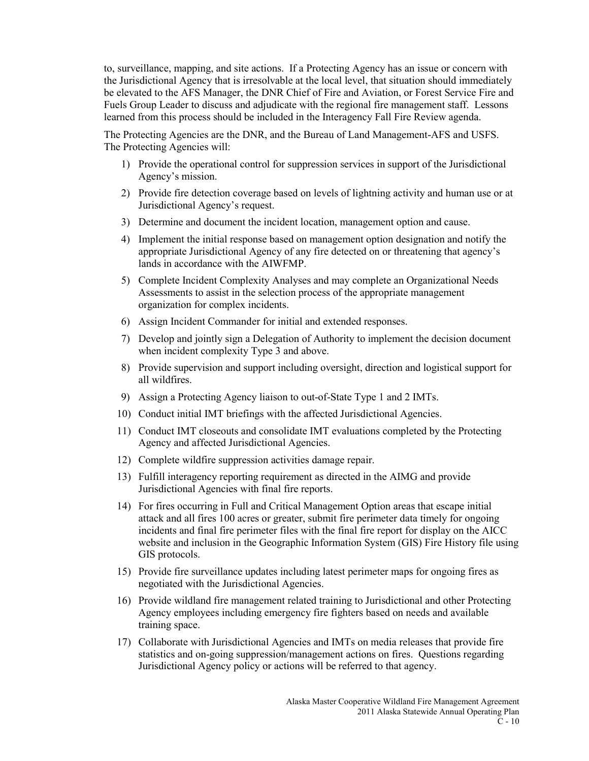to, surveillance, mapping, and site actions. If a Protecting Agency has an issue or concern with the Jurisdictional Agency that is irresolvable at the local level, that situation should immediately be elevated to the AFS Manager, the DNR Chief of Fire and Aviation, or Forest Service Fire and Fuels Group Leader to discuss and adjudicate with the regional fire management staff. Lessons learned from this process should be included in the Interagency Fall Fire Review agenda.

The Protecting Agencies are the DNR, and the Bureau of Land Management-AFS and USFS. The Protecting Agencies will:

1) Provide the operational control for suppression services in support of the Jurisdictional Agency's mission.
2) Provide fire detection coverage based on levels of lightning activity and human use or at Jurisdictional Agency's request.
3) Determine and document the incident location, management option and cause.
4) Implement the initial response based on management option designation and notify the appropriate Jurisdictional Agency of any fire detected on or threatening that agency's lands in accordance with the AIWFMP.
5) Complete Incident Complexity Analyses and may complete an Organizational Needs Assessments to assist in the selection process of the appropriate management organization for complex incidents.
6) Assign Incident Commander for initial and extended responses.
7) Develop and jointly sign a Delegation of Authority to implement the decision document when incident complexity Type 3 and above.
8) Provide supervision and support including oversight, direction and logistical support for all wildfires.
9) Assign a Protecting Agency liaison to out-of-State Type 1 and 2 IMTs.
10) Conduct initial IMT briefings with the affected Jurisdictional Agencies.
11) Conduct IMT closeouts and consolidate IMT evaluations completed by the Protecting Agency and affected Jurisdictional Agencies.
12) Complete wildfire suppression activities damage repair.
13) Fulfill interagency reporting requirement as directed in the AIMG and provide Jurisdictional Agencies with final fire reports.
14) For fires occurring in Full and Critical Management Option areas that escape initial attack and all fires 100 acres or greater, submit fire perimeter data timely for ongoing incidents and final fire perimeter files with the final fire report for display on the AICC website and inclusion in the Geographic Information System (GIS) Fire History file using GIS protocols.
15) Provide fire surveillance updates including latest perimeter maps for ongoing fires as negotiated with the Jurisdictional Agencies.
16) Provide wildland fire management related training to Jurisdictional and other Protecting Agency employees including emergency fire fighters based on needs and available training space.
17) Collaborate with Jurisdictional Agencies and IMTs on media releases that provide fire statistics and on-going suppression/management actions on fires. Questions regarding Jurisdictional Agency policy or actions will be referred to that agency.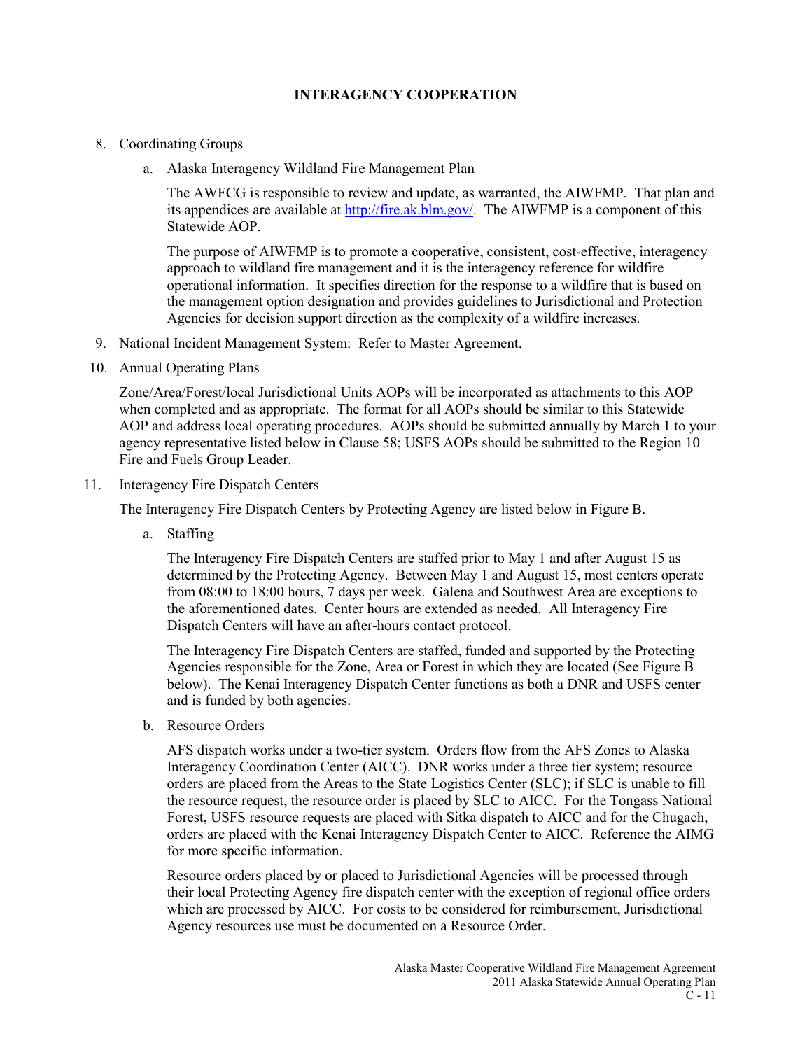# INTERAGENCY COOPERATION

8. Coordinating Groups

   a. Alaska Interagency Wildland Fire Management Plan

      The AWFCG is responsible to review and update, as warranted, the AIWFMP. That plan and its appendices are available at http://fire.ak.blm.gov/. The AIWFMP is a component of this Statewide AOP.

      The purpose of AIWFMP is to promote a cooperative, consistent, cost-effective, interagency approach to wildland fire management and it is the interagency reference for wildfire operational information. It specifies direction for the response to a wildfire that is based on the management option designation and provides guidelines to Jurisdictional and Protection Agencies for decision support direction as the complexity of a wildfire increases.

9. National Incident Management System: Refer to Master Agreement.

10. Annual Operating Plans

    Zone/Area/Forest/local Jurisdictional Units AOPs will be incorporated as attachments to this AOP when completed and as appropriate. The format for all AOPs should be similar to this Statewide AOP and address local operating procedures. AOPs should be submitted annually by March 1 to your agency representative listed below in Clause 58; USFS AOPs should be submitted to the Region 10 Fire and Fuels Group Leader.

11. Interagency Fire Dispatch Centers

    The Interagency Fire Dispatch Centers by Protecting Agency are listed below in Figure B.

    a. Staffing

       The Interagency Fire Dispatch Centers are staffed prior to May 1 and after August 15 as determined by the Protecting Agency. Between May 1 and August 15, most centers operate from 08:00 to 18:00 hours, 7 days per week. Galena and Southwest Area are exceptions to the aforementioned dates. Center hours are extended as needed. All Interagency Fire Dispatch Centers will have an after-hours contact protocol.

       The Interagency Fire Dispatch Centers are staffed, funded and supported by the Protecting Agencies responsible for the Zone, Area or Forest in which they are located (See Figure B below). The Kenai Interagency Dispatch Center functions as both a DNR and USFS center and is funded by both agencies.

    b. Resource Orders

       AFS dispatch works under a two-tier system. Orders flow from the AFS Zones to Alaska Interagency Coordination Center (AICC). DNR works under a three tier system; resource orders are placed from the Areas to the State Logistics Center (SLC); if SLC is unable to fill the resource request, the resource order is placed by SLC to AICC. For the Tongass National Forest, USFS resource requests are placed with Sitka dispatch to AICC and for the Chugach, orders are placed with the Kenai Interagency Dispatch Center to AICC. Reference the AIMG for more specific information.

       Resource orders placed by or placed to Jurisdictional Agencies will be processed through their local Protecting Agency fire dispatch center with the exception of regional office orders which are processed by AICC. For costs to be considered for reimbursement, Jurisdictional Agency resources use must be documented on a Resource Order.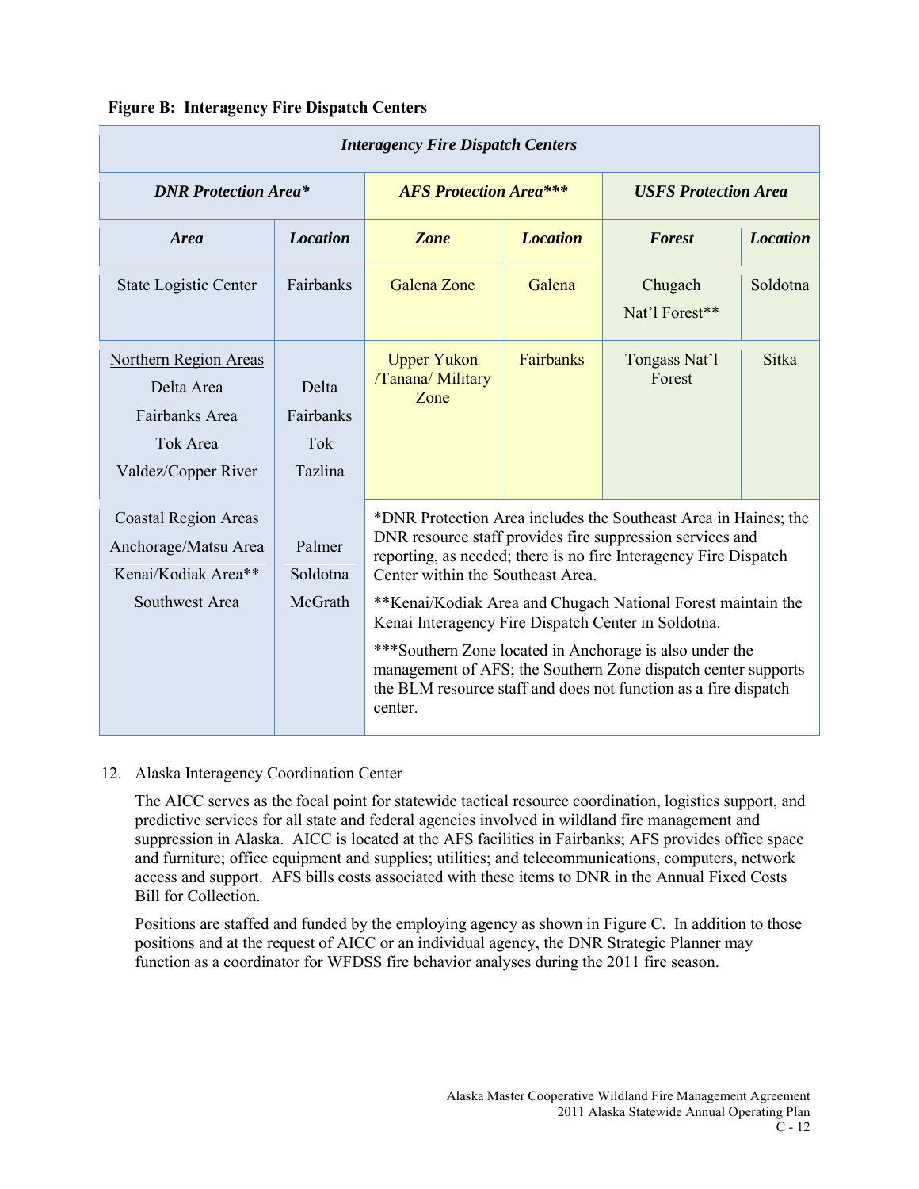**Figure B: Interagency Fire Dispatch Centers**

| *Interagency Fire Dispatch Centers* | | | | | |
|---|---|---|---|---|---|
| ***DNR Protection Area**** | | ***AFS Protection Area***** | | ***USFS Protection Area*** | |
| ***Area*** | ***Location*** | ***Zone*** | ***Location*** | ***Forest*** | ***Location*** |
| State Logistic Center | Fairbanks | Galena Zone | Galena | Chugach Nat'l Forest** | Soldotna |
| Northern Region Areas<br>Delta Area<br>Fairbanks Area<br>Tok Area<br>Valdez/Copper River | <br>Delta<br>Fairbanks<br>Tok<br>Tazlina | Upper Yukon /Tanana/ Military Zone | Fairbanks | Tongass Nat'l Forest | Sitka |
| Coastal Region Areas<br>Anchorage/Matsu Area<br>Kenai/Kodiak Area**<br>Southwest Area | <br>Palmer<br>Soldotna<br>McGrath | *DNR Protection Area includes the Southeast Area in Haines; the DNR resource staff provides fire suppression services and reporting, as needed; there is no fire Interagency Fire Dispatch Center within the Southeast Area.<br>**Kenai/Kodiak Area and Chugach National Forest maintain the Kenai Interagency Fire Dispatch Center in Soldotna.<br>***Southern Zone located in Anchorage is also under the management of AFS; the Southern Zone dispatch center supports the BLM resource staff and does not function as a fire dispatch center. | | | |

12. Alaska Interagency Coordination Center

    The AICC serves as the focal point for statewide tactical resource coordination, logistics support, and predictive services for all state and federal agencies involved in wildland fire management and suppression in Alaska. AICC is located at the AFS facilities in Fairbanks; AFS provides office space and furniture; office equipment and supplies; utilities; and telecommunications, computers, network access and support. AFS bills costs associated with these items to DNR in the Annual Fixed Costs Bill for Collection.

    Positions are staffed and funded by the employing agency as shown in Figure C. In addition to those positions and at the request of AICC or an individual agency, the DNR Strategic Planner may function as a coordinator for WFDSS fire behavior analyses during the 2011 fire season.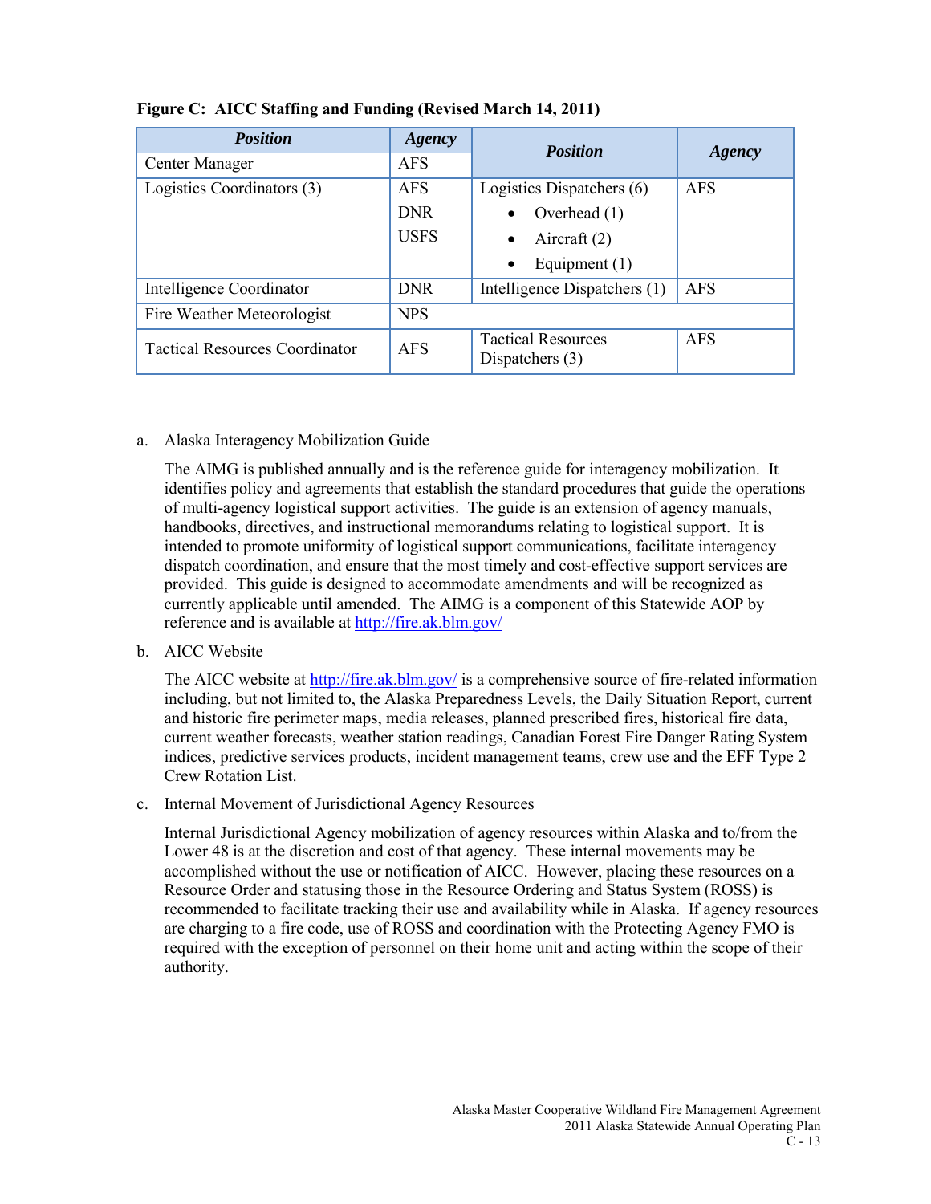**Figure C: AICC Staffing and Funding (Revised March 14, 2011)**

| ***Position*** | ***Agency*** | ***Position*** | ***Agency*** |
|---|---|---|---|
| Center Manager | AFS | | |
| Logistics Coordinators (3) | AFS<br>DNR<br>USFS | Logistics Dispatchers (6)<br>• Overhead (1)<br>• Aircraft (2)<br>• Equipment (1) | AFS |
| Intelligence Coordinator | DNR | Intelligence Dispatchers (1) | AFS |
| Fire Weather Meteorologist | NPS | | |
| Tactical Resources Coordinator | AFS | Tactical Resources Dispatchers (3) | AFS |

a. Alaska Interagency Mobilization Guide

The AIMG is published annually and is the reference guide for interagency mobilization. It identifies policy and agreements that establish the standard procedures that guide the operations of multi-agency logistical support activities. The guide is an extension of agency manuals, handbooks, directives, and instructional memorandums relating to logistical support. It is intended to promote uniformity of logistical support communications, facilitate interagency dispatch coordination, and ensure that the most timely and cost-effective support services are provided. This guide is designed to accommodate amendments and will be recognized as currently applicable until amended. The AIMG is a component of this Statewide AOP by reference and is available at http://fire.ak.blm.gov/

b. AICC Website

The AICC website at http://fire.ak.blm.gov/ is a comprehensive source of fire-related information including, but not limited to, the Alaska Preparedness Levels, the Daily Situation Report, current and historic fire perimeter maps, media releases, planned prescribed fires, historical fire data, current weather forecasts, weather station readings, Canadian Forest Fire Danger Rating System indices, predictive services products, incident management teams, crew use and the EFF Type 2 Crew Rotation List.

c. Internal Movement of Jurisdictional Agency Resources

Internal Jurisdictional Agency mobilization of agency resources within Alaska and to/from the Lower 48 is at the discretion and cost of that agency. These internal movements may be accomplished without the use or notification of AICC. However, placing these resources on a Resource Order and statusing those in the Resource Ordering and Status System (ROSS) is recommended to facilitate tracking their use and availability while in Alaska. If agency resources are charging to a fire code, use of ROSS and coordination with the Protecting Agency FMO is required with the exception of personnel on their home unit and acting within the scope of their authority.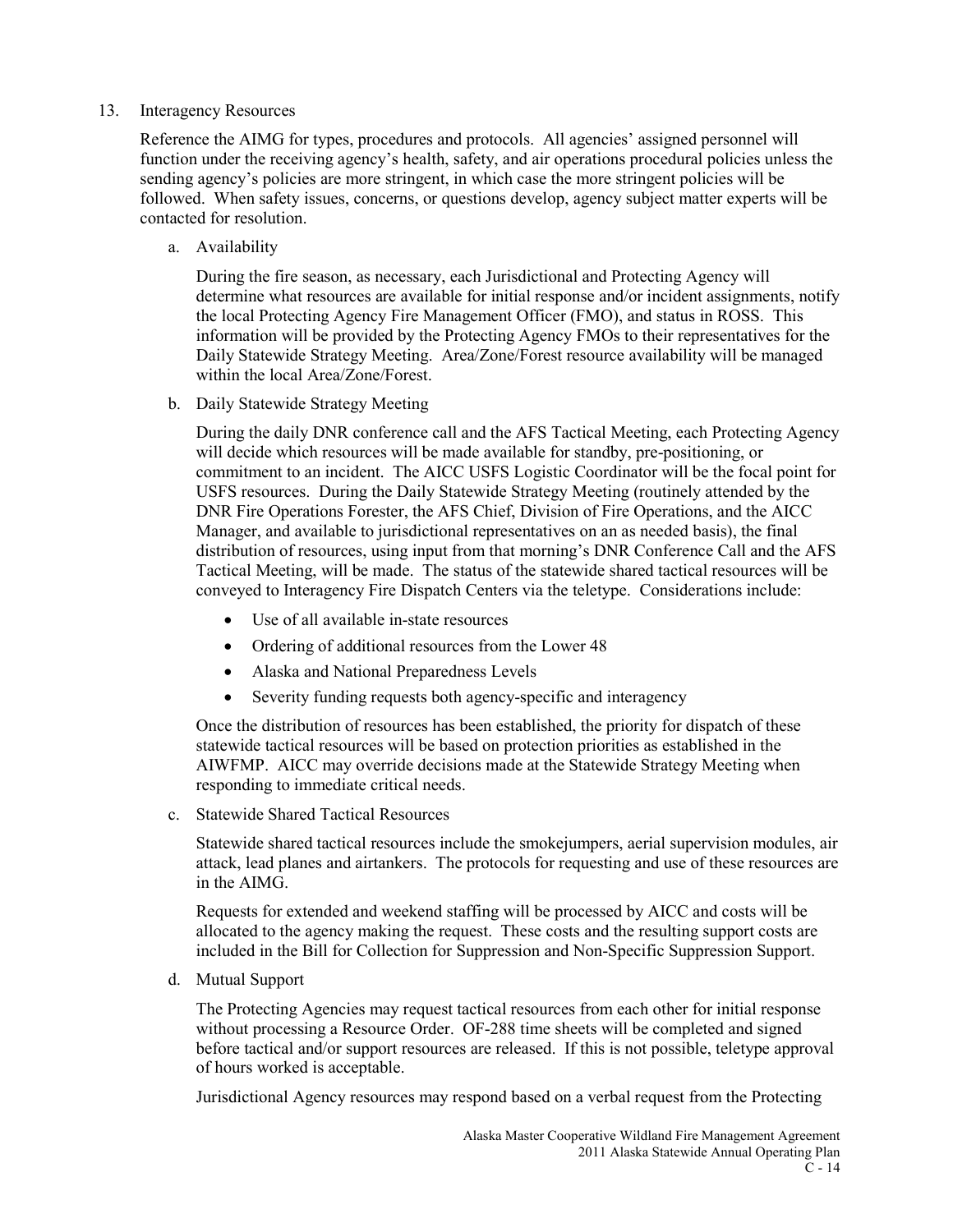13. Interagency Resources

Reference the AIMG for types, procedures and protocols. All agencies' assigned personnel will function under the receiving agency's health, safety, and air operations procedural policies unless the sending agency's policies are more stringent, in which case the more stringent policies will be followed. When safety issues, concerns, or questions develop, agency subject matter experts will be contacted for resolution.

a. Availability

During the fire season, as necessary, each Jurisdictional and Protecting Agency will determine what resources are available for initial response and/or incident assignments, notify the local Protecting Agency Fire Management Officer (FMO), and status in ROSS. This information will be provided by the Protecting Agency FMOs to their representatives for the Daily Statewide Strategy Meeting. Area/Zone/Forest resource availability will be managed within the local Area/Zone/Forest.

b. Daily Statewide Strategy Meeting

During the daily DNR conference call and the AFS Tactical Meeting, each Protecting Agency will decide which resources will be made available for standby, pre-positioning, or commitment to an incident. The AICC USFS Logistic Coordinator will be the focal point for USFS resources. During the Daily Statewide Strategy Meeting (routinely attended by the DNR Fire Operations Forester, the AFS Chief, Division of Fire Operations, and the AICC Manager, and available to jurisdictional representatives on an as needed basis), the final distribution of resources, using input from that morning's DNR Conference Call and the AFS Tactical Meeting, will be made. The status of the statewide shared tactical resources will be conveyed to Interagency Fire Dispatch Centers via the teletype. Considerations include:

- Use of all available in-state resources
- Ordering of additional resources from the Lower 48
- Alaska and National Preparedness Levels
- Severity funding requests both agency-specific and interagency

Once the distribution of resources has been established, the priority for dispatch of these statewide tactical resources will be based on protection priorities as established in the AIWFMP. AICC may override decisions made at the Statewide Strategy Meeting when responding to immediate critical needs.

c. Statewide Shared Tactical Resources

Statewide shared tactical resources include the smokejumpers, aerial supervision modules, air attack, lead planes and airtankers. The protocols for requesting and use of these resources are in the AIMG.

Requests for extended and weekend staffing will be processed by AICC and costs will be allocated to the agency making the request. These costs and the resulting support costs are included in the Bill for Collection for Suppression and Non-Specific Suppression Support.

d. Mutual Support

The Protecting Agencies may request tactical resources from each other for initial response without processing a Resource Order. OF-288 time sheets will be completed and signed before tactical and/or support resources are released. If this is not possible, teletype approval of hours worked is acceptable.

Jurisdictional Agency resources may respond based on a verbal request from the Protecting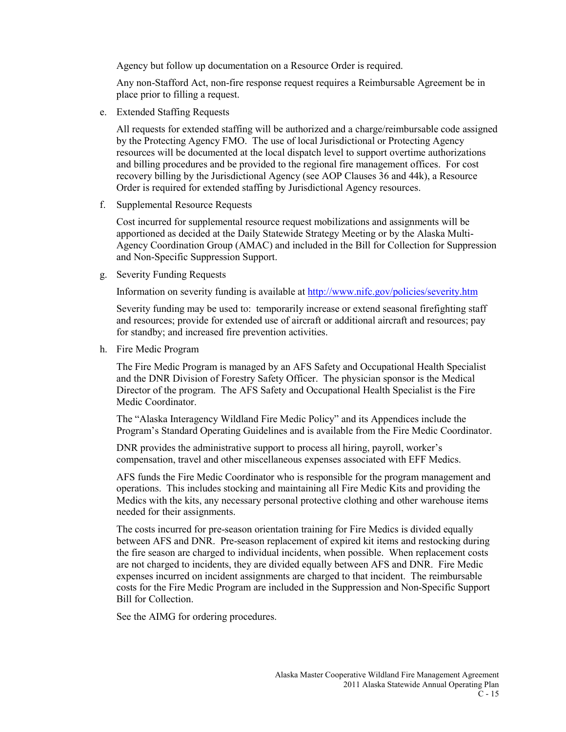Agency but follow up documentation on a Resource Order is required.

Any non-Stafford Act, non-fire response request requires a Reimbursable Agreement be in place prior to filling a request.

e. Extended Staffing Requests

All requests for extended staffing will be authorized and a charge/reimbursable code assigned by the Protecting Agency FMO. The use of local Jurisdictional or Protecting Agency resources will be documented at the local dispatch level to support overtime authorizations and billing procedures and be provided to the regional fire management offices. For cost recovery billing by the Jurisdictional Agency (see AOP Clauses 36 and 44k), a Resource Order is required for extended staffing by Jurisdictional Agency resources.

f. Supplemental Resource Requests

Cost incurred for supplemental resource request mobilizations and assignments will be apportioned as decided at the Daily Statewide Strategy Meeting or by the Alaska Multi-Agency Coordination Group (AMAC) and included in the Bill for Collection for Suppression and Non-Specific Suppression Support.

g. Severity Funding Requests

Information on severity funding is available at http://www.nifc.gov/policies/severity.htm

Severity funding may be used to: temporarily increase or extend seasonal firefighting staff and resources; provide for extended use of aircraft or additional aircraft and resources; pay for standby; and increased fire prevention activities.

h. Fire Medic Program

The Fire Medic Program is managed by an AFS Safety and Occupational Health Specialist and the DNR Division of Forestry Safety Officer. The physician sponsor is the Medical Director of the program. The AFS Safety and Occupational Health Specialist is the Fire Medic Coordinator.

The "Alaska Interagency Wildland Fire Medic Policy" and its Appendices include the Program's Standard Operating Guidelines and is available from the Fire Medic Coordinator.

DNR provides the administrative support to process all hiring, payroll, worker's compensation, travel and other miscellaneous expenses associated with EFF Medics.

AFS funds the Fire Medic Coordinator who is responsible for the program management and operations. This includes stocking and maintaining all Fire Medic Kits and providing the Medics with the kits, any necessary personal protective clothing and other warehouse items needed for their assignments.

The costs incurred for pre-season orientation training for Fire Medics is divided equally between AFS and DNR. Pre-season replacement of expired kit items and restocking during the fire season are charged to individual incidents, when possible. When replacement costs are not charged to incidents, they are divided equally between AFS and DNR. Fire Medic expenses incurred on incident assignments are charged to that incident. The reimbursable costs for the Fire Medic Program are included in the Suppression and Non-Specific Support Bill for Collection.

See the AIMG for ordering procedures.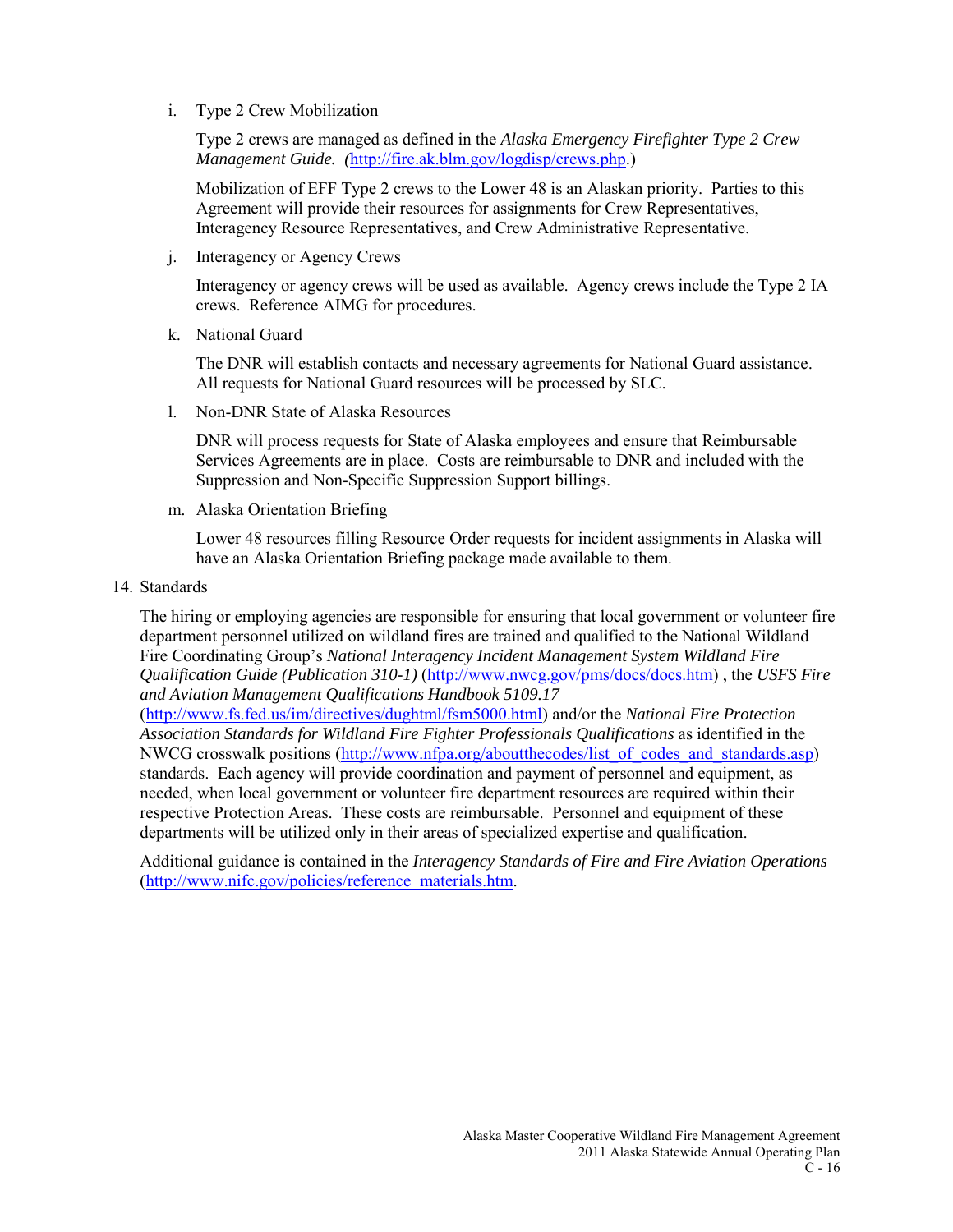i. Type 2 Crew Mobilization

   Type 2 crews are managed as defined in the *Alaska Emergency Firefighter Type 2 Crew Management Guide. (*http://fire.ak.blm.gov/logdisp/crews.php.)

   Mobilization of EFF Type 2 crews to the Lower 48 is an Alaskan priority. Parties to this Agreement will provide their resources for assignments for Crew Representatives, Interagency Resource Representatives, and Crew Administrative Representative.

j. Interagency or Agency Crews

   Interagency or agency crews will be used as available. Agency crews include the Type 2 IA crews. Reference AIMG for procedures.

k. National Guard

   The DNR will establish contacts and necessary agreements for National Guard assistance. All requests for National Guard resources will be processed by SLC.

l. Non-DNR State of Alaska Resources

   DNR will process requests for State of Alaska employees and ensure that Reimbursable Services Agreements are in place. Costs are reimbursable to DNR and included with the Suppression and Non-Specific Suppression Support billings.

m. Alaska Orientation Briefing

   Lower 48 resources filling Resource Order requests for incident assignments in Alaska will have an Alaska Orientation Briefing package made available to them.

14. Standards

   The hiring or employing agencies are responsible for ensuring that local government or volunteer fire department personnel utilized on wildland fires are trained and qualified to the National Wildland Fire Coordinating Group's *National Interagency Incident Management System Wildland Fire Qualification Guide (Publication 310-1)* (http://www.nwcg.gov/pms/docs/docs.htm) , the *USFS Fire and Aviation Management Qualifications Handbook 5109.17* (http://www.fs.fed.us/im/directives/dughtml/fsm5000.html) and/or the *National Fire Protection Association Standards for Wildland Fire Fighter Professionals Qualifications* as identified in the NWCG crosswalk positions (http://www.nfpa.org/aboutthecodes/list_of_codes_and_standards.asp) standards. Each agency will provide coordination and payment of personnel and equipment, as needed, when local government or volunteer fire department resources are required within their respective Protection Areas. These costs are reimbursable. Personnel and equipment of these departments will be utilized only in their areas of specialized expertise and qualification.

   Additional guidance is contained in the *Interagency Standards of Fire and Fire Aviation Operations* (http://www.nifc.gov/policies/reference_materials.htm.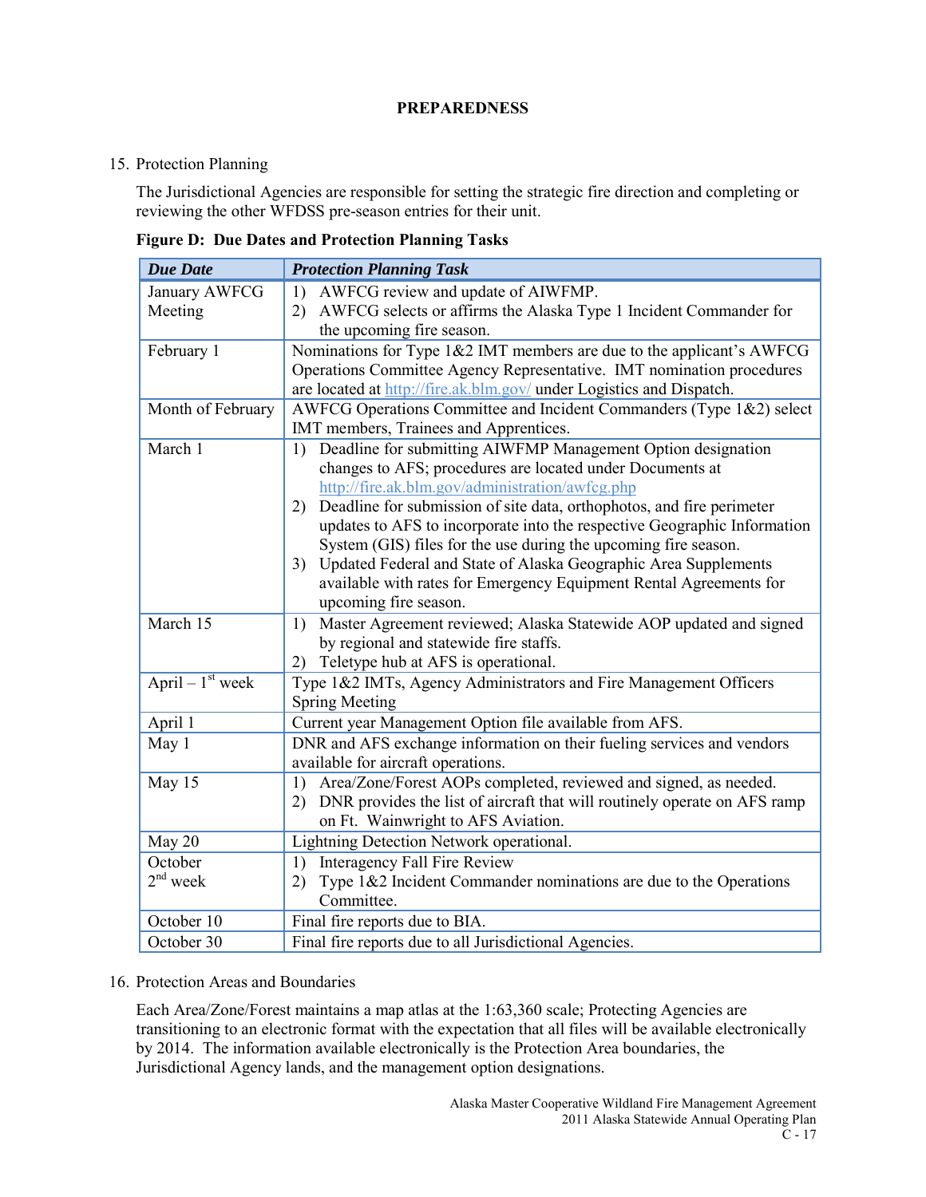## PREPAREDNESS

15. Protection Planning

    The Jurisdictional Agencies are responsible for setting the strategic fire direction and completing or reviewing the other WFDSS pre-season entries for their unit.

**Figure D: Due Dates and Protection Planning Tasks**

| ***Due Date*** | ***Protection Planning Task*** |
|---|---|
| January AWFCG Meeting | 1) AWFCG review and update of AIWFMP.<br>2) AWFCG selects or affirms the Alaska Type 1 Incident Commander for the upcoming fire season. |
| February 1 | Nominations for Type 1&2 IMT members are due to the applicant's AWFCG Operations Committee Agency Representative. IMT nomination procedures are located at http://fire.ak.blm.gov/ under Logistics and Dispatch. |
| Month of February | AWFCG Operations Committee and Incident Commanders (Type 1&2) select IMT members, Trainees and Apprentices. |
| March 1 | 1) Deadline for submitting AIWFMP Management Option designation changes to AFS; procedures are located under Documents at http://fire.ak.blm.gov/administration/awfcg.php<br>2) Deadline for submission of site data, orthophotos, and fire perimeter updates to AFS to incorporate into the respective Geographic Information System (GIS) files for the use during the upcoming fire season.<br>3) Updated Federal and State of Alaska Geographic Area Supplements available with rates for Emergency Equipment Rental Agreements for upcoming fire season. |
| March 15 | 1) Master Agreement reviewed; Alaska Statewide AOP updated and signed by regional and statewide fire staffs.<br>2) Teletype hub at AFS is operational. |
| April – 1st week | Type 1&2 IMTs, Agency Administrators and Fire Management Officers Spring Meeting |
| April 1 | Current year Management Option file available from AFS. |
| May 1 | DNR and AFS exchange information on their fueling services and vendors available for aircraft operations. |
| May 15 | 1) Area/Zone/Forest AOPs completed, reviewed and signed, as needed.<br>2) DNR provides the list of aircraft that will routinely operate on AFS ramp on Ft. Wainwright to AFS Aviation. |
| May 20 | Lightning Detection Network operational. |
| October 2nd week | 1) Interagency Fall Fire Review<br>2) Type 1&2 Incident Commander nominations are due to the Operations Committee. |
| October 10 | Final fire reports due to BIA. |
| October 30 | Final fire reports due to all Jurisdictional Agencies. |

16. Protection Areas and Boundaries

    Each Area/Zone/Forest maintains a map atlas at the 1:63,360 scale; Protecting Agencies are transitioning to an electronic format with the expectation that all files will be available electronically by 2014. The information available electronically is the Protection Area boundaries, the Jurisdictional Agency lands, and the management option designations.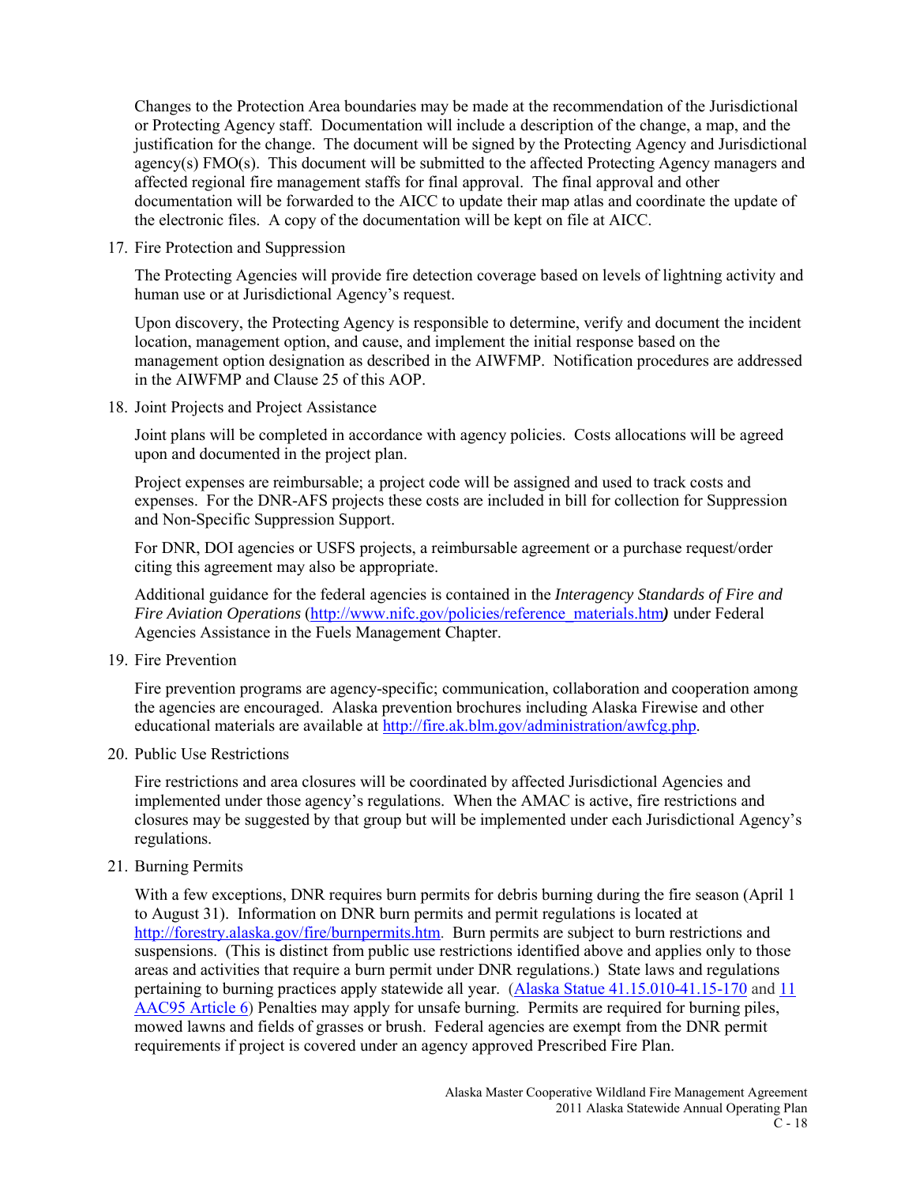Changes to the Protection Area boundaries may be made at the recommendation of the Jurisdictional or Protecting Agency staff. Documentation will include a description of the change, a map, and the justification for the change. The document will be signed by the Protecting Agency and Jurisdictional agency(s) FMO(s). This document will be submitted to the affected Protecting Agency managers and affected regional fire management staffs for final approval. The final approval and other documentation will be forwarded to the AICC to update their map atlas and coordinate the update of the electronic files. A copy of the documentation will be kept on file at AICC.

17. Fire Protection and Suppression

    The Protecting Agencies will provide fire detection coverage based on levels of lightning activity and human use or at Jurisdictional Agency's request.

    Upon discovery, the Protecting Agency is responsible to determine, verify and document the incident location, management option, and cause, and implement the initial response based on the management option designation as described in the AIWFMP. Notification procedures are addressed in the AIWFMP and Clause 25 of this AOP.

18. Joint Projects and Project Assistance

    Joint plans will be completed in accordance with agency policies. Costs allocations will be agreed upon and documented in the project plan.

    Project expenses are reimbursable; a project code will be assigned and used to track costs and expenses. For the DNR-AFS projects these costs are included in bill for collection for Suppression and Non-Specific Suppression Support.

    For DNR, DOI agencies or USFS projects, a reimbursable agreement or a purchase request/order citing this agreement may also be appropriate.

    Additional guidance for the federal agencies is contained in the *Interagency Standards of Fire and Fire Aviation Operations* (http://www.nifc.gov/policies/reference_materials.htm***)*** under Federal Agencies Assistance in the Fuels Management Chapter.

19. Fire Prevention

    Fire prevention programs are agency-specific; communication, collaboration and cooperation among the agencies are encouraged. Alaska prevention brochures including Alaska Firewise and other educational materials are available at http://fire.ak.blm.gov/administration/awfcg.php.

20. Public Use Restrictions

    Fire restrictions and area closures will be coordinated by affected Jurisdictional Agencies and implemented under those agency's regulations. When the AMAC is active, fire restrictions and closures may be suggested by that group but will be implemented under each Jurisdictional Agency's regulations.

21. Burning Permits

    With a few exceptions, DNR requires burn permits for debris burning during the fire season (April 1 to August 31). Information on DNR burn permits and permit regulations is located at http://forestry.alaska.gov/fire/burnpermits.htm. Burn permits are subject to burn restrictions and suspensions. (This is distinct from public use restrictions identified above and applies only to those areas and activities that require a burn permit under DNR regulations.) State laws and regulations pertaining to burning practices apply statewide all year. (Alaska Statue 41.15.010-41.15-170 and 11 AAC95 Article 6) Penalties may apply for unsafe burning. Permits are required for burning piles, mowed lawns and fields of grasses or brush. Federal agencies are exempt from the DNR permit requirements if project is covered under an agency approved Prescribed Fire Plan.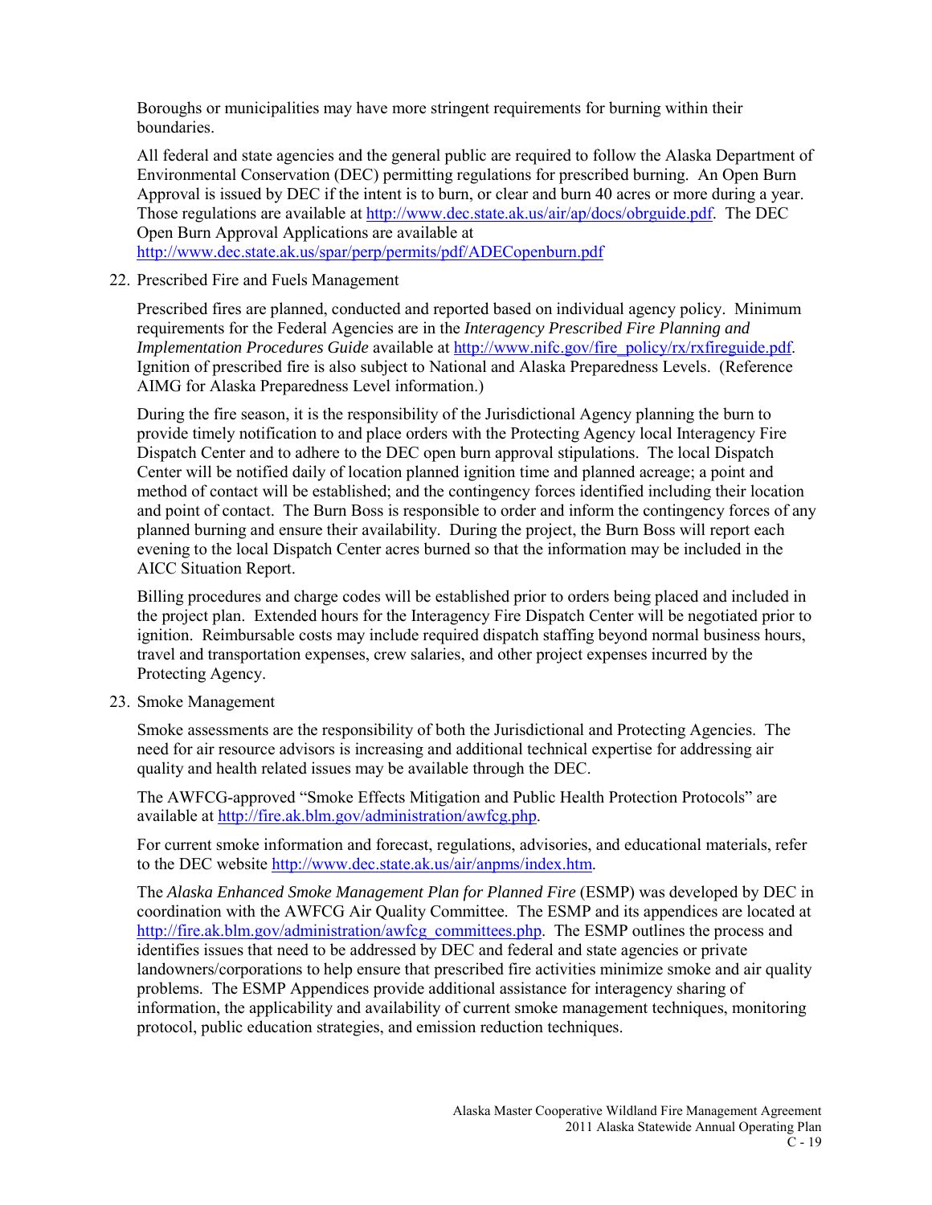Boroughs or municipalities may have more stringent requirements for burning within their boundaries.

All federal and state agencies and the general public are required to follow the Alaska Department of Environmental Conservation (DEC) permitting regulations for prescribed burning. An Open Burn Approval is issued by DEC if the intent is to burn, or clear and burn 40 acres or more during a year. Those regulations are available at http://www.dec.state.ak.us/air/ap/docs/obrguide.pdf. The DEC Open Burn Approval Applications are available at http://www.dec.state.ak.us/spar/perp/permits/pdf/ADECopenburn.pdf

22. Prescribed Fire and Fuels Management

Prescribed fires are planned, conducted and reported based on individual agency policy. Minimum requirements for the Federal Agencies are in the *Interagency Prescribed Fire Planning and Implementation Procedures Guide* available at http://www.nifc.gov/fire_policy/rx/rxfireguide.pdf. Ignition of prescribed fire is also subject to National and Alaska Preparedness Levels. (Reference AIMG for Alaska Preparedness Level information.)

During the fire season, it is the responsibility of the Jurisdictional Agency planning the burn to provide timely notification to and place orders with the Protecting Agency local Interagency Fire Dispatch Center and to adhere to the DEC open burn approval stipulations. The local Dispatch Center will be notified daily of location planned ignition time and planned acreage; a point and method of contact will be established; and the contingency forces identified including their location and point of contact. The Burn Boss is responsible to order and inform the contingency forces of any planned burning and ensure their availability. During the project, the Burn Boss will report each evening to the local Dispatch Center acres burned so that the information may be included in the AICC Situation Report.

Billing procedures and charge codes will be established prior to orders being placed and included in the project plan. Extended hours for the Interagency Fire Dispatch Center will be negotiated prior to ignition. Reimbursable costs may include required dispatch staffing beyond normal business hours, travel and transportation expenses, crew salaries, and other project expenses incurred by the Protecting Agency.

23. Smoke Management

Smoke assessments are the responsibility of both the Jurisdictional and Protecting Agencies. The need for air resource advisors is increasing and additional technical expertise for addressing air quality and health related issues may be available through the DEC.

The AWFCG-approved "Smoke Effects Mitigation and Public Health Protection Protocols" are available at http://fire.ak.blm.gov/administration/awfcg.php.

For current smoke information and forecast, regulations, advisories, and educational materials, refer to the DEC website http://www.dec.state.ak.us/air/anpms/index.htm.

The *Alaska Enhanced Smoke Management Plan for Planned Fire* (ESMP) was developed by DEC in coordination with the AWFCG Air Quality Committee. The ESMP and its appendices are located at http://fire.ak.blm.gov/administration/awfcg_committees.php. The ESMP outlines the process and identifies issues that need to be addressed by DEC and federal and state agencies or private landowners/corporations to help ensure that prescribed fire activities minimize smoke and air quality problems. The ESMP Appendices provide additional assistance for interagency sharing of information, the applicability and availability of current smoke management techniques, monitoring protocol, public education strategies, and emission reduction techniques.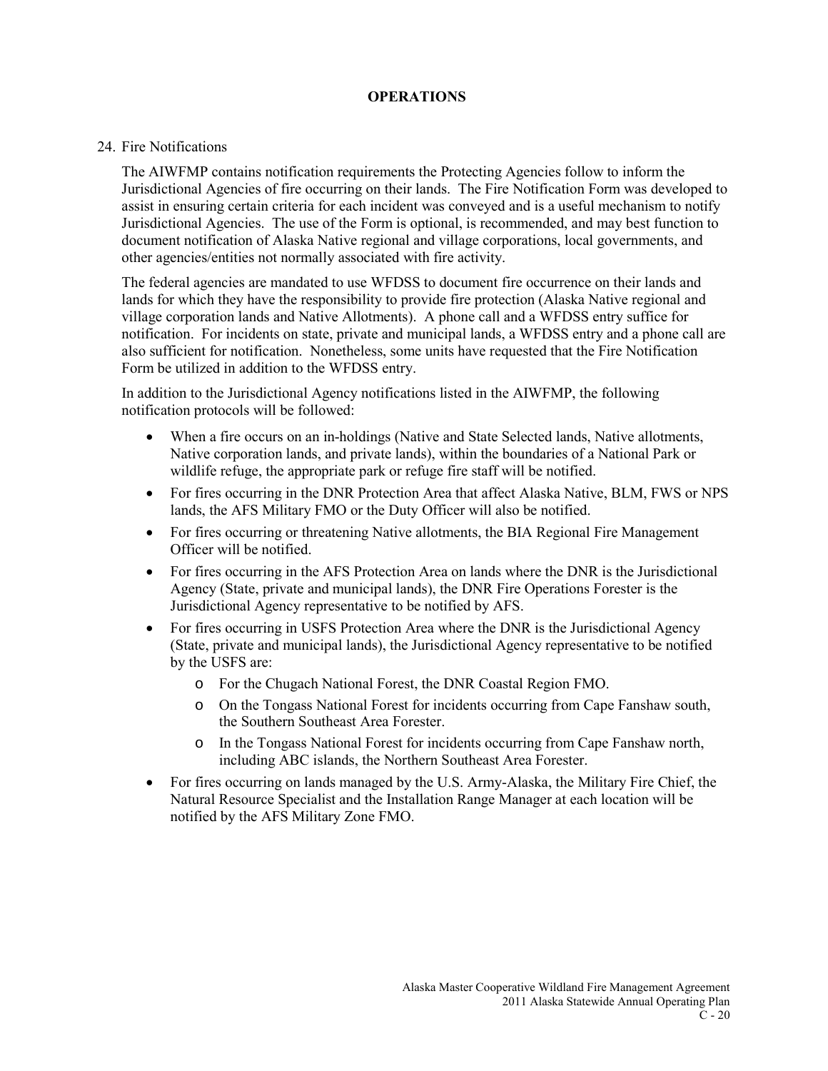# OPERATIONS

24. Fire Notifications

The AIWFMP contains notification requirements the Protecting Agencies follow to inform the Jurisdictional Agencies of fire occurring on their lands. The Fire Notification Form was developed to assist in ensuring certain criteria for each incident was conveyed and is a useful mechanism to notify Jurisdictional Agencies. The use of the Form is optional, is recommended, and may best function to document notification of Alaska Native regional and village corporations, local governments, and other agencies/entities not normally associated with fire activity.

The federal agencies are mandated to use WFDSS to document fire occurrence on their lands and lands for which they have the responsibility to provide fire protection (Alaska Native regional and village corporation lands and Native Allotments). A phone call and a WFDSS entry suffice for notification. For incidents on state, private and municipal lands, a WFDSS entry and a phone call are also sufficient for notification. Nonetheless, some units have requested that the Fire Notification Form be utilized in addition to the WFDSS entry.

In addition to the Jurisdictional Agency notifications listed in the AIWFMP, the following notification protocols will be followed:

- When a fire occurs on an in-holdings (Native and State Selected lands, Native allotments, Native corporation lands, and private lands), within the boundaries of a National Park or wildlife refuge, the appropriate park or refuge fire staff will be notified.
- For fires occurring in the DNR Protection Area that affect Alaska Native, BLM, FWS or NPS lands, the AFS Military FMO or the Duty Officer will also be notified.
- For fires occurring or threatening Native allotments, the BIA Regional Fire Management Officer will be notified.
- For fires occurring in the AFS Protection Area on lands where the DNR is the Jurisdictional Agency (State, private and municipal lands), the DNR Fire Operations Forester is the Jurisdictional Agency representative to be notified by AFS.
- For fires occurring in USFS Protection Area where the DNR is the Jurisdictional Agency (State, private and municipal lands), the Jurisdictional Agency representative to be notified by the USFS are:
  - For the Chugach National Forest, the DNR Coastal Region FMO.
  - On the Tongass National Forest for incidents occurring from Cape Fanshaw south, the Southern Southeast Area Forester.
  - In the Tongass National Forest for incidents occurring from Cape Fanshaw north, including ABC islands, the Northern Southeast Area Forester.
- For fires occurring on lands managed by the U.S. Army-Alaska, the Military Fire Chief, the Natural Resource Specialist and the Installation Range Manager at each location will be notified by the AFS Military Zone FMO.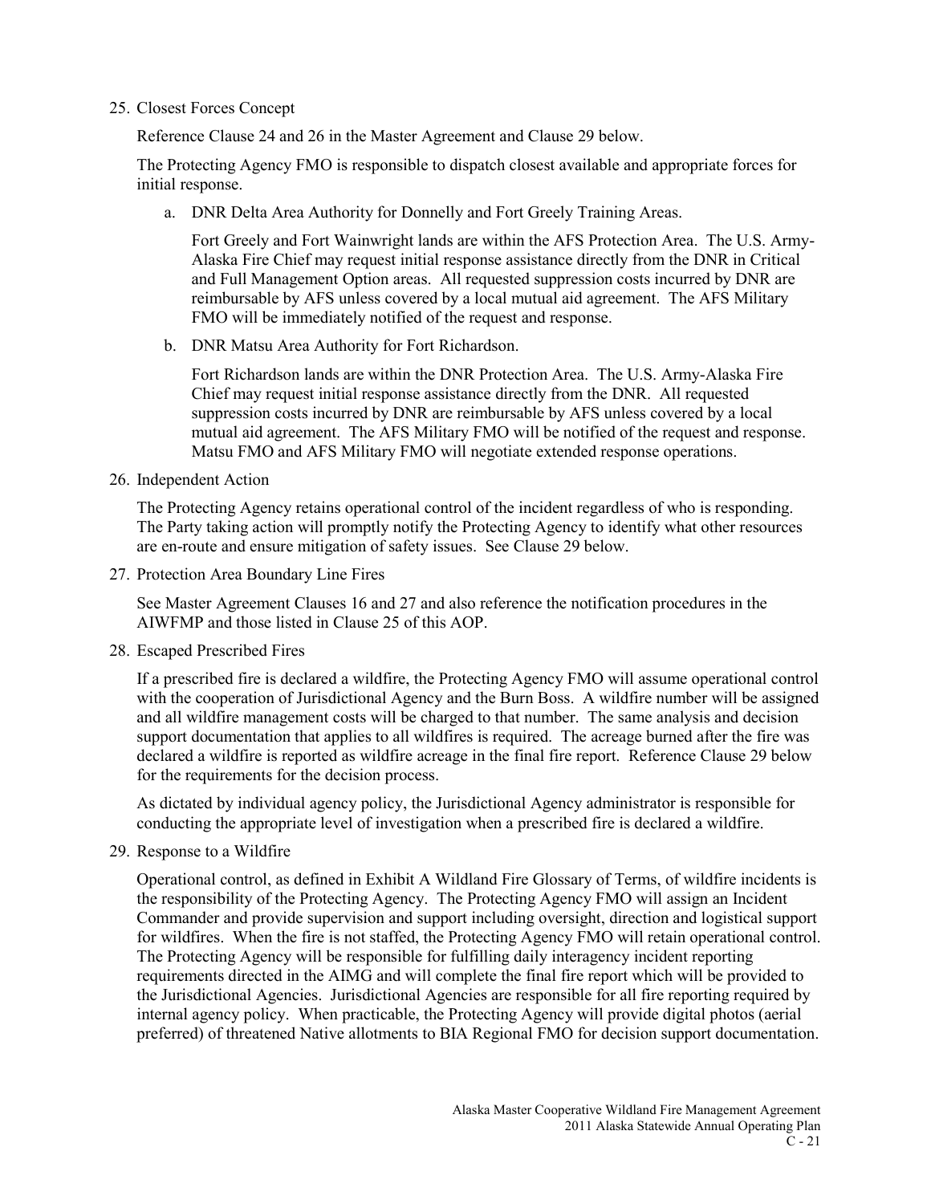25. Closest Forces Concept

    Reference Clause 24 and 26 in the Master Agreement and Clause 29 below.

    The Protecting Agency FMO is responsible to dispatch closest available and appropriate forces for initial response.

    a. DNR Delta Area Authority for Donnelly and Fort Greely Training Areas.

       Fort Greely and Fort Wainwright lands are within the AFS Protection Area. The U.S. Army-Alaska Fire Chief may request initial response assistance directly from the DNR in Critical and Full Management Option areas. All requested suppression costs incurred by DNR are reimbursable by AFS unless covered by a local mutual aid agreement. The AFS Military FMO will be immediately notified of the request and response.

    b. DNR Matsu Area Authority for Fort Richardson.

       Fort Richardson lands are within the DNR Protection Area. The U.S. Army-Alaska Fire Chief may request initial response assistance directly from the DNR. All requested suppression costs incurred by DNR are reimbursable by AFS unless covered by a local mutual aid agreement. The AFS Military FMO will be notified of the request and response. Matsu FMO and AFS Military FMO will negotiate extended response operations.

26. Independent Action

    The Protecting Agency retains operational control of the incident regardless of who is responding. The Party taking action will promptly notify the Protecting Agency to identify what other resources are en-route and ensure mitigation of safety issues. See Clause 29 below.

27. Protection Area Boundary Line Fires

    See Master Agreement Clauses 16 and 27 and also reference the notification procedures in the AIWFMP and those listed in Clause 25 of this AOP.

28. Escaped Prescribed Fires

    If a prescribed fire is declared a wildfire, the Protecting Agency FMO will assume operational control with the cooperation of Jurisdictional Agency and the Burn Boss. A wildfire number will be assigned and all wildfire management costs will be charged to that number. The same analysis and decision support documentation that applies to all wildfires is required. The acreage burned after the fire was declared a wildfire is reported as wildfire acreage in the final fire report. Reference Clause 29 below for the requirements for the decision process.

    As dictated by individual agency policy, the Jurisdictional Agency administrator is responsible for conducting the appropriate level of investigation when a prescribed fire is declared a wildfire.

29. Response to a Wildfire

    Operational control, as defined in Exhibit A Wildland Fire Glossary of Terms, of wildfire incidents is the responsibility of the Protecting Agency. The Protecting Agency FMO will assign an Incident Commander and provide supervision and support including oversight, direction and logistical support for wildfires. When the fire is not staffed, the Protecting Agency FMO will retain operational control. The Protecting Agency will be responsible for fulfilling daily interagency incident reporting requirements directed in the AIMG and will complete the final fire report which will be provided to the Jurisdictional Agencies. Jurisdictional Agencies are responsible for all fire reporting required by internal agency policy. When practicable, the Protecting Agency will provide digital photos (aerial preferred) of threatened Native allotments to BIA Regional FMO for decision support documentation.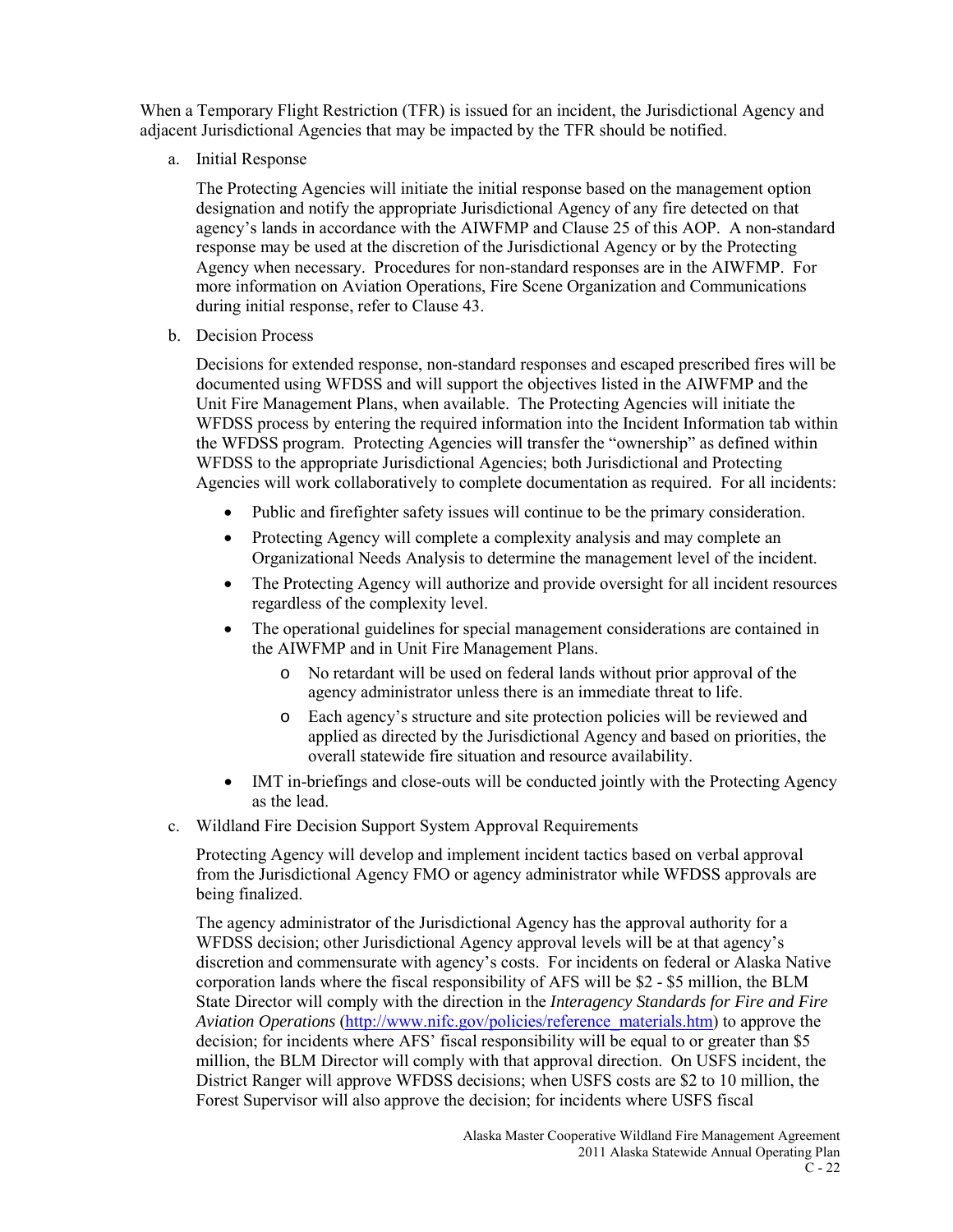When a Temporary Flight Restriction (TFR) is issued for an incident, the Jurisdictional Agency and adjacent Jurisdictional Agencies that may be impacted by the TFR should be notified.

a. Initial Response

   The Protecting Agencies will initiate the initial response based on the management option designation and notify the appropriate Jurisdictional Agency of any fire detected on that agency's lands in accordance with the AIWFMP and Clause 25 of this AOP. A non-standard response may be used at the discretion of the Jurisdictional Agency or by the Protecting Agency when necessary. Procedures for non-standard responses are in the AIWFMP. For more information on Aviation Operations, Fire Scene Organization and Communications during initial response, refer to Clause 43.

b. Decision Process

   Decisions for extended response, non-standard responses and escaped prescribed fires will be documented using WFDSS and will support the objectives listed in the AIWFMP and the Unit Fire Management Plans, when available. The Protecting Agencies will initiate the WFDSS process by entering the required information into the Incident Information tab within the WFDSS program. Protecting Agencies will transfer the "ownership" as defined within WFDSS to the appropriate Jurisdictional Agencies; both Jurisdictional and Protecting Agencies will work collaboratively to complete documentation as required. For all incidents:

   - Public and firefighter safety issues will continue to be the primary consideration.
   - Protecting Agency will complete a complexity analysis and may complete an Organizational Needs Analysis to determine the management level of the incident.
   - The Protecting Agency will authorize and provide oversight for all incident resources regardless of the complexity level.
   - The operational guidelines for special management considerations are contained in the AIWFMP and in Unit Fire Management Plans.
     - No retardant will be used on federal lands without prior approval of the agency administrator unless there is an immediate threat to life.
     - Each agency's structure and site protection policies will be reviewed and applied as directed by the Jurisdictional Agency and based on priorities, the overall statewide fire situation and resource availability.
   - IMT in-briefings and close-outs will be conducted jointly with the Protecting Agency as the lead.

c. Wildland Fire Decision Support System Approval Requirements

   Protecting Agency will develop and implement incident tactics based on verbal approval from the Jurisdictional Agency FMO or agency administrator while WFDSS approvals are being finalized.

   The agency administrator of the Jurisdictional Agency has the approval authority for a WFDSS decision; other Jurisdictional Agency approval levels will be at that agency's discretion and commensurate with agency's costs. For incidents on federal or Alaska Native corporation lands where the fiscal responsibility of AFS will be $2 - $5 million, the BLM State Director will comply with the direction in the *Interagency Standards for Fire and Fire Aviation Operations* (http://www.nifc.gov/policies/reference_materials.htm) to approve the decision; for incidents where AFS' fiscal responsibility will be equal to or greater than $5 million, the BLM Director will comply with that approval direction. On USFS incident, the District Ranger will approve WFDSS decisions; when USFS costs are $2 to 10 million, the Forest Supervisor will also approve the decision; for incidents where USFS fiscal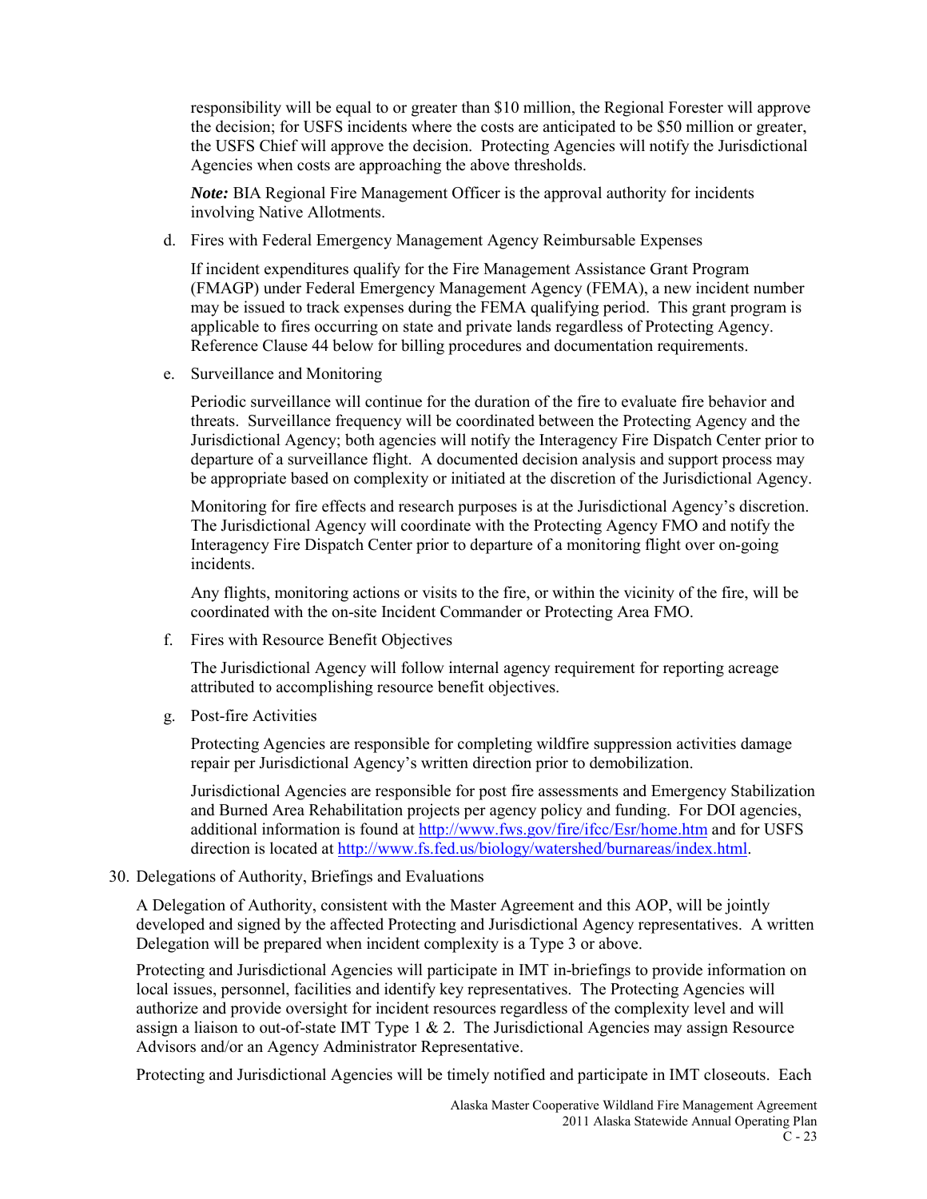responsibility will be equal to or greater than $10 million, the Regional Forester will approve the decision; for USFS incidents where the costs are anticipated to be $50 million or greater, the USFS Chief will approve the decision. Protecting Agencies will notify the Jurisdictional Agencies when costs are approaching the above thresholds.

***Note:*** BIA Regional Fire Management Officer is the approval authority for incidents involving Native Allotments.

d. Fires with Federal Emergency Management Agency Reimbursable Expenses

If incident expenditures qualify for the Fire Management Assistance Grant Program (FMAGP) under Federal Emergency Management Agency (FEMA), a new incident number may be issued to track expenses during the FEMA qualifying period. This grant program is applicable to fires occurring on state and private lands regardless of Protecting Agency. Reference Clause 44 below for billing procedures and documentation requirements.

e. Surveillance and Monitoring

Periodic surveillance will continue for the duration of the fire to evaluate fire behavior and threats. Surveillance frequency will be coordinated between the Protecting Agency and the Jurisdictional Agency; both agencies will notify the Interagency Fire Dispatch Center prior to departure of a surveillance flight. A documented decision analysis and support process may be appropriate based on complexity or initiated at the discretion of the Jurisdictional Agency.

Monitoring for fire effects and research purposes is at the Jurisdictional Agency's discretion. The Jurisdictional Agency will coordinate with the Protecting Agency FMO and notify the Interagency Fire Dispatch Center prior to departure of a monitoring flight over on-going incidents.

Any flights, monitoring actions or visits to the fire, or within the vicinity of the fire, will be coordinated with the on-site Incident Commander or Protecting Area FMO.

f. Fires with Resource Benefit Objectives

The Jurisdictional Agency will follow internal agency requirement for reporting acreage attributed to accomplishing resource benefit objectives.

g. Post-fire Activities

Protecting Agencies are responsible for completing wildfire suppression activities damage repair per Jurisdictional Agency's written direction prior to demobilization.

Jurisdictional Agencies are responsible for post fire assessments and Emergency Stabilization and Burned Area Rehabilitation projects per agency policy and funding. For DOI agencies, additional information is found at http://www.fws.gov/fire/ifcc/Esr/home.htm and for USFS direction is located at http://www.fs.fed.us/biology/watershed/burnareas/index.html.

30. Delegations of Authority, Briefings and Evaluations

A Delegation of Authority, consistent with the Master Agreement and this AOP, will be jointly developed and signed by the affected Protecting and Jurisdictional Agency representatives. A written Delegation will be prepared when incident complexity is a Type 3 or above.

Protecting and Jurisdictional Agencies will participate in IMT in-briefings to provide information on local issues, personnel, facilities and identify key representatives. The Protecting Agencies will authorize and provide oversight for incident resources regardless of the complexity level and will assign a liaison to out-of-state IMT Type 1 & 2. The Jurisdictional Agencies may assign Resource Advisors and/or an Agency Administrator Representative.

Protecting and Jurisdictional Agencies will be timely notified and participate in IMT closeouts. Each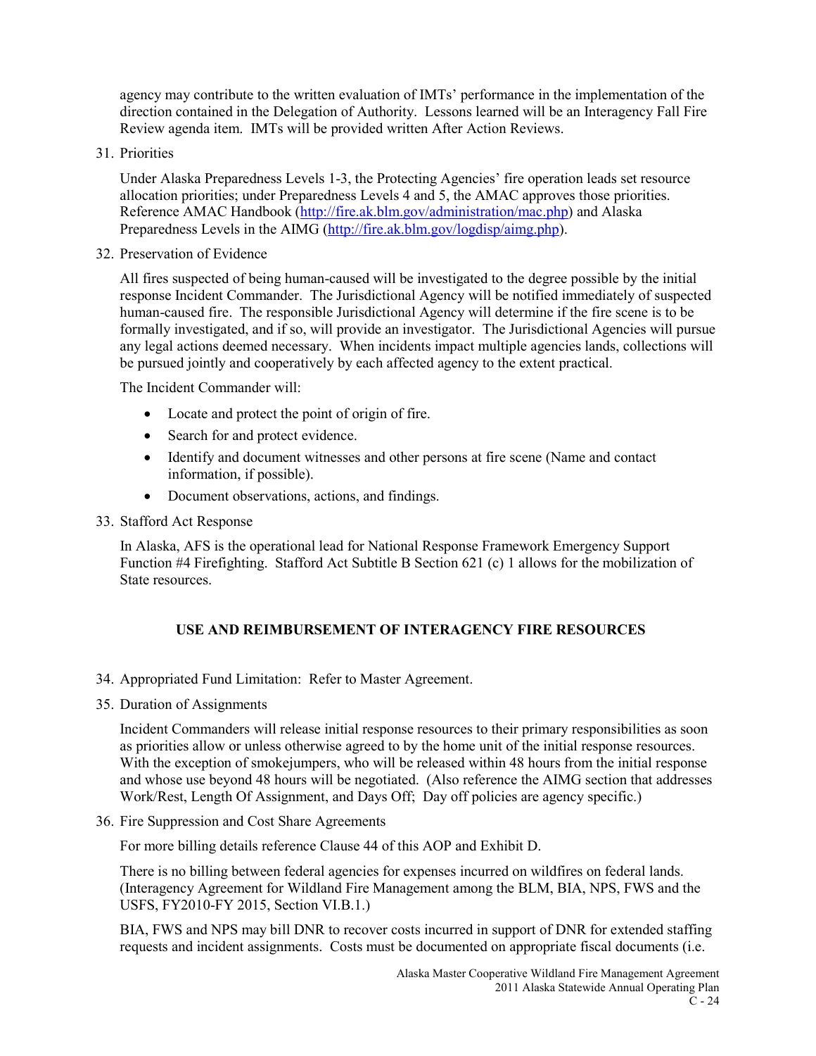agency may contribute to the written evaluation of IMTs' performance in the implementation of the direction contained in the Delegation of Authority. Lessons learned will be an Interagency Fall Fire Review agenda item. IMTs will be provided written After Action Reviews.

31. Priorities

    Under Alaska Preparedness Levels 1-3, the Protecting Agencies' fire operation leads set resource allocation priorities; under Preparedness Levels 4 and 5, the AMAC approves those priorities. Reference AMAC Handbook (http://fire.ak.blm.gov/administration/mac.php) and Alaska Preparedness Levels in the AIMG (http://fire.ak.blm.gov/logdisp/aimg.php).

32. Preservation of Evidence

    All fires suspected of being human-caused will be investigated to the degree possible by the initial response Incident Commander. The Jurisdictional Agency will be notified immediately of suspected human-caused fire. The responsible Jurisdictional Agency will determine if the fire scene is to be formally investigated, and if so, will provide an investigator. The Jurisdictional Agencies will pursue any legal actions deemed necessary. When incidents impact multiple agencies lands, collections will be pursued jointly and cooperatively by each affected agency to the extent practical.

    The Incident Commander will:

    - Locate and protect the point of origin of fire.
    - Search for and protect evidence.
    - Identify and document witnesses and other persons at fire scene (Name and contact information, if possible).
    - Document observations, actions, and findings.

33. Stafford Act Response

    In Alaska, AFS is the operational lead for National Response Framework Emergency Support Function #4 Firefighting. Stafford Act Subtitle B Section 621 (c) 1 allows for the mobilization of State resources.

## USE AND REIMBURSEMENT OF INTERAGENCY FIRE RESOURCES

34. Appropriated Fund Limitation: Refer to Master Agreement.

35. Duration of Assignments

    Incident Commanders will release initial response resources to their primary responsibilities as soon as priorities allow or unless otherwise agreed to by the home unit of the initial response resources. With the exception of smokejumpers, who will be released within 48 hours from the initial response and whose use beyond 48 hours will be negotiated. (Also reference the AIMG section that addresses Work/Rest, Length Of Assignment, and Days Off; Day off policies are agency specific.)

36. Fire Suppression and Cost Share Agreements

    For more billing details reference Clause 44 of this AOP and Exhibit D.

    There is no billing between federal agencies for expenses incurred on wildfires on federal lands. (Interagency Agreement for Wildland Fire Management among the BLM, BIA, NPS, FWS and the USFS, FY2010-FY 2015, Section VI.B.1.)

    BIA, FWS and NPS may bill DNR to recover costs incurred in support of DNR for extended staffing requests and incident assignments. Costs must be documented on appropriate fiscal documents (i.e.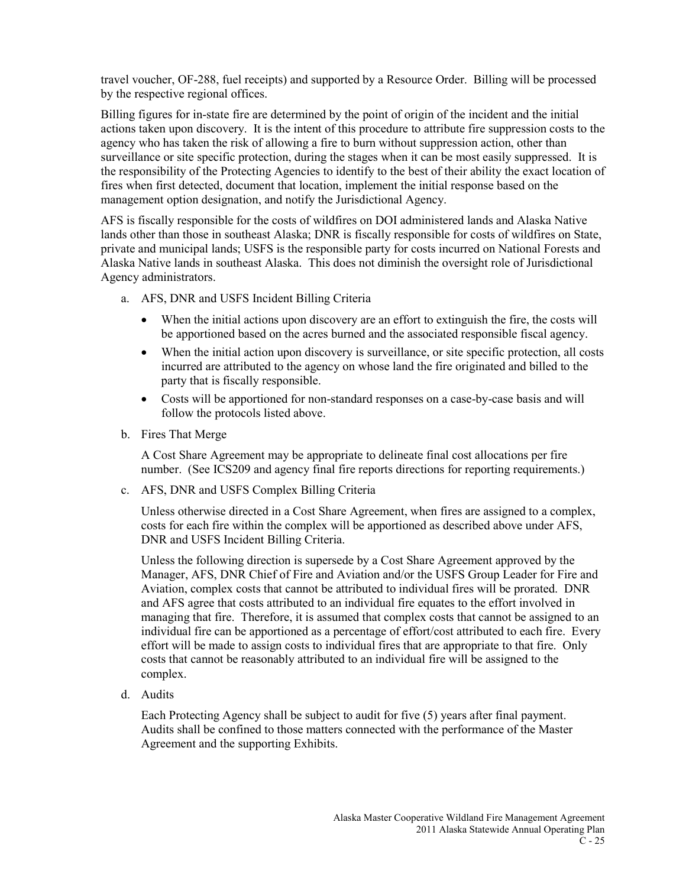travel voucher, OF-288, fuel receipts) and supported by a Resource Order. Billing will be processed by the respective regional offices.

Billing figures for in-state fire are determined by the point of origin of the incident and the initial actions taken upon discovery. It is the intent of this procedure to attribute fire suppression costs to the agency who has taken the risk of allowing a fire to burn without suppression action, other than surveillance or site specific protection, during the stages when it can be most easily suppressed. It is the responsibility of the Protecting Agencies to identify to the best of their ability the exact location of fires when first detected, document that location, implement the initial response based on the management option designation, and notify the Jurisdictional Agency.

AFS is fiscally responsible for the costs of wildfires on DOI administered lands and Alaska Native lands other than those in southeast Alaska; DNR is fiscally responsible for costs of wildfires on State, private and municipal lands; USFS is the responsible party for costs incurred on National Forests and Alaska Native lands in southeast Alaska. This does not diminish the oversight role of Jurisdictional Agency administrators.

a. AFS, DNR and USFS Incident Billing Criteria

   - When the initial actions upon discovery are an effort to extinguish the fire, the costs will be apportioned based on the acres burned and the associated responsible fiscal agency.
   - When the initial action upon discovery is surveillance, or site specific protection, all costs incurred are attributed to the agency on whose land the fire originated and billed to the party that is fiscally responsible.
   - Costs will be apportioned for non-standard responses on a case-by-case basis and will follow the protocols listed above.

b. Fires That Merge

   A Cost Share Agreement may be appropriate to delineate final cost allocations per fire number. (See ICS209 and agency final fire reports directions for reporting requirements.)

c. AFS, DNR and USFS Complex Billing Criteria

   Unless otherwise directed in a Cost Share Agreement, when fires are assigned to a complex, costs for each fire within the complex will be apportioned as described above under AFS, DNR and USFS Incident Billing Criteria.

   Unless the following direction is supersede by a Cost Share Agreement approved by the Manager, AFS, DNR Chief of Fire and Aviation and/or the USFS Group Leader for Fire and Aviation, complex costs that cannot be attributed to individual fires will be prorated. DNR and AFS agree that costs attributed to an individual fire equates to the effort involved in managing that fire. Therefore, it is assumed that complex costs that cannot be assigned to an individual fire can be apportioned as a percentage of effort/cost attributed to each fire. Every effort will be made to assign costs to individual fires that are appropriate to that fire. Only costs that cannot be reasonably attributed to an individual fire will be assigned to the complex.

d. Audits

   Each Protecting Agency shall be subject to audit for five (5) years after final payment. Audits shall be confined to those matters connected with the performance of the Master Agreement and the supporting Exhibits.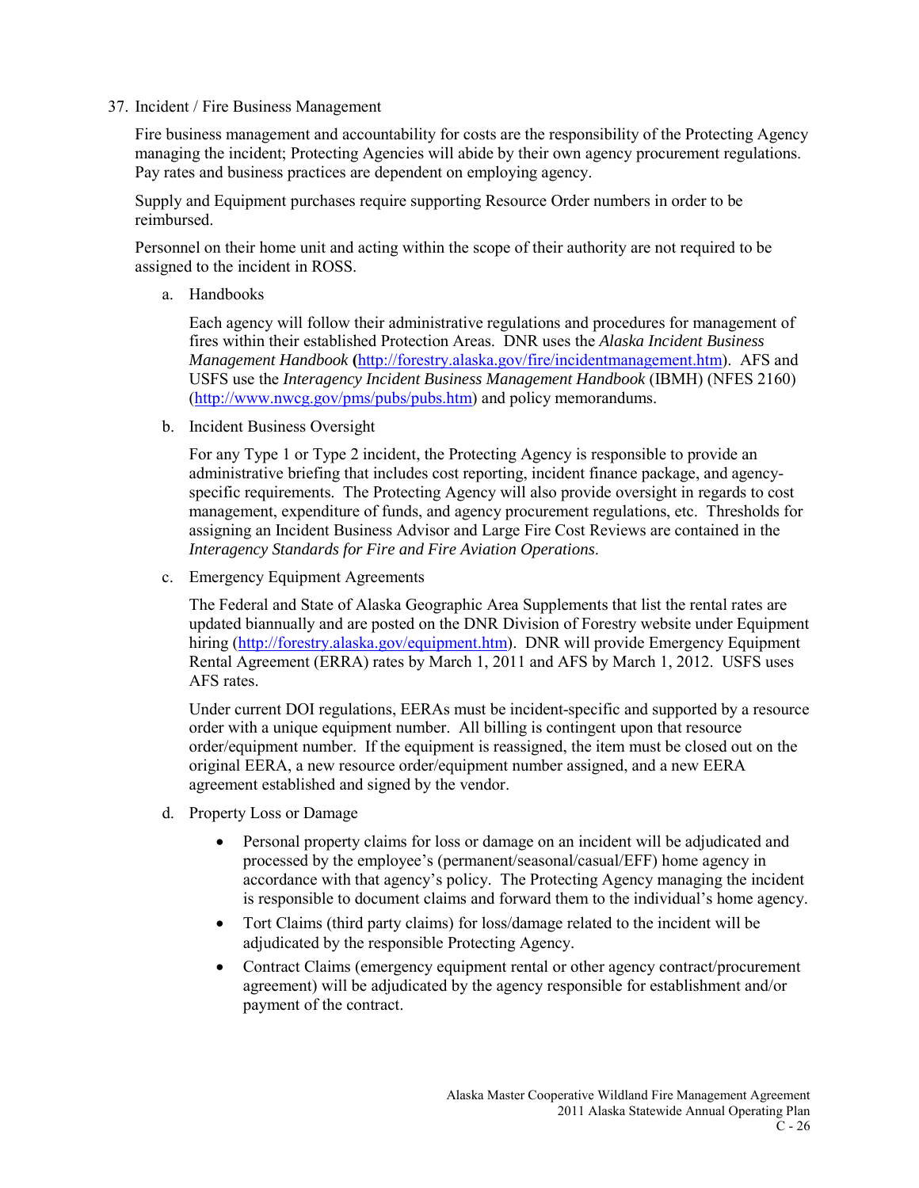37. Incident / Fire Business Management

Fire business management and accountability for costs are the responsibility of the Protecting Agency managing the incident; Protecting Agencies will abide by their own agency procurement regulations. Pay rates and business practices are dependent on employing agency.

Supply and Equipment purchases require supporting Resource Order numbers in order to be reimbursed.

Personnel on their home unit and acting within the scope of their authority are not required to be assigned to the incident in ROSS.

a. Handbooks

   Each agency will follow their administrative regulations and procedures for management of fires within their established Protection Areas. DNR uses the *Alaska Incident Business Management Handbook* (http://forestry.alaska.gov/fire/incidentmanagement.htm). AFS and USFS use the *Interagency Incident Business Management Handbook* (IBMH) (NFES 2160) (http://www.nwcg.gov/pms/pubs/pubs.htm) and policy memorandums.

b. Incident Business Oversight

   For any Type 1 or Type 2 incident, the Protecting Agency is responsible to provide an administrative briefing that includes cost reporting, incident finance package, and agency-specific requirements. The Protecting Agency will also provide oversight in regards to cost management, expenditure of funds, and agency procurement regulations, etc. Thresholds for assigning an Incident Business Advisor and Large Fire Cost Reviews are contained in the *Interagency Standards for Fire and Fire Aviation Operations*.

c. Emergency Equipment Agreements

   The Federal and State of Alaska Geographic Area Supplements that list the rental rates are updated biannually and are posted on the DNR Division of Forestry website under Equipment hiring (http://forestry.alaska.gov/equipment.htm). DNR will provide Emergency Equipment Rental Agreement (ERRA) rates by March 1, 2011 and AFS by March 1, 2012. USFS uses AFS rates.

   Under current DOI regulations, EERAs must be incident-specific and supported by a resource order with a unique equipment number. All billing is contingent upon that resource order/equipment number. If the equipment is reassigned, the item must be closed out on the original EERA, a new resource order/equipment number assigned, and a new EERA agreement established and signed by the vendor.

d. Property Loss or Damage

   - Personal property claims for loss or damage on an incident will be adjudicated and processed by the employee's (permanent/seasonal/casual/EFF) home agency in accordance with that agency's policy. The Protecting Agency managing the incident is responsible to document claims and forward them to the individual's home agency.
   - Tort Claims (third party claims) for loss/damage related to the incident will be adjudicated by the responsible Protecting Agency.
   - Contract Claims (emergency equipment rental or other agency contract/procurement agreement) will be adjudicated by the agency responsible for establishment and/or payment of the contract.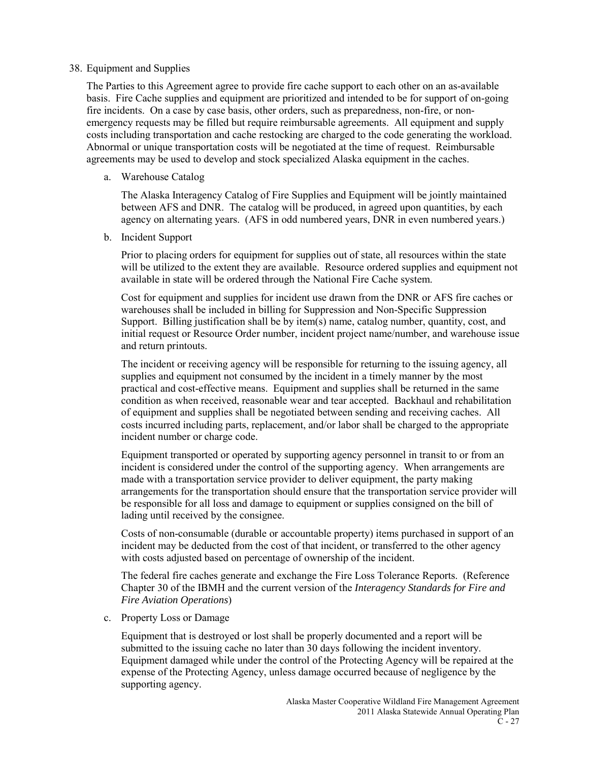38. Equipment and Supplies

The Parties to this Agreement agree to provide fire cache support to each other on an as-available basis. Fire Cache supplies and equipment are prioritized and intended to be for support of on-going fire incidents. On a case by case basis, other orders, such as preparedness, non-fire, or non-emergency requests may be filled but require reimbursable agreements. All equipment and supply costs including transportation and cache restocking are charged to the code generating the workload. Abnormal or unique transportation costs will be negotiated at the time of request. Reimbursable agreements may be used to develop and stock specialized Alaska equipment in the caches.

a. Warehouse Catalog

The Alaska Interagency Catalog of Fire Supplies and Equipment will be jointly maintained between AFS and DNR. The catalog will be produced, in agreed upon quantities, by each agency on alternating years. (AFS in odd numbered years, DNR in even numbered years.)

b. Incident Support

Prior to placing orders for equipment for supplies out of state, all resources within the state will be utilized to the extent they are available. Resource ordered supplies and equipment not available in state will be ordered through the National Fire Cache system.

Cost for equipment and supplies for incident use drawn from the DNR or AFS fire caches or warehouses shall be included in billing for Suppression and Non-Specific Suppression Support. Billing justification shall be by item(s) name, catalog number, quantity, cost, and initial request or Resource Order number, incident project name/number, and warehouse issue and return printouts.

The incident or receiving agency will be responsible for returning to the issuing agency, all supplies and equipment not consumed by the incident in a timely manner by the most practical and cost-effective means. Equipment and supplies shall be returned in the same condition as when received, reasonable wear and tear accepted. Backhaul and rehabilitation of equipment and supplies shall be negotiated between sending and receiving caches. All costs incurred including parts, replacement, and/or labor shall be charged to the appropriate incident number or charge code.

Equipment transported or operated by supporting agency personnel in transit to or from an incident is considered under the control of the supporting agency. When arrangements are made with a transportation service provider to deliver equipment, the party making arrangements for the transportation should ensure that the transportation service provider will be responsible for all loss and damage to equipment or supplies consigned on the bill of lading until received by the consignee.

Costs of non-consumable (durable or accountable property) items purchased in support of an incident may be deducted from the cost of that incident, or transferred to the other agency with costs adjusted based on percentage of ownership of the incident.

The federal fire caches generate and exchange the Fire Loss Tolerance Reports. (Reference Chapter 30 of the IBMH and the current version of the *Interagency Standards for Fire and Fire Aviation Operations*)

c. Property Loss or Damage

Equipment that is destroyed or lost shall be properly documented and a report will be submitted to the issuing cache no later than 30 days following the incident inventory. Equipment damaged while under the control of the Protecting Agency will be repaired at the expense of the Protecting Agency, unless damage occurred because of negligence by the supporting agency.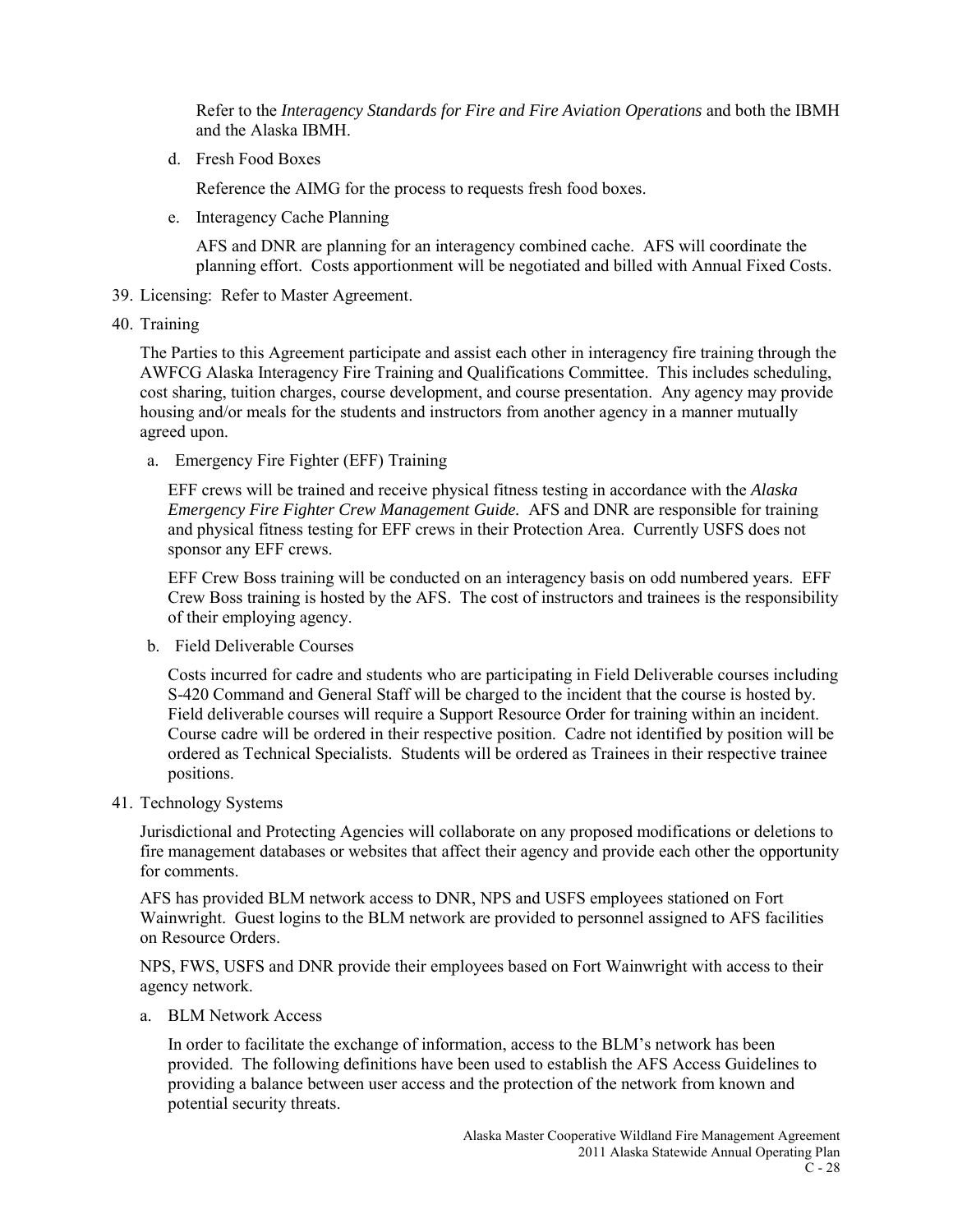Refer to the *Interagency Standards for Fire and Fire Aviation Operations* and both the IBMH and the Alaska IBMH.

d. Fresh Food Boxes

   Reference the AIMG for the process to requests fresh food boxes.

e. Interagency Cache Planning

   AFS and DNR are planning for an interagency combined cache. AFS will coordinate the planning effort. Costs apportionment will be negotiated and billed with Annual Fixed Costs.

39. Licensing: Refer to Master Agreement.

40. Training

The Parties to this Agreement participate and assist each other in interagency fire training through the AWFCG Alaska Interagency Fire Training and Qualifications Committee. This includes scheduling, cost sharing, tuition charges, course development, and course presentation. Any agency may provide housing and/or meals for the students and instructors from another agency in a manner mutually agreed upon.

a. Emergency Fire Fighter (EFF) Training

   EFF crews will be trained and receive physical fitness testing in accordance with the *Alaska Emergency Fire Fighter Crew Management Guide.* AFS and DNR are responsible for training and physical fitness testing for EFF crews in their Protection Area. Currently USFS does not sponsor any EFF crews.

   EFF Crew Boss training will be conducted on an interagency basis on odd numbered years. EFF Crew Boss training is hosted by the AFS. The cost of instructors and trainees is the responsibility of their employing agency.

b. Field Deliverable Courses

   Costs incurred for cadre and students who are participating in Field Deliverable courses including S-420 Command and General Staff will be charged to the incident that the course is hosted by. Field deliverable courses will require a Support Resource Order for training within an incident. Course cadre will be ordered in their respective position. Cadre not identified by position will be ordered as Technical Specialists. Students will be ordered as Trainees in their respective trainee positions.

41. Technology Systems

Jurisdictional and Protecting Agencies will collaborate on any proposed modifications or deletions to fire management databases or websites that affect their agency and provide each other the opportunity for comments.

AFS has provided BLM network access to DNR, NPS and USFS employees stationed on Fort Wainwright. Guest logins to the BLM network are provided to personnel assigned to AFS facilities on Resource Orders.

NPS, FWS, USFS and DNR provide their employees based on Fort Wainwright with access to their agency network.

a. BLM Network Access

   In order to facilitate the exchange of information, access to the BLM's network has been provided. The following definitions have been used to establish the AFS Access Guidelines to providing a balance between user access and the protection of the network from known and potential security threats.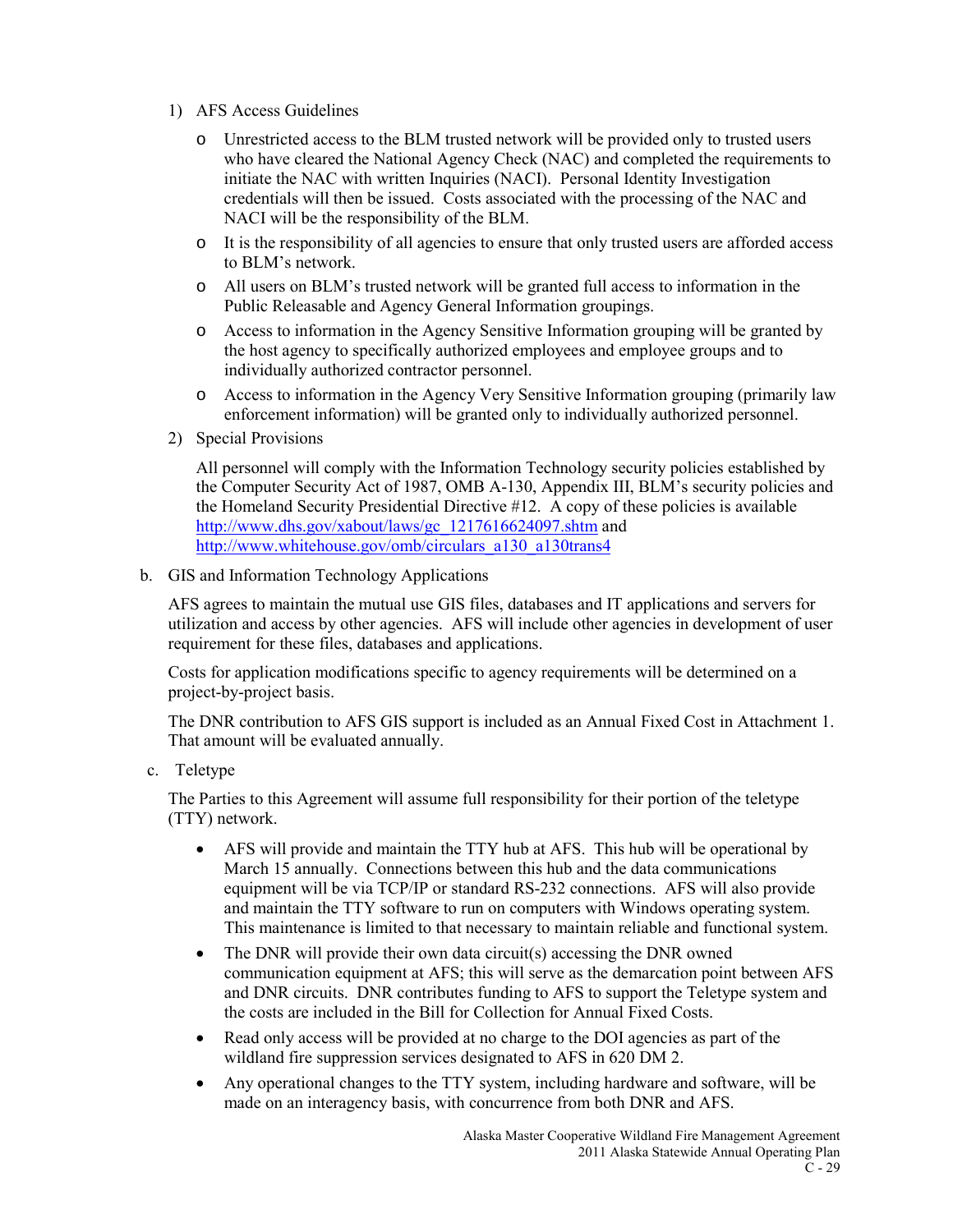1) AFS Access Guidelines

   - Unrestricted access to the BLM trusted network will be provided only to trusted users who have cleared the National Agency Check (NAC) and completed the requirements to initiate the NAC with written Inquiries (NACI). Personal Identity Investigation credentials will then be issued. Costs associated with the processing of the NAC and NACI will be the responsibility of the BLM.
   - It is the responsibility of all agencies to ensure that only trusted users are afforded access to BLM's network.
   - All users on BLM's trusted network will be granted full access to information in the Public Releasable and Agency General Information groupings.
   - Access to information in the Agency Sensitive Information grouping will be granted by the host agency to specifically authorized employees and employee groups and to individually authorized contractor personnel.
   - Access to information in the Agency Very Sensitive Information grouping (primarily law enforcement information) will be granted only to individually authorized personnel.

2) Special Provisions

   All personnel will comply with the Information Technology security policies established by the Computer Security Act of 1987, OMB A-130, Appendix III, BLM's security policies and the Homeland Security Presidential Directive #12. A copy of these policies is available http://www.dhs.gov/xabout/laws/gc_1217616624097.shtm and http://www.whitehouse.gov/omb/circulars_a130_a130trans4

b. GIS and Information Technology Applications

AFS agrees to maintain the mutual use GIS files, databases and IT applications and servers for utilization and access by other agencies. AFS will include other agencies in development of user requirement for these files, databases and applications.

Costs for application modifications specific to agency requirements will be determined on a project-by-project basis.

The DNR contribution to AFS GIS support is included as an Annual Fixed Cost in Attachment 1. That amount will be evaluated annually.

c. Teletype

The Parties to this Agreement will assume full responsibility for their portion of the teletype (TTY) network.

- AFS will provide and maintain the TTY hub at AFS. This hub will be operational by March 15 annually. Connections between this hub and the data communications equipment will be via TCP/IP or standard RS-232 connections. AFS will also provide and maintain the TTY software to run on computers with Windows operating system. This maintenance is limited to that necessary to maintain reliable and functional system.
- The DNR will provide their own data circuit(s) accessing the DNR owned communication equipment at AFS; this will serve as the demarcation point between AFS and DNR circuits. DNR contributes funding to AFS to support the Teletype system and the costs are included in the Bill for Collection for Annual Fixed Costs.
- Read only access will be provided at no charge to the DOI agencies as part of the wildland fire suppression services designated to AFS in 620 DM 2.
- Any operational changes to the TTY system, including hardware and software, will be made on an interagency basis, with concurrence from both DNR and AFS.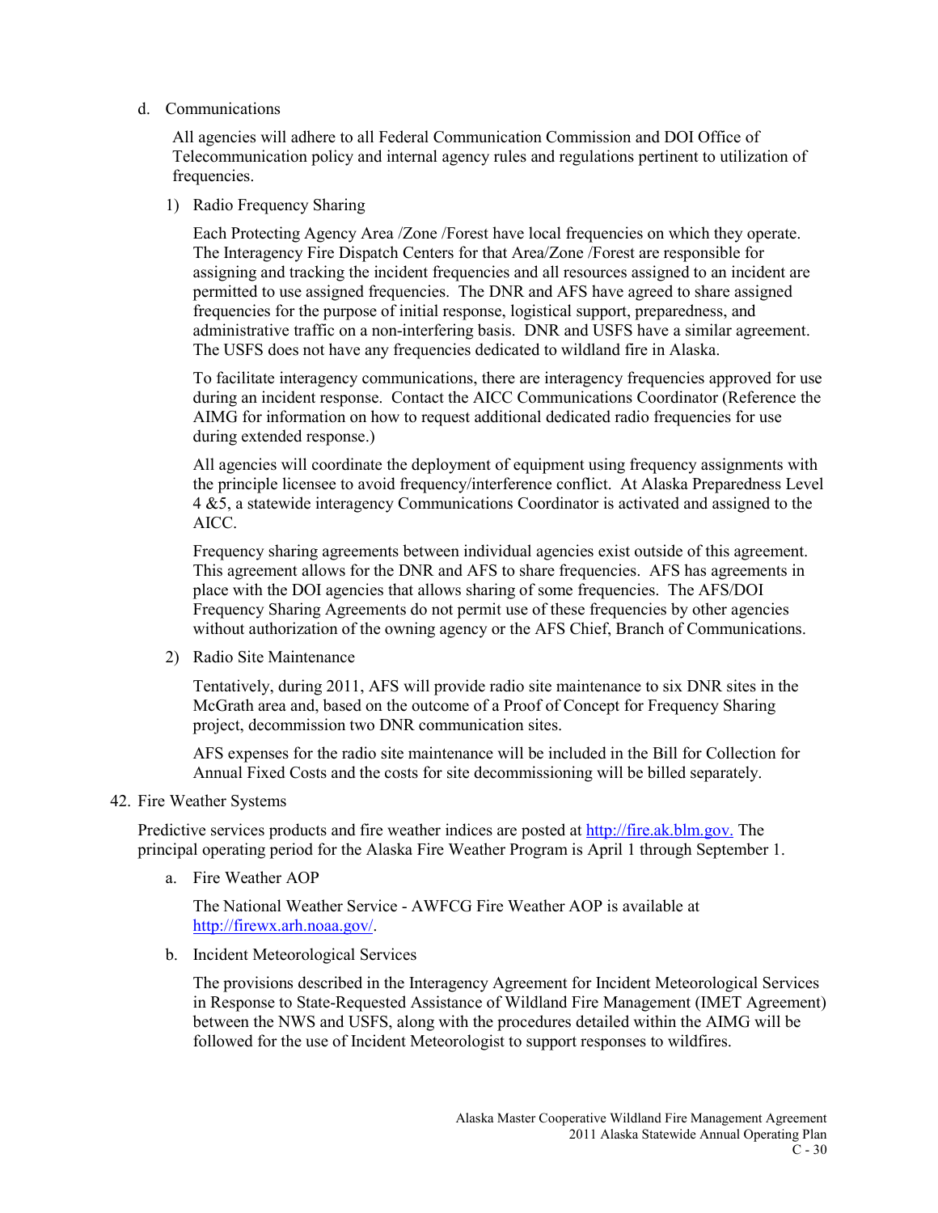d. Communications

All agencies will adhere to all Federal Communication Commission and DOI Office of Telecommunication policy and internal agency rules and regulations pertinent to utilization of frequencies.

1) Radio Frequency Sharing

Each Protecting Agency Area /Zone /Forest have local frequencies on which they operate. The Interagency Fire Dispatch Centers for that Area/Zone /Forest are responsible for assigning and tracking the incident frequencies and all resources assigned to an incident are permitted to use assigned frequencies. The DNR and AFS have agreed to share assigned frequencies for the purpose of initial response, logistical support, preparedness, and administrative traffic on a non-interfering basis. DNR and USFS have a similar agreement. The USFS does not have any frequencies dedicated to wildland fire in Alaska.

To facilitate interagency communications, there are interagency frequencies approved for use during an incident response. Contact the AICC Communications Coordinator (Reference the AIMG for information on how to request additional dedicated radio frequencies for use during extended response.)

All agencies will coordinate the deployment of equipment using frequency assignments with the principle licensee to avoid frequency/interference conflict. At Alaska Preparedness Level 4 &5, a statewide interagency Communications Coordinator is activated and assigned to the AICC.

Frequency sharing agreements between individual agencies exist outside of this agreement. This agreement allows for the DNR and AFS to share frequencies. AFS has agreements in place with the DOI agencies that allows sharing of some frequencies. The AFS/DOI Frequency Sharing Agreements do not permit use of these frequencies by other agencies without authorization of the owning agency or the AFS Chief, Branch of Communications.

2) Radio Site Maintenance

Tentatively, during 2011, AFS will provide radio site maintenance to six DNR sites in the McGrath area and, based on the outcome of a Proof of Concept for Frequency Sharing project, decommission two DNR communication sites.

AFS expenses for the radio site maintenance will be included in the Bill for Collection for Annual Fixed Costs and the costs for site decommissioning will be billed separately.

42. Fire Weather Systems

Predictive services products and fire weather indices are posted at http://fire.ak.blm.gov. The principal operating period for the Alaska Fire Weather Program is April 1 through September 1.

a. Fire Weather AOP

The National Weather Service - AWFCG Fire Weather AOP is available at http://firewx.arh.noaa.gov/.

b. Incident Meteorological Services

The provisions described in the Interagency Agreement for Incident Meteorological Services in Response to State-Requested Assistance of Wildland Fire Management (IMET Agreement) between the NWS and USFS, along with the procedures detailed within the AIMG will be followed for the use of Incident Meteorologist to support responses to wildfires.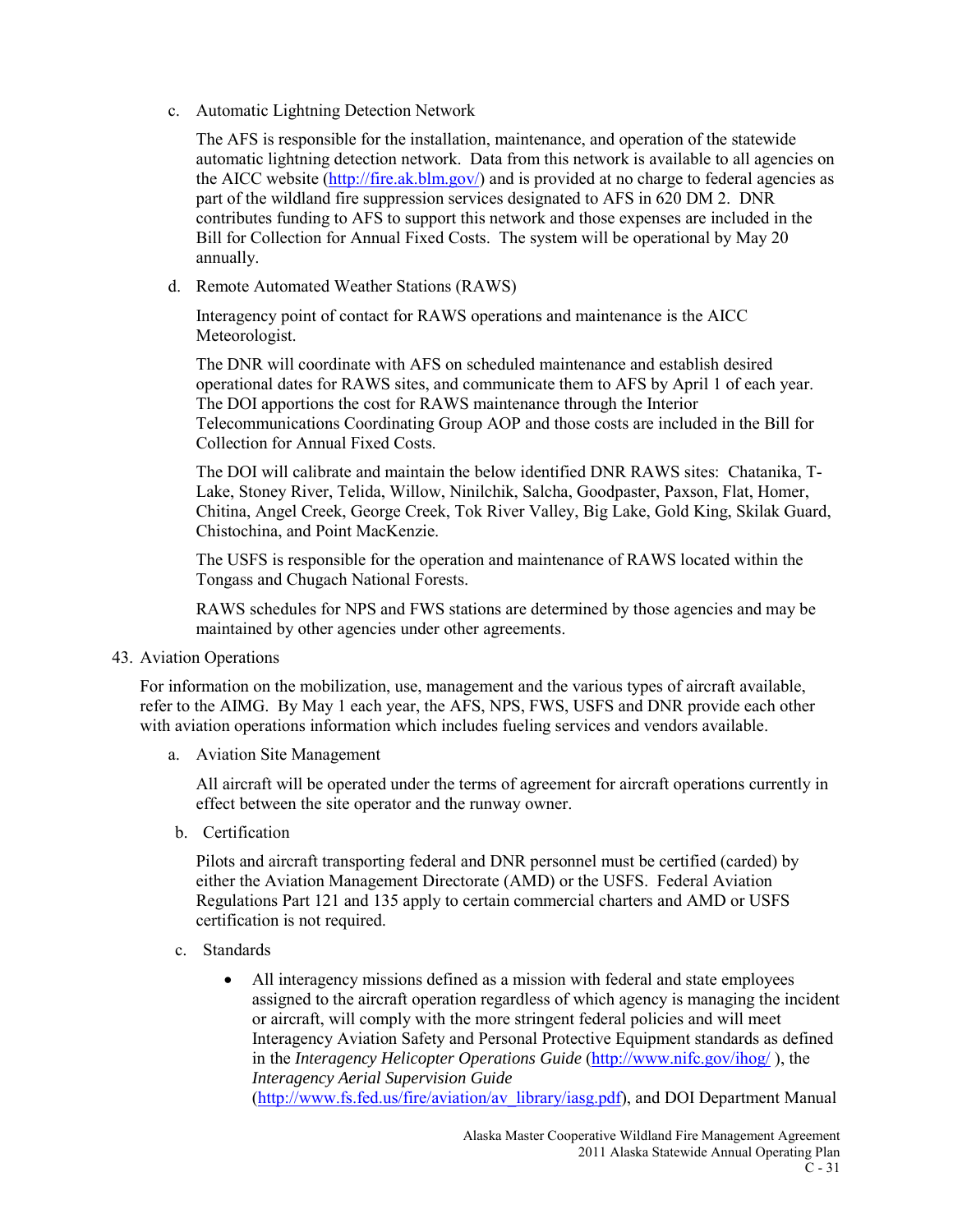c. Automatic Lightning Detection Network

The AFS is responsible for the installation, maintenance, and operation of the statewide automatic lightning detection network. Data from this network is available to all agencies on the AICC website (http://fire.ak.blm.gov/) and is provided at no charge to federal agencies as part of the wildland fire suppression services designated to AFS in 620 DM 2. DNR contributes funding to AFS to support this network and those expenses are included in the Bill for Collection for Annual Fixed Costs. The system will be operational by May 20 annually.

d. Remote Automated Weather Stations (RAWS)

Interagency point of contact for RAWS operations and maintenance is the AICC Meteorologist.

The DNR will coordinate with AFS on scheduled maintenance and establish desired operational dates for RAWS sites, and communicate them to AFS by April 1 of each year. The DOI apportions the cost for RAWS maintenance through the Interior Telecommunications Coordinating Group AOP and those costs are included in the Bill for Collection for Annual Fixed Costs.

The DOI will calibrate and maintain the below identified DNR RAWS sites: Chatanika, T-Lake, Stoney River, Telida, Willow, Ninilchik, Salcha, Goodpaster, Paxson, Flat, Homer, Chitina, Angel Creek, George Creek, Tok River Valley, Big Lake, Gold King, Skilak Guard, Chistochina, and Point MacKenzie.

The USFS is responsible for the operation and maintenance of RAWS located within the Tongass and Chugach National Forests.

RAWS schedules for NPS and FWS stations are determined by those agencies and may be maintained by other agencies under other agreements.

43. Aviation Operations

For information on the mobilization, use, management and the various types of aircraft available, refer to the AIMG. By May 1 each year, the AFS, NPS, FWS, USFS and DNR provide each other with aviation operations information which includes fueling services and vendors available.

a. Aviation Site Management

All aircraft will be operated under the terms of agreement for aircraft operations currently in effect between the site operator and the runway owner.

b. Certification

Pilots and aircraft transporting federal and DNR personnel must be certified (carded) by either the Aviation Management Directorate (AMD) or the USFS. Federal Aviation Regulations Part 121 and 135 apply to certain commercial charters and AMD or USFS certification is not required.

c. Standards

- All interagency missions defined as a mission with federal and state employees assigned to the aircraft operation regardless of which agency is managing the incident or aircraft, will comply with the more stringent federal policies and will meet Interagency Aviation Safety and Personal Protective Equipment standards as defined in the *Interagency Helicopter Operations Guide* (http://www.nifc.gov/ihog/ ), the *Interagency Aerial Supervision Guide* (http://www.fs.fed.us/fire/aviation/av_library/iasg.pdf), and DOI Department Manual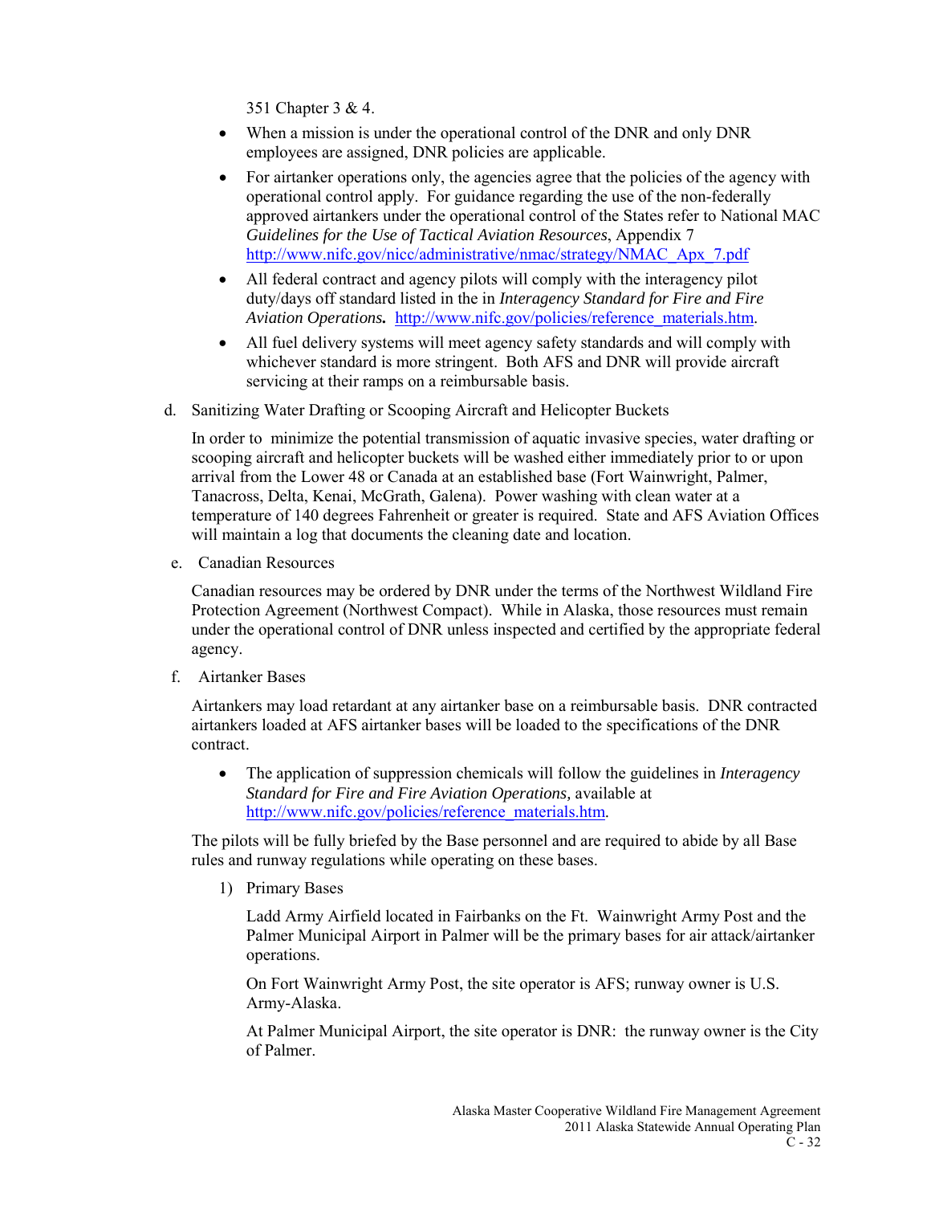351 Chapter 3 & 4.

- When a mission is under the operational control of the DNR and only DNR employees are assigned, DNR policies are applicable.
- For airtanker operations only, the agencies agree that the policies of the agency with operational control apply. For guidance regarding the use of the non-federally approved airtankers under the operational control of the States refer to National MAC *Guidelines for the Use of Tactical Aviation Resources*, Appendix 7 http://www.nifc.gov/nicc/administrative/nmac/strategy/NMAC_Apx_7.pdf
- All federal contract and agency pilots will comply with the interagency pilot duty/days off standard listed in the in *Interagency Standard for Fire and Fire Aviation Operations.* http://www.nifc.gov/policies/reference_materials.htm.
- All fuel delivery systems will meet agency safety standards and will comply with whichever standard is more stringent. Both AFS and DNR will provide aircraft servicing at their ramps on a reimbursable basis.

d. Sanitizing Water Drafting or Scooping Aircraft and Helicopter Buckets

In order to minimize the potential transmission of aquatic invasive species, water drafting or scooping aircraft and helicopter buckets will be washed either immediately prior to or upon arrival from the Lower 48 or Canada at an established base (Fort Wainwright, Palmer, Tanacross, Delta, Kenai, McGrath, Galena). Power washing with clean water at a temperature of 140 degrees Fahrenheit or greater is required. State and AFS Aviation Offices will maintain a log that documents the cleaning date and location.

e. Canadian Resources

Canadian resources may be ordered by DNR under the terms of the Northwest Wildland Fire Protection Agreement (Northwest Compact). While in Alaska, those resources must remain under the operational control of DNR unless inspected and certified by the appropriate federal agency.

f. Airtanker Bases

Airtankers may load retardant at any airtanker base on a reimbursable basis. DNR contracted airtankers loaded at AFS airtanker bases will be loaded to the specifications of the DNR contract.

- The application of suppression chemicals will follow the guidelines in *Interagency Standard for Fire and Fire Aviation Operations,* available at http://www.nifc.gov/policies/reference_materials.htm.

The pilots will be fully briefed by the Base personnel and are required to abide by all Base rules and runway regulations while operating on these bases.

1) Primary Bases

Ladd Army Airfield located in Fairbanks on the Ft. Wainwright Army Post and the Palmer Municipal Airport in Palmer will be the primary bases for air attack/airtanker operations.

On Fort Wainwright Army Post, the site operator is AFS; runway owner is U.S. Army-Alaska.

At Palmer Municipal Airport, the site operator is DNR: the runway owner is the City of Palmer.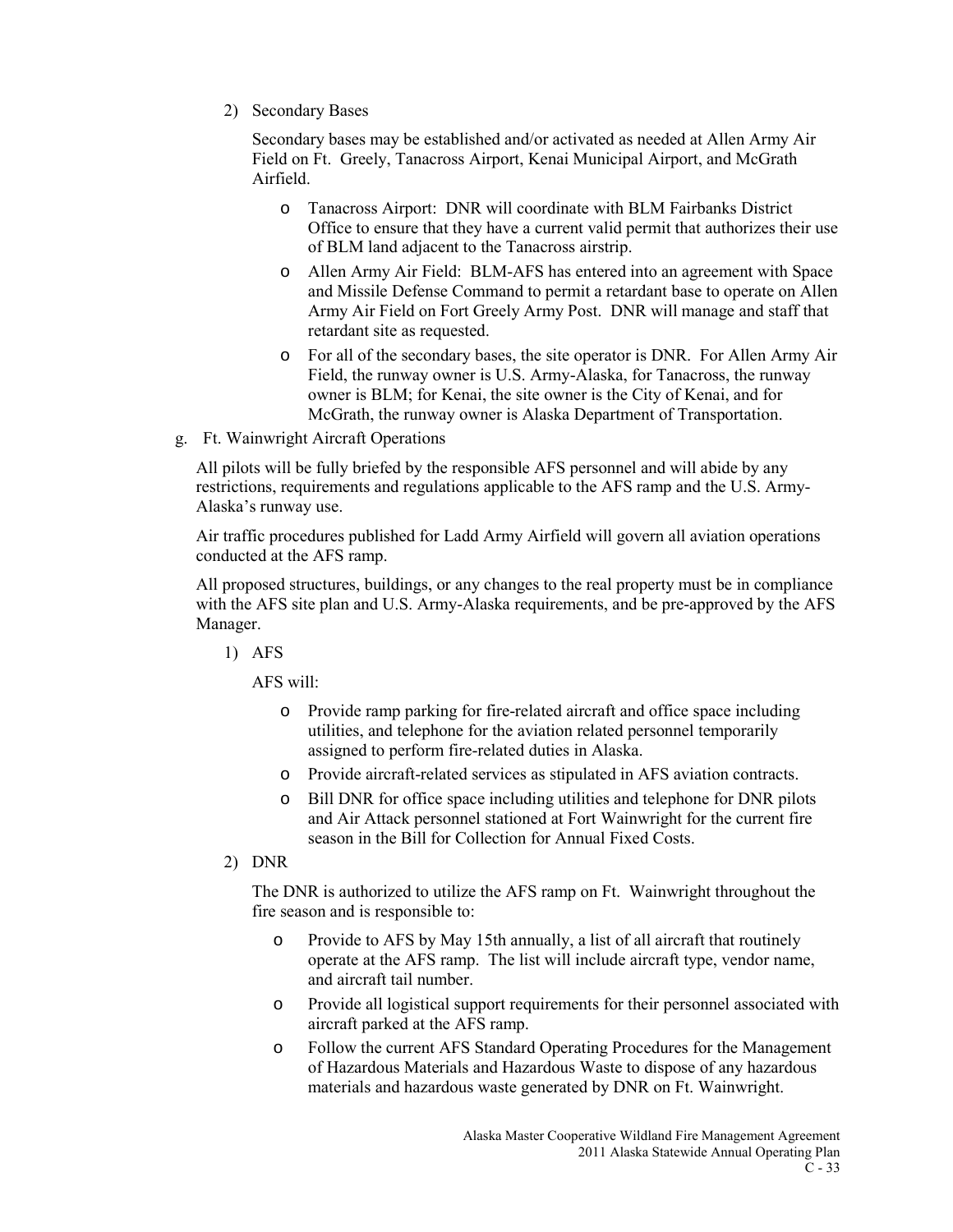2) Secondary Bases

Secondary bases may be established and/or activated as needed at Allen Army Air Field on Ft. Greely, Tanacross Airport, Kenai Municipal Airport, and McGrath Airfield.

- Tanacross Airport: DNR will coordinate with BLM Fairbanks District Office to ensure that they have a current valid permit that authorizes their use of BLM land adjacent to the Tanacross airstrip.
- Allen Army Air Field: BLM-AFS has entered into an agreement with Space and Missile Defense Command to permit a retardant base to operate on Allen Army Air Field on Fort Greely Army Post. DNR will manage and staff that retardant site as requested.
- For all of the secondary bases, the site operator is DNR. For Allen Army Air Field, the runway owner is U.S. Army-Alaska, for Tanacross, the runway owner is BLM; for Kenai, the site owner is the City of Kenai, and for McGrath, the runway owner is Alaska Department of Transportation.

g. Ft. Wainwright Aircraft Operations

All pilots will be fully briefed by the responsible AFS personnel and will abide by any restrictions, requirements and regulations applicable to the AFS ramp and the U.S. Army-Alaska's runway use.

Air traffic procedures published for Ladd Army Airfield will govern all aviation operations conducted at the AFS ramp.

All proposed structures, buildings, or any changes to the real property must be in compliance with the AFS site plan and U.S. Army-Alaska requirements, and be pre-approved by the AFS Manager.

1) AFS

AFS will:

- Provide ramp parking for fire-related aircraft and office space including utilities, and telephone for the aviation related personnel temporarily assigned to perform fire-related duties in Alaska.
- Provide aircraft-related services as stipulated in AFS aviation contracts.
- Bill DNR for office space including utilities and telephone for DNR pilots and Air Attack personnel stationed at Fort Wainwright for the current fire season in the Bill for Collection for Annual Fixed Costs.

2) DNR

The DNR is authorized to utilize the AFS ramp on Ft. Wainwright throughout the fire season and is responsible to:

- Provide to AFS by May 15th annually, a list of all aircraft that routinely operate at the AFS ramp. The list will include aircraft type, vendor name, and aircraft tail number.
- Provide all logistical support requirements for their personnel associated with aircraft parked at the AFS ramp.
- Follow the current AFS Standard Operating Procedures for the Management of Hazardous Materials and Hazardous Waste to dispose of any hazardous materials and hazardous waste generated by DNR on Ft. Wainwright.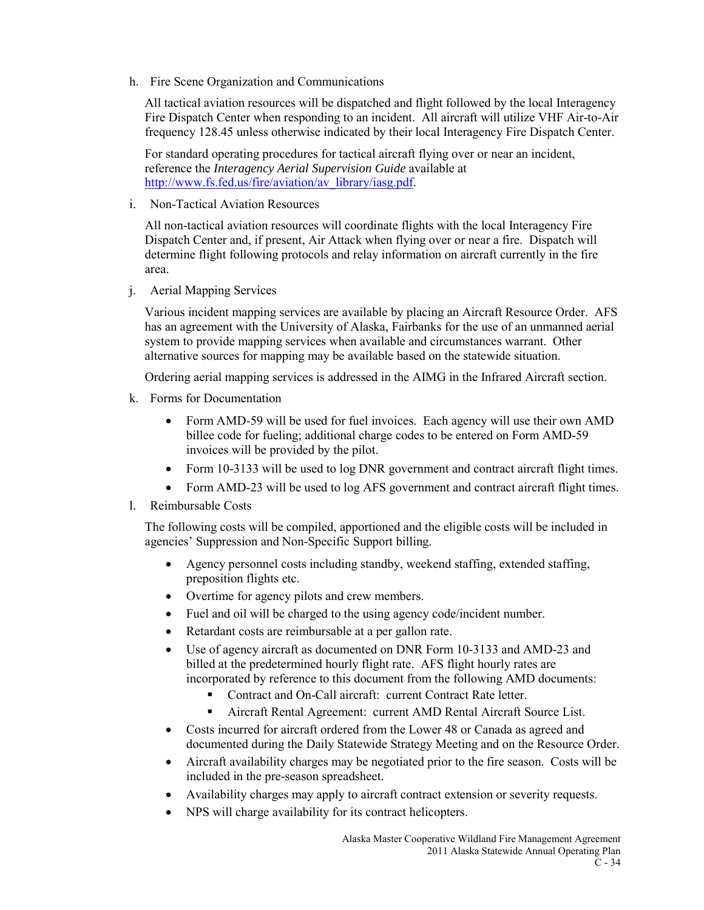h. Fire Scene Organization and Communications

All tactical aviation resources will be dispatched and flight followed by the local Interagency Fire Dispatch Center when responding to an incident. All aircraft will utilize VHF Air-to-Air frequency 128.45 unless otherwise indicated by their local Interagency Fire Dispatch Center.

For standard operating procedures for tactical aircraft flying over or near an incident, reference the *Interagency Aerial Supervision Guide* available at [http://www.fs.fed.us/fire/aviation/av_library/iasg.pdf](http://www.fs.fed.us/fire/aviation/av_library/iasg.pdf).

i. Non-Tactical Aviation Resources

All non-tactical aviation resources will coordinate flights with the local Interagency Fire Dispatch Center and, if present, Air Attack when flying over or near a fire. Dispatch will determine flight following protocols and relay information on aircraft currently in the fire area.

j. Aerial Mapping Services

Various incident mapping services are available by placing an Aircraft Resource Order. AFS has an agreement with the University of Alaska, Fairbanks for the use of an unmanned aerial system to provide mapping services when available and circumstances warrant. Other alternative sources for mapping may be available based on the statewide situation.

Ordering aerial mapping services is addressed in the AIMG in the Infrared Aircraft section.

k. Forms for Documentation

- Form AMD-59 will be used for fuel invoices. Each agency will use their own AMD billee code for fueling; additional charge codes to be entered on Form AMD-59 invoices will be provided by the pilot.
- Form 10-3133 will be used to log DNR government and contract aircraft flight times.
- Form AMD-23 will be used to log AFS government and contract aircraft flight times.

l. Reimbursable Costs

The following costs will be compiled, apportioned and the eligible costs will be included in agencies' Suppression and Non-Specific Support billing.

- Agency personnel costs including standby, weekend staffing, extended staffing, preposition flights etc.
- Overtime for agency pilots and crew members.
- Fuel and oil will be charged to the using agency code/incident number.
- Retardant costs are reimbursable at a per gallon rate.
- Use of agency aircraft as documented on DNR Form 10-3133 and AMD-23 and billed at the predetermined hourly flight rate. AFS flight hourly rates are incorporated by reference to this document from the following AMD documents:
  - Contract and On-Call aircraft: current Contract Rate letter.
  - Aircraft Rental Agreement: current AMD Rental Aircraft Source List.
- Costs incurred for aircraft ordered from the Lower 48 or Canada as agreed and documented during the Daily Statewide Strategy Meeting and on the Resource Order.
- Aircraft availability charges may be negotiated prior to the fire season. Costs will be included in the pre-season spreadsheet.
- Availability charges may apply to aircraft contract extension or severity requests.
- NPS will charge availability for its contract helicopters.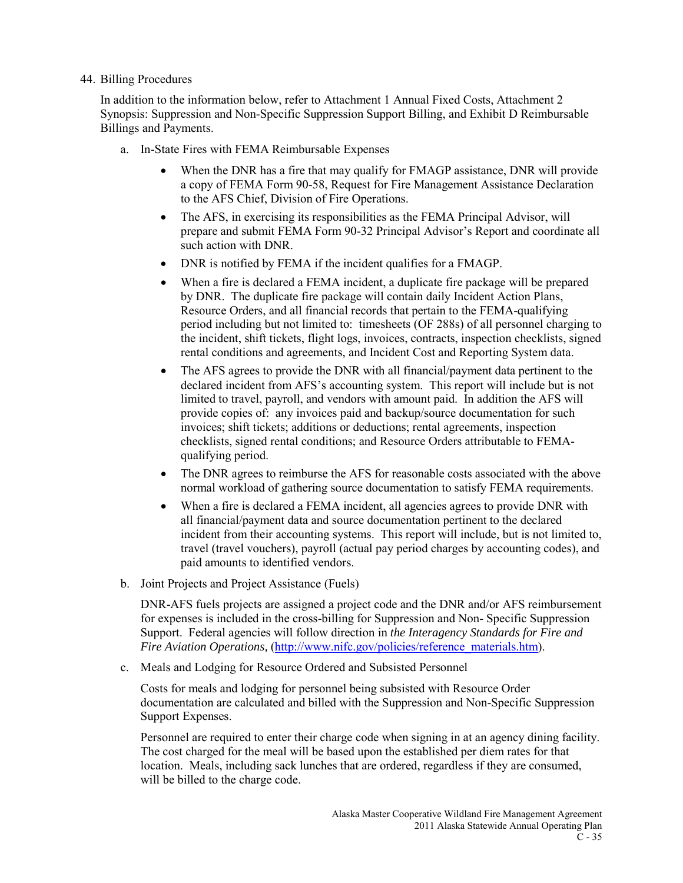44. Billing Procedures

In addition to the information below, refer to Attachment 1 Annual Fixed Costs, Attachment 2 Synopsis: Suppression and Non-Specific Suppression Support Billing, and Exhibit D Reimbursable Billings and Payments.

a. In-State Fires with FEMA Reimbursable Expenses

- When the DNR has a fire that may qualify for FMAGP assistance, DNR will provide a copy of FEMA Form 90-58, Request for Fire Management Assistance Declaration to the AFS Chief, Division of Fire Operations.
- The AFS, in exercising its responsibilities as the FEMA Principal Advisor, will prepare and submit FEMA Form 90-32 Principal Advisor's Report and coordinate all such action with DNR.
- DNR is notified by FEMA if the incident qualifies for a FMAGP.
- When a fire is declared a FEMA incident, a duplicate fire package will be prepared by DNR. The duplicate fire package will contain daily Incident Action Plans, Resource Orders, and all financial records that pertain to the FEMA-qualifying period including but not limited to: timesheets (OF 288s) of all personnel charging to the incident, shift tickets, flight logs, invoices, contracts, inspection checklists, signed rental conditions and agreements, and Incident Cost and Reporting System data.
- The AFS agrees to provide the DNR with all financial/payment data pertinent to the declared incident from AFS's accounting system. This report will include but is not limited to travel, payroll, and vendors with amount paid. In addition the AFS will provide copies of: any invoices paid and backup/source documentation for such invoices; shift tickets; additions or deductions; rental agreements, inspection checklists, signed rental conditions; and Resource Orders attributable to FEMA-qualifying period.
- The DNR agrees to reimburse the AFS for reasonable costs associated with the above normal workload of gathering source documentation to satisfy FEMA requirements.
- When a fire is declared a FEMA incident, all agencies agrees to provide DNR with all financial/payment data and source documentation pertinent to the declared incident from their accounting systems. This report will include, but is not limited to, travel (travel vouchers), payroll (actual pay period charges by accounting codes), and paid amounts to identified vendors.

b. Joint Projects and Project Assistance (Fuels)

DNR-AFS fuels projects are assigned a project code and the DNR and/or AFS reimbursement for expenses is included in the cross-billing for Suppression and Non- Specific Suppression Support. Federal agencies will follow direction in *the Interagency Standards for Fire and Fire Aviation Operations,* (http://www.nifc.gov/policies/reference_materials.htm).

c. Meals and Lodging for Resource Ordered and Subsisted Personnel

Costs for meals and lodging for personnel being subsisted with Resource Order documentation are calculated and billed with the Suppression and Non-Specific Suppression Support Expenses.

Personnel are required to enter their charge code when signing in at an agency dining facility. The cost charged for the meal will be based upon the established per diem rates for that location. Meals, including sack lunches that are ordered, regardless if they are consumed, will be billed to the charge code.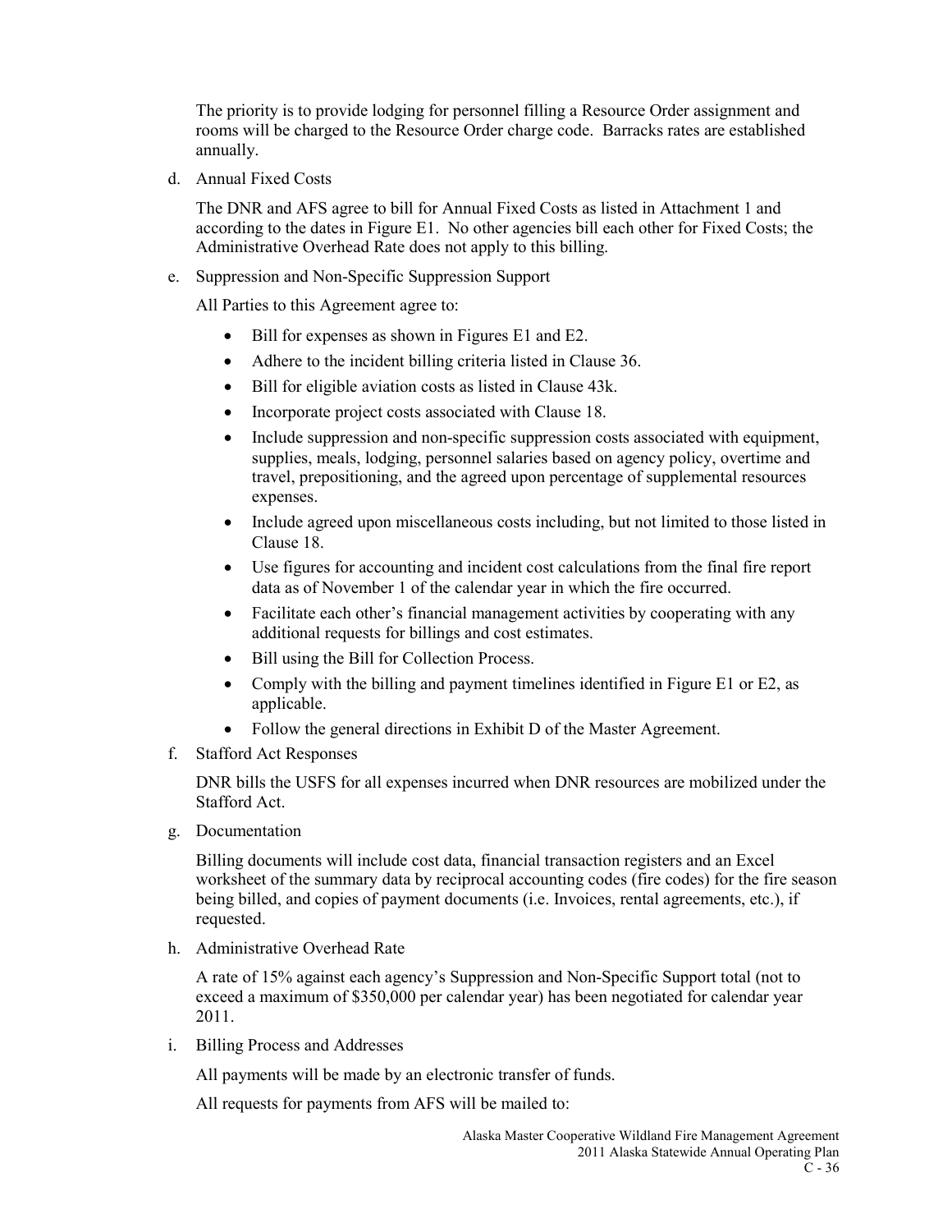The priority is to provide lodging for personnel filling a Resource Order assignment and rooms will be charged to the Resource Order charge code. Barracks rates are established annually.

d. Annual Fixed Costs

   The DNR and AFS agree to bill for Annual Fixed Costs as listed in Attachment 1 and according to the dates in Figure E1. No other agencies bill each other for Fixed Costs; the Administrative Overhead Rate does not apply to this billing.

e. Suppression and Non-Specific Suppression Support

   All Parties to this Agreement agree to:

   - Bill for expenses as shown in Figures E1 and E2.
   - Adhere to the incident billing criteria listed in Clause 36.
   - Bill for eligible aviation costs as listed in Clause 43k.
   - Incorporate project costs associated with Clause 18.
   - Include suppression and non-specific suppression costs associated with equipment, supplies, meals, lodging, personnel salaries based on agency policy, overtime and travel, prepositioning, and the agreed upon percentage of supplemental resources expenses.
   - Include agreed upon miscellaneous costs including, but not limited to those listed in Clause 18.
   - Use figures for accounting and incident cost calculations from the final fire report data as of November 1 of the calendar year in which the fire occurred.
   - Facilitate each other's financial management activities by cooperating with any additional requests for billings and cost estimates.
   - Bill using the Bill for Collection Process.
   - Comply with the billing and payment timelines identified in Figure E1 or E2, as applicable.
   - Follow the general directions in Exhibit D of the Master Agreement.

f. Stafford Act Responses

   DNR bills the USFS for all expenses incurred when DNR resources are mobilized under the Stafford Act.

g. Documentation

   Billing documents will include cost data, financial transaction registers and an Excel worksheet of the summary data by reciprocal accounting codes (fire codes) for the fire season being billed, and copies of payment documents (i.e. Invoices, rental agreements, etc.), if requested.

h. Administrative Overhead Rate

   A rate of 15% against each agency's Suppression and Non-Specific Support total (not to exceed a maximum of $350,000 per calendar year) has been negotiated for calendar year 2011.

i. Billing Process and Addresses

   All payments will be made by an electronic transfer of funds.

   All requests for payments from AFS will be mailed to: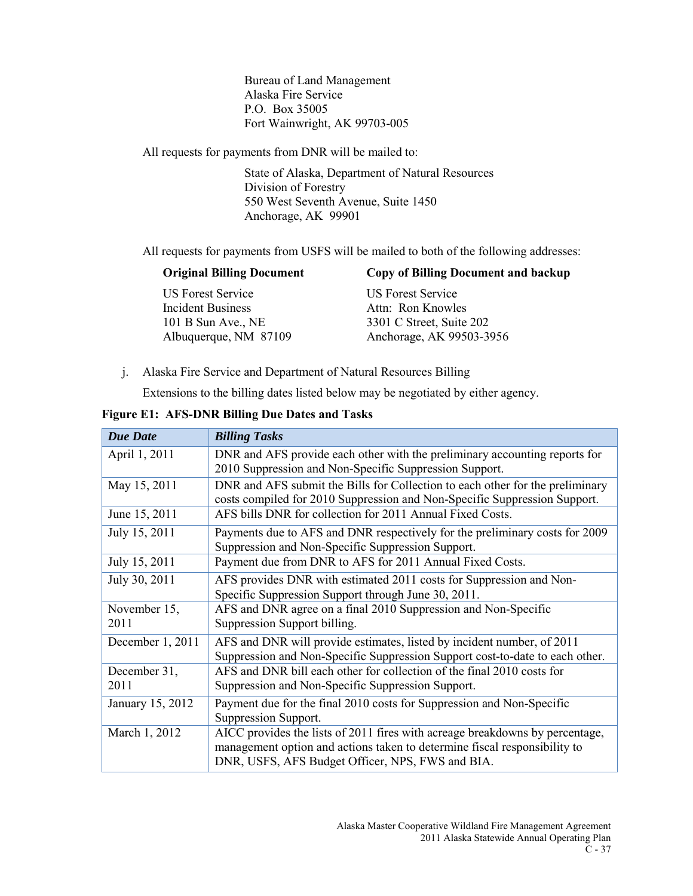Bureau of Land Management
Alaska Fire Service
P.O. Box 35005
Fort Wainwright, AK 99703-005

All requests for payments from DNR will be mailed to:

State of Alaska, Department of Natural Resources
Division of Forestry
550 West Seventh Avenue, Suite 1450
Anchorage, AK 99901

All requests for payments from USFS will be mailed to both of the following addresses:

| **Original Billing Document** | **Copy of Billing Document and backup** |
|---|---|
| US Forest Service<br>Incident Business<br>101 B Sun Ave., NE<br>Albuquerque, NM 87109 | US Forest Service<br>Attn: Ron Knowles<br>3301 C Street, Suite 202<br>Anchorage, AK 99503-3956 |

j. Alaska Fire Service and Department of Natural Resources Billing

Extensions to the billing dates listed below may be negotiated by either agency.

**Figure E1: AFS-DNR Billing Due Dates and Tasks**

| ***Due Date*** | ***Billing Tasks*** |
|---|---|
| April 1, 2011 | DNR and AFS provide each other with the preliminary accounting reports for 2010 Suppression and Non-Specific Suppression Support. |
| May 15, 2011 | DNR and AFS submit the Bills for Collection to each other for the preliminary costs compiled for 2010 Suppression and Non-Specific Suppression Support. |
| June 15, 2011 | AFS bills DNR for collection for 2011 Annual Fixed Costs. |
| July 15, 2011 | Payments due to AFS and DNR respectively for the preliminary costs for 2009 Suppression and Non-Specific Suppression Support. |
| July 15, 2011 | Payment due from DNR to AFS for 2011 Annual Fixed Costs. |
| July 30, 2011 | AFS provides DNR with estimated 2011 costs for Suppression and Non-Specific Suppression Support through June 30, 2011. |
| November 15, 2011 | AFS and DNR agree on a final 2010 Suppression and Non-Specific Suppression Support billing. |
| December 1, 2011 | AFS and DNR will provide estimates, listed by incident number, of 2011 Suppression and Non-Specific Suppression Support cost-to-date to each other. |
| December 31, 2011 | AFS and DNR bill each other for collection of the final 2010 costs for Suppression and Non-Specific Suppression Support. |
| January 15, 2012 | Payment due for the final 2010 costs for Suppression and Non-Specific Suppression Support. |
| March 1, 2012 | AICC provides the lists of 2011 fires with acreage breakdowns by percentage, management option and actions taken to determine fiscal responsibility to DNR, USFS, AFS Budget Officer, NPS, FWS and BIA. |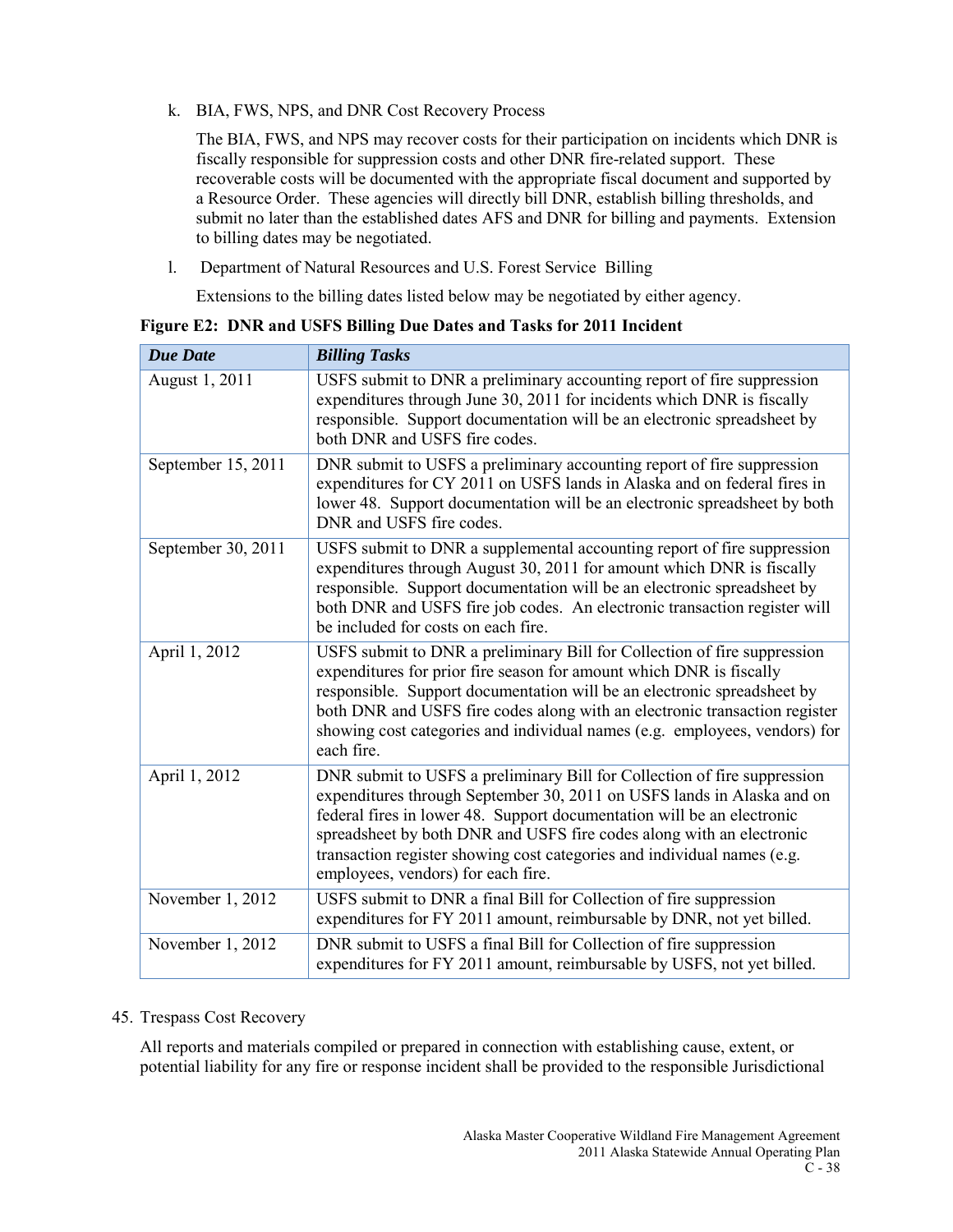k. BIA, FWS, NPS, and DNR Cost Recovery Process

The BIA, FWS, and NPS may recover costs for their participation on incidents which DNR is fiscally responsible for suppression costs and other DNR fire-related support. These recoverable costs will be documented with the appropriate fiscal document and supported by a Resource Order. These agencies will directly bill DNR, establish billing thresholds, and submit no later than the established dates AFS and DNR for billing and payments. Extension to billing dates may be negotiated.

l. Department of Natural Resources and U.S. Forest Service Billing

Extensions to the billing dates listed below may be negotiated by either agency.

**Figure E2: DNR and USFS Billing Due Dates and Tasks for 2011 Incident**

| *Due Date* | *Billing Tasks* |
|---|---|
| August 1, 2011 | USFS submit to DNR a preliminary accounting report of fire suppression expenditures through June 30, 2011 for incidents which DNR is fiscally responsible. Support documentation will be an electronic spreadsheet by both DNR and USFS fire codes. |
| September 15, 2011 | DNR submit to USFS a preliminary accounting report of fire suppression expenditures for CY 2011 on USFS lands in Alaska and on federal fires in lower 48. Support documentation will be an electronic spreadsheet by both DNR and USFS fire codes. |
| September 30, 2011 | USFS submit to DNR a supplemental accounting report of fire suppression expenditures through August 30, 2011 for amount which DNR is fiscally responsible. Support documentation will be an electronic spreadsheet by both DNR and USFS fire job codes. An electronic transaction register will be included for costs on each fire. |
| April 1, 2012 | USFS submit to DNR a preliminary Bill for Collection of fire suppression expenditures for prior fire season for amount which DNR is fiscally responsible. Support documentation will be an electronic spreadsheet by both DNR and USFS fire codes along with an electronic transaction register showing cost categories and individual names (e.g. employees, vendors) for each fire. |
| April 1, 2012 | DNR submit to USFS a preliminary Bill for Collection of fire suppression expenditures through September 30, 2011 on USFS lands in Alaska and on federal fires in lower 48. Support documentation will be an electronic spreadsheet by both DNR and USFS fire codes along with an electronic transaction register showing cost categories and individual names (e.g. employees, vendors) for each fire. |
| November 1, 2012 | USFS submit to DNR a final Bill for Collection of fire suppression expenditures for FY 2011 amount, reimbursable by DNR, not yet billed. |
| November 1, 2012 | DNR submit to USFS a final Bill for Collection of fire suppression expenditures for FY 2011 amount, reimbursable by USFS, not yet billed. |

45. Trespass Cost Recovery

All reports and materials compiled or prepared in connection with establishing cause, extent, or potential liability for any fire or response incident shall be provided to the responsible Jurisdictional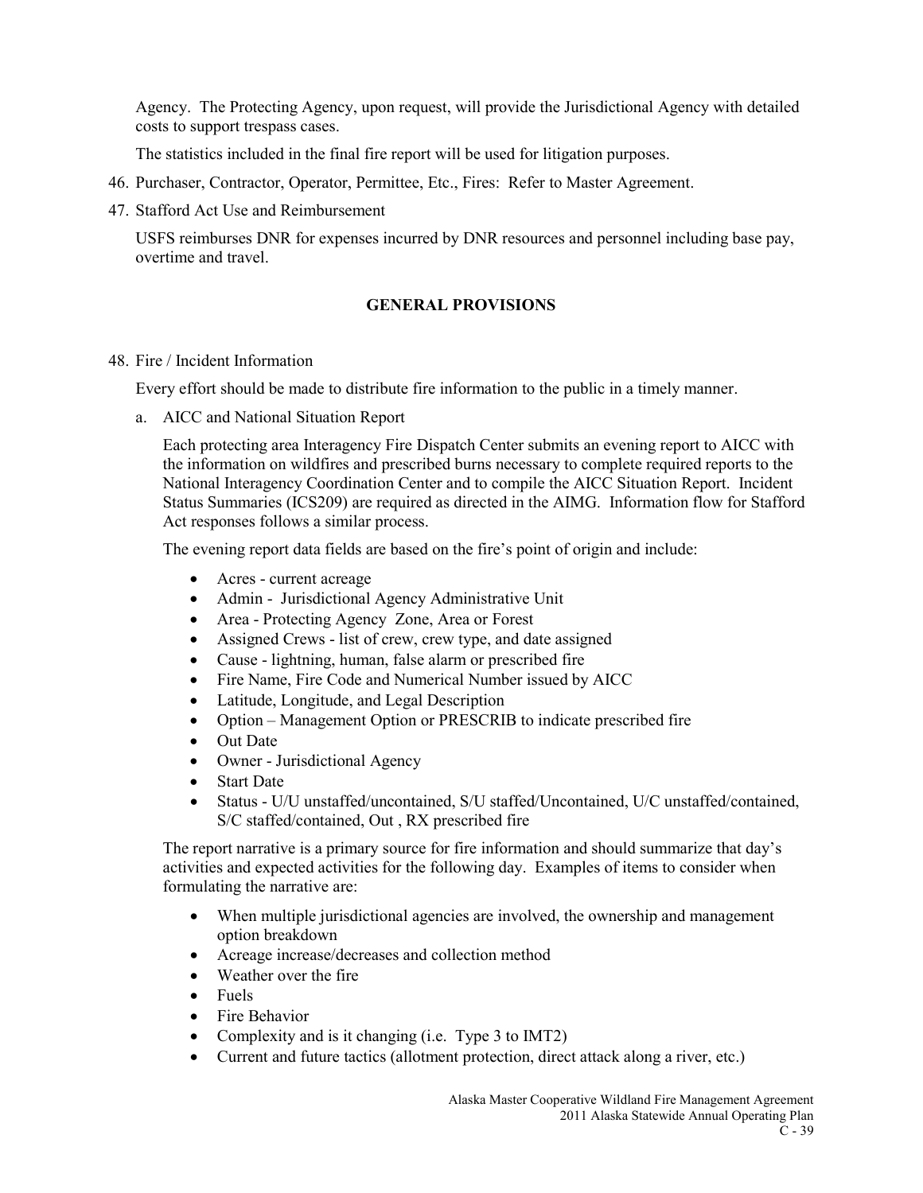Agency. The Protecting Agency, upon request, will provide the Jurisdictional Agency with detailed costs to support trespass cases.

The statistics included in the final fire report will be used for litigation purposes.

46. Purchaser, Contractor, Operator, Permittee, Etc., Fires: Refer to Master Agreement.

47. Stafford Act Use and Reimbursement

    USFS reimburses DNR for expenses incurred by DNR resources and personnel including base pay, overtime and travel.

## GENERAL PROVISIONS

48. Fire / Incident Information

    Every effort should be made to distribute fire information to the public in a timely manner.

    a. AICC and National Situation Report

       Each protecting area Interagency Fire Dispatch Center submits an evening report to AICC with the information on wildfires and prescribed burns necessary to complete required reports to the National Interagency Coordination Center and to compile the AICC Situation Report. Incident Status Summaries (ICS209) are required as directed in the AIMG. Information flow for Stafford Act responses follows a similar process.

       The evening report data fields are based on the fire's point of origin and include:

       - Acres - current acreage
       - Admin - Jurisdictional Agency Administrative Unit
       - Area - Protecting Agency Zone, Area or Forest
       - Assigned Crews - list of crew, crew type, and date assigned
       - Cause - lightning, human, false alarm or prescribed fire
       - Fire Name, Fire Code and Numerical Number issued by AICC
       - Latitude, Longitude, and Legal Description
       - Option – Management Option or PRESCRIB to indicate prescribed fire
       - Out Date
       - Owner - Jurisdictional Agency
       - Start Date
       - Status - U/U unstaffed/uncontained, S/U staffed/Uncontained, U/C unstaffed/contained, S/C staffed/contained, Out , RX prescribed fire

       The report narrative is a primary source for fire information and should summarize that day's activities and expected activities for the following day. Examples of items to consider when formulating the narrative are:

       - When multiple jurisdictional agencies are involved, the ownership and management option breakdown
       - Acreage increase/decreases and collection method
       - Weather over the fire
       - Fuels
       - Fire Behavior
       - Complexity and is it changing (i.e. Type 3 to IMT2)
       - Current and future tactics (allotment protection, direct attack along a river, etc.)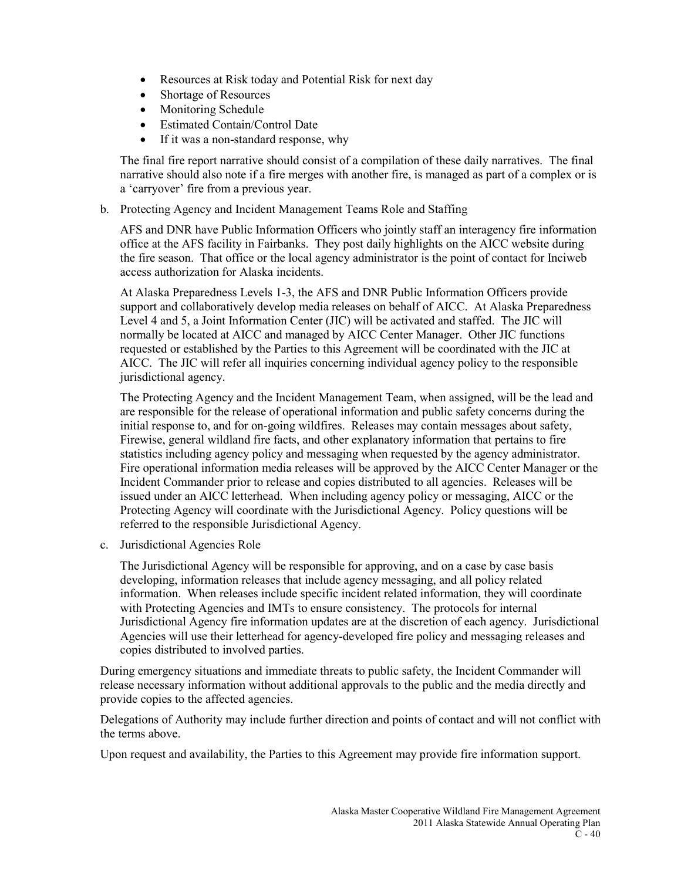- Resources at Risk today and Potential Risk for next day
- Shortage of Resources
- Monitoring Schedule
- Estimated Contain/Control Date
- If it was a non-standard response, why

The final fire report narrative should consist of a compilation of these daily narratives. The final narrative should also note if a fire merges with another fire, is managed as part of a complex or is a 'carryover' fire from a previous year.

b. Protecting Agency and Incident Management Teams Role and Staffing

AFS and DNR have Public Information Officers who jointly staff an interagency fire information office at the AFS facility in Fairbanks. They post daily highlights on the AICC website during the fire season. That office or the local agency administrator is the point of contact for Inciweb access authorization for Alaska incidents.

At Alaska Preparedness Levels 1-3, the AFS and DNR Public Information Officers provide support and collaboratively develop media releases on behalf of AICC. At Alaska Preparedness Level 4 and 5, a Joint Information Center (JIC) will be activated and staffed. The JIC will normally be located at AICC and managed by AICC Center Manager. Other JIC functions requested or established by the Parties to this Agreement will be coordinated with the JIC at AICC. The JIC will refer all inquiries concerning individual agency policy to the responsible jurisdictional agency.

The Protecting Agency and the Incident Management Team, when assigned, will be the lead and are responsible for the release of operational information and public safety concerns during the initial response to, and for on-going wildfires. Releases may contain messages about safety, Firewise, general wildland fire facts, and other explanatory information that pertains to fire statistics including agency policy and messaging when requested by the agency administrator. Fire operational information media releases will be approved by the AICC Center Manager or the Incident Commander prior to release and copies distributed to all agencies. Releases will be issued under an AICC letterhead. When including agency policy or messaging, AICC or the Protecting Agency will coordinate with the Jurisdictional Agency. Policy questions will be referred to the responsible Jurisdictional Agency.

c. Jurisdictional Agencies Role

The Jurisdictional Agency will be responsible for approving, and on a case by case basis developing, information releases that include agency messaging, and all policy related information. When releases include specific incident related information, they will coordinate with Protecting Agencies and IMTs to ensure consistency. The protocols for internal Jurisdictional Agency fire information updates are at the discretion of each agency. Jurisdictional Agencies will use their letterhead for agency-developed fire policy and messaging releases and copies distributed to involved parties.

During emergency situations and immediate threats to public safety, the Incident Commander will release necessary information without additional approvals to the public and the media directly and provide copies to the affected agencies.

Delegations of Authority may include further direction and points of contact and will not conflict with the terms above.

Upon request and availability, the Parties to this Agreement may provide fire information support.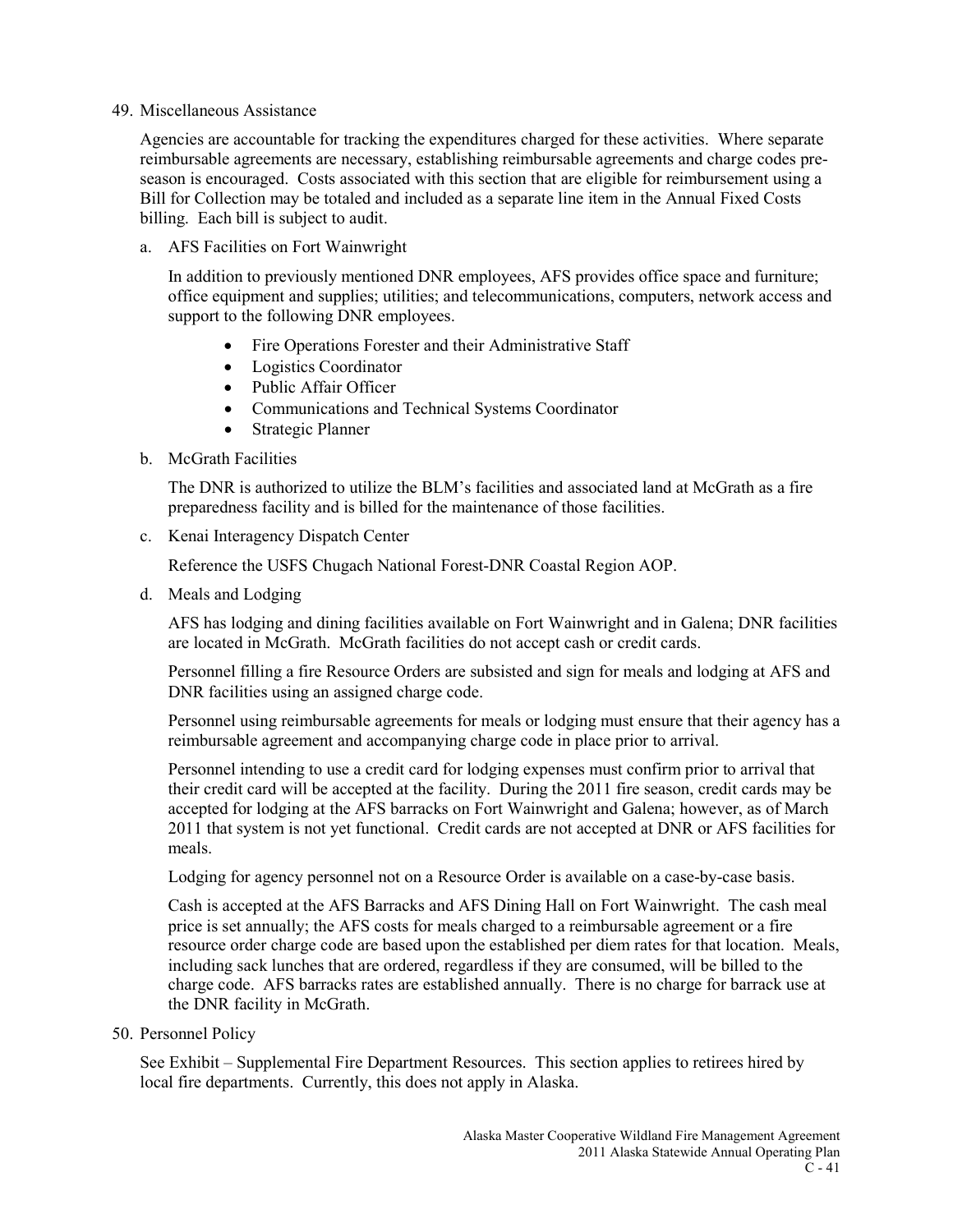49. Miscellaneous Assistance

    Agencies are accountable for tracking the expenditures charged for these activities. Where separate reimbursable agreements are necessary, establishing reimbursable agreements and charge codes pre-season is encouraged. Costs associated with this section that are eligible for reimbursement using a Bill for Collection may be totaled and included as a separate line item in the Annual Fixed Costs billing. Each bill is subject to audit.

    a. AFS Facilities on Fort Wainwright

       In addition to previously mentioned DNR employees, AFS provides office space and furniture; office equipment and supplies; utilities; and telecommunications, computers, network access and support to the following DNR employees.

       - Fire Operations Forester and their Administrative Staff
       - Logistics Coordinator
       - Public Affair Officer
       - Communications and Technical Systems Coordinator
       - Strategic Planner

    b. McGrath Facilities

       The DNR is authorized to utilize the BLM's facilities and associated land at McGrath as a fire preparedness facility and is billed for the maintenance of those facilities.

    c. Kenai Interagency Dispatch Center

       Reference the USFS Chugach National Forest-DNR Coastal Region AOP.

    d. Meals and Lodging

       AFS has lodging and dining facilities available on Fort Wainwright and in Galena; DNR facilities are located in McGrath. McGrath facilities do not accept cash or credit cards.

       Personnel filling a fire Resource Orders are subsisted and sign for meals and lodging at AFS and DNR facilities using an assigned charge code.

       Personnel using reimbursable agreements for meals or lodging must ensure that their agency has a reimbursable agreement and accompanying charge code in place prior to arrival.

       Personnel intending to use a credit card for lodging expenses must confirm prior to arrival that their credit card will be accepted at the facility. During the 2011 fire season, credit cards may be accepted for lodging at the AFS barracks on Fort Wainwright and Galena; however, as of March 2011 that system is not yet functional. Credit cards are not accepted at DNR or AFS facilities for meals.

       Lodging for agency personnel not on a Resource Order is available on a case-by-case basis.

       Cash is accepted at the AFS Barracks and AFS Dining Hall on Fort Wainwright. The cash meal price is set annually; the AFS costs for meals charged to a reimbursable agreement or a fire resource order charge code are based upon the established per diem rates for that location. Meals, including sack lunches that are ordered, regardless if they are consumed, will be billed to the charge code. AFS barracks rates are established annually. There is no charge for barrack use at the DNR facility in McGrath.

50. Personnel Policy

    See Exhibit – Supplemental Fire Department Resources. This section applies to retirees hired by local fire departments. Currently, this does not apply in Alaska.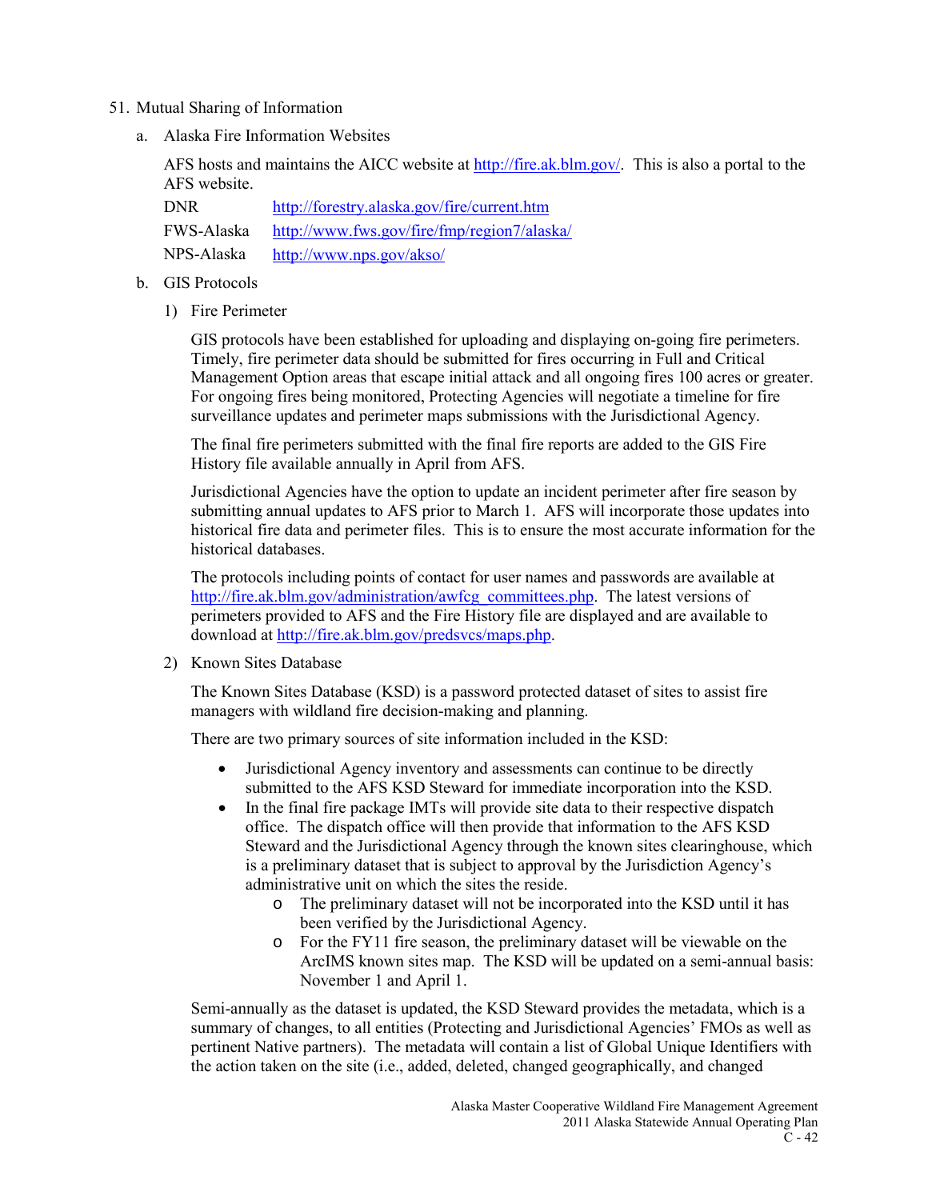51. Mutual Sharing of Information

   a. Alaska Fire Information Websites

      AFS hosts and maintains the AICC website at http://fire.ak.blm.gov/. This is also a portal to the AFS website.

      | | |
      |---|---|
      | DNR | http://forestry.alaska.gov/fire/current.htm |
      | FWS-Alaska | http://www.fws.gov/fire/fmp/region7/alaska/ |
      | NPS-Alaska | http://www.nps.gov/akso/ |

   b. GIS Protocols

      1) Fire Perimeter

         GIS protocols have been established for uploading and displaying on-going fire perimeters. Timely, fire perimeter data should be submitted for fires occurring in Full and Critical Management Option areas that escape initial attack and all ongoing fires 100 acres or greater. For ongoing fires being monitored, Protecting Agencies will negotiate a timeline for fire surveillance updates and perimeter maps submissions with the Jurisdictional Agency.

         The final fire perimeters submitted with the final fire reports are added to the GIS Fire History file available annually in April from AFS.

         Jurisdictional Agencies have the option to update an incident perimeter after fire season by submitting annual updates to AFS prior to March 1. AFS will incorporate those updates into historical fire data and perimeter files. This is to ensure the most accurate information for the historical databases.

         The protocols including points of contact for user names and passwords are available at http://fire.ak.blm.gov/administration/awfcg_committees.php. The latest versions of perimeters provided to AFS and the Fire History file are displayed and are available to download at http://fire.ak.blm.gov/predsvcs/maps.php.

      2) Known Sites Database

         The Known Sites Database (KSD) is a password protected dataset of sites to assist fire managers with wildland fire decision-making and planning.

         There are two primary sources of site information included in the KSD:

         - Jurisdictional Agency inventory and assessments can continue to be directly submitted to the AFS KSD Steward for immediate incorporation into the KSD.
         - In the final fire package IMTs will provide site data to their respective dispatch office. The dispatch office will then provide that information to the AFS KSD Steward and the Jurisdictional Agency through the known sites clearinghouse, which is a preliminary dataset that is subject to approval by the Jurisdiction Agency's administrative unit on which the sites the reside.
           - The preliminary dataset will not be incorporated into the KSD until it has been verified by the Jurisdictional Agency.
           - For the FY11 fire season, the preliminary dataset will be viewable on the ArcIMS known sites map. The KSD will be updated on a semi-annual basis: November 1 and April 1.

         Semi-annually as the dataset is updated, the KSD Steward provides the metadata, which is a summary of changes, to all entities (Protecting and Jurisdictional Agencies' FMOs as well as pertinent Native partners). The metadata will contain a list of Global Unique Identifiers with the action taken on the site (i.e., added, deleted, changed geographically, and changed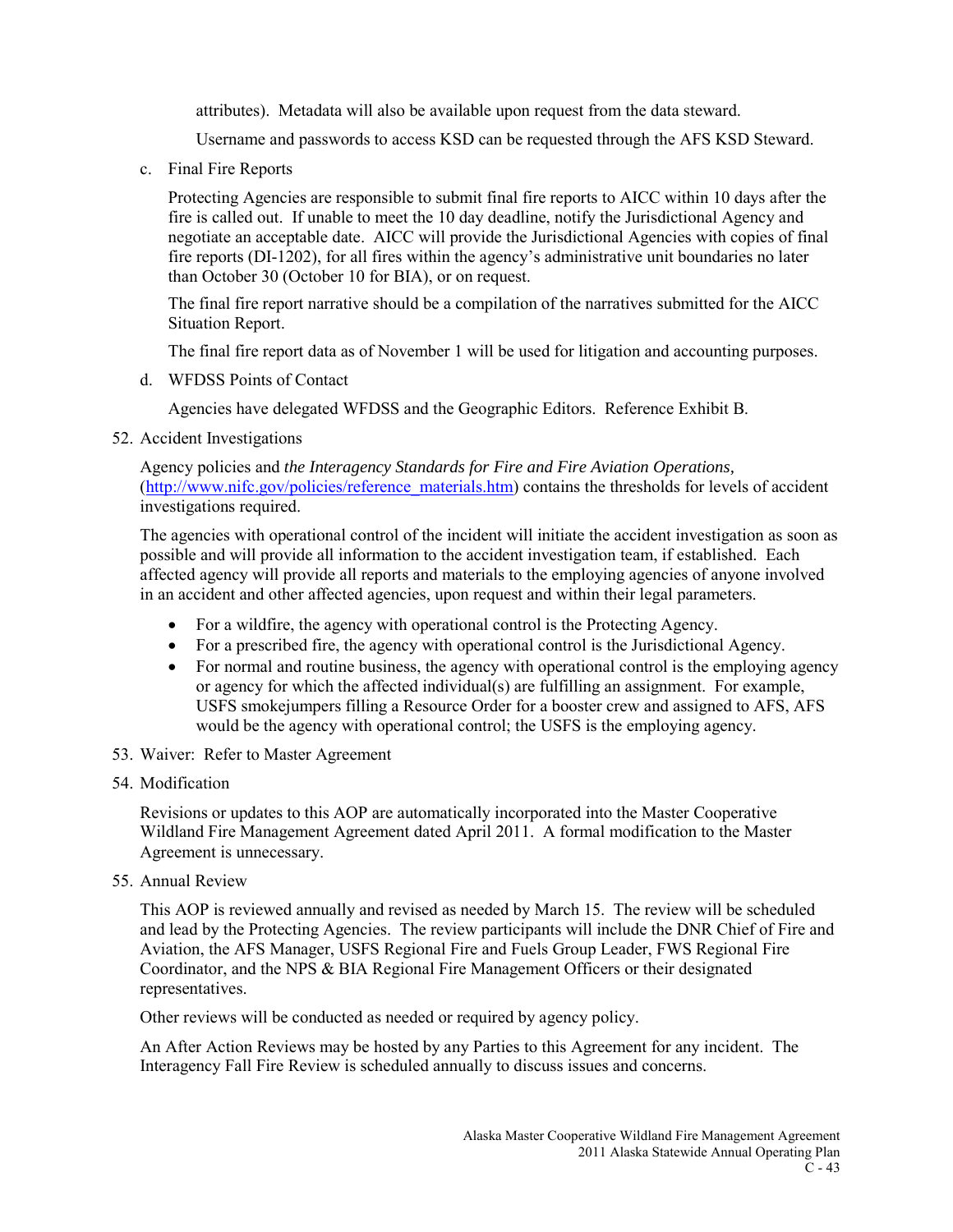attributes). Metadata will also be available upon request from the data steward.

Username and passwords to access KSD can be requested through the AFS KSD Steward.

c. Final Fire Reports

   Protecting Agencies are responsible to submit final fire reports to AICC within 10 days after the fire is called out. If unable to meet the 10 day deadline, notify the Jurisdictional Agency and negotiate an acceptable date. AICC will provide the Jurisdictional Agencies with copies of final fire reports (DI-1202), for all fires within the agency's administrative unit boundaries no later than October 30 (October 10 for BIA), or on request.

   The final fire report narrative should be a compilation of the narratives submitted for the AICC Situation Report.

   The final fire report data as of November 1 will be used for litigation and accounting purposes.

d. WFDSS Points of Contact

   Agencies have delegated WFDSS and the Geographic Editors. Reference Exhibit B.

52. Accident Investigations

    Agency policies and *the Interagency Standards for Fire and Fire Aviation Operations,* ([http://www.nifc.gov/policies/reference_materials.htm](http://www.nifc.gov/policies/reference_materials.htm)) contains the thresholds for levels of accident investigations required.

    The agencies with operational control of the incident will initiate the accident investigation as soon as possible and will provide all information to the accident investigation team, if established. Each affected agency will provide all reports and materials to the employing agencies of anyone involved in an accident and other affected agencies, upon request and within their legal parameters.

    - For a wildfire, the agency with operational control is the Protecting Agency.
    - For a prescribed fire, the agency with operational control is the Jurisdictional Agency.
    - For normal and routine business, the agency with operational control is the employing agency or agency for which the affected individual(s) are fulfilling an assignment. For example, USFS smokejumpers filling a Resource Order for a booster crew and assigned to AFS, AFS would be the agency with operational control; the USFS is the employing agency.

53. Waiver: Refer to Master Agreement

54. Modification

    Revisions or updates to this AOP are automatically incorporated into the Master Cooperative Wildland Fire Management Agreement dated April 2011. A formal modification to the Master Agreement is unnecessary.

55. Annual Review

    This AOP is reviewed annually and revised as needed by March 15. The review will be scheduled and lead by the Protecting Agencies. The review participants will include the DNR Chief of Fire and Aviation, the AFS Manager, USFS Regional Fire and Fuels Group Leader, FWS Regional Fire Coordinator, and the NPS & BIA Regional Fire Management Officers or their designated representatives.

    Other reviews will be conducted as needed or required by agency policy.

    An After Action Reviews may be hosted by any Parties to this Agreement for any incident. The Interagency Fall Fire Review is scheduled annually to discuss issues and concerns.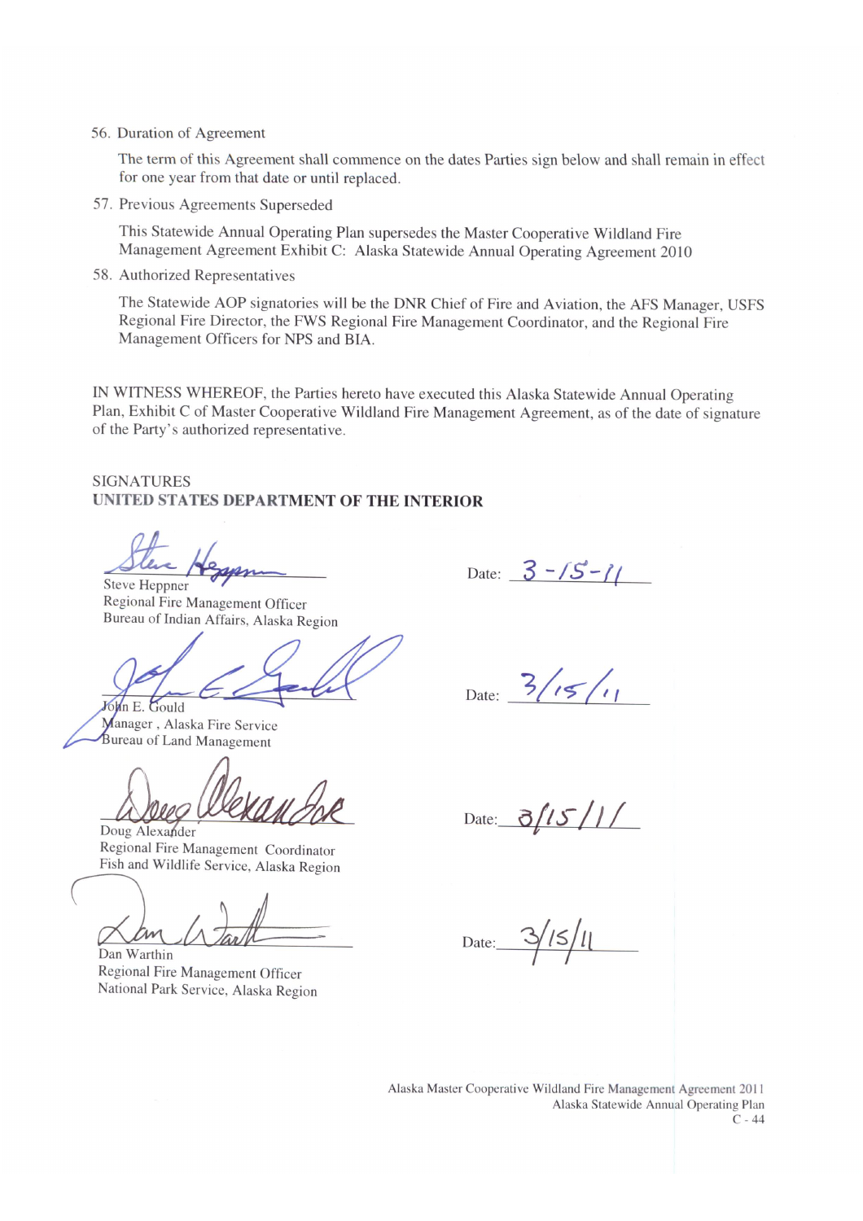56. Duration of Agreement

    The term of this Agreement shall commence on the dates Parties sign below and shall remain in effect for one year from that date or until replaced.

57. Previous Agreements Superseded

    This Statewide Annual Operating Plan supersedes the Master Cooperative Wildland Fire Management Agreement Exhibit C: Alaska Statewide Annual Operating Agreement 2010

58. Authorized Representatives

    The Statewide AOP signatories will be the DNR Chief of Fire and Aviation, the AFS Manager, USFS Regional Fire Director, the FWS Regional Fire Management Coordinator, and the Regional Fire Management Officers for NPS and BIA.

IN WITNESS WHEREOF, the Parties hereto have executed this Alaska Statewide Annual Operating Plan, Exhibit C of Master Cooperative Wildland Fire Management Agreement, as of the date of signature of the Party's authorized representative.

SIGNATURES

**UNITED STATES DEPARTMENT OF THE INTERIOR**

Steve Heppner
Regional Fire Management Officer
Bureau of Indian Affairs, Alaska Region

Date: 3-15-11

John E. Gould
Manager , Alaska Fire Service
Bureau of Land Management

Date: 3/15/11

Doug Alexander
Regional Fire Management Coordinator
Fish and Wildlife Service, Alaska Region

Date: 3/15/11

Dan Warthin
Regional Fire Management Officer
National Park Service, Alaska Region

Date: 3/15/11

Alaska Master Cooperative Wildland Fire Management Agreement 2011
Alaska Statewide Annual Operating Plan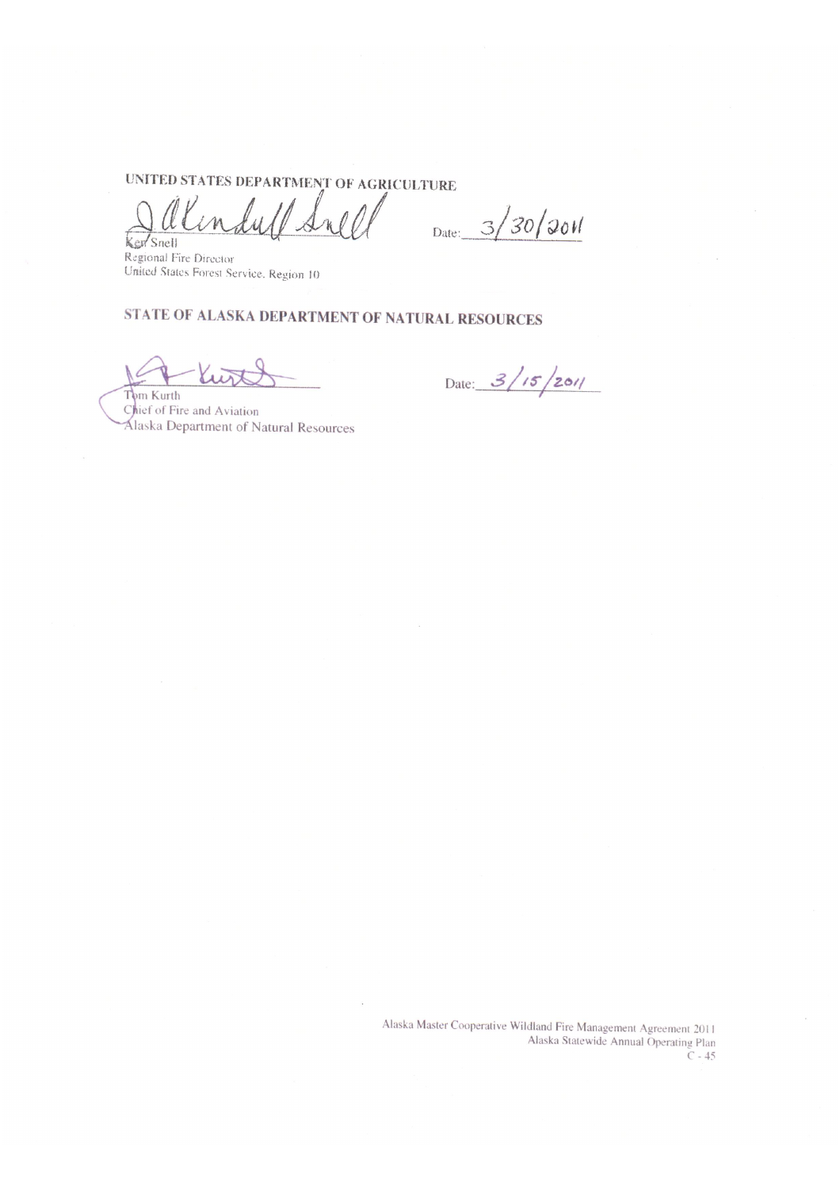**UNITED STATES DEPARTMENT OF AGRICULTURE**

Date: 3/30/2011

Ken Snell
Regional Fire Director
United States Forest Service, Region 10

**STATE OF ALASKA DEPARTMENT OF NATURAL RESOURCES**

Date: 3/15/2011

Tom Kurth
Chief of Fire and Aviation
Alaska Department of Natural Resources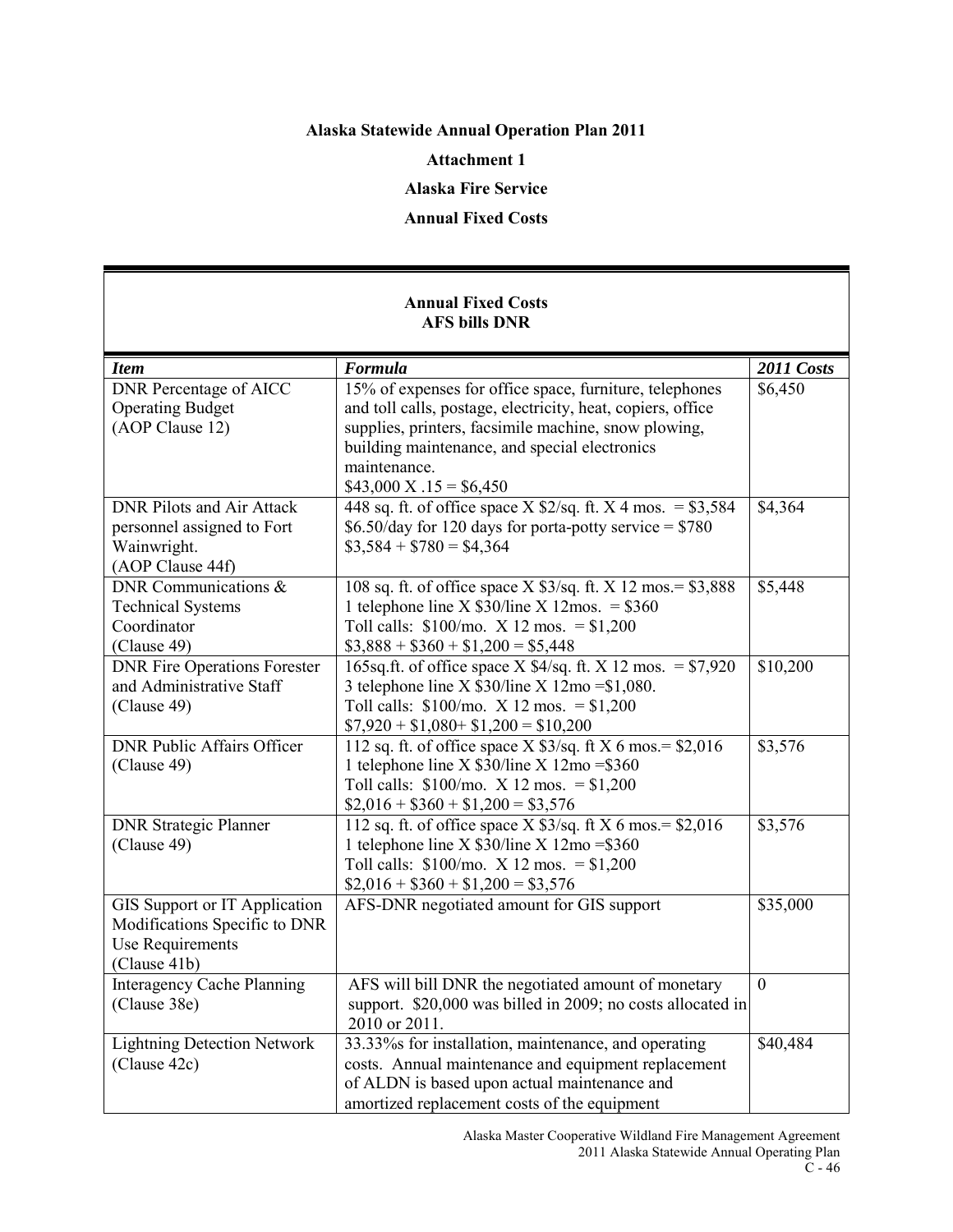**Alaska Statewide Annual Operation Plan 2011**

**Attachment 1**

**Alaska Fire Service**

**Annual Fixed Costs**

**Annual Fixed Costs**
**AFS bills DNR**

| *Item* | *Formula* | *2011 Costs* |
|---|---|---|
| DNR Percentage of AICC Operating Budget (AOP Clause 12) | 15% of expenses for office space, furniture, telephones and toll calls, postage, electricity, heat, copiers, office supplies, printers, facsimile machine, snow plowing, building maintenance, and special electronics maintenance.<br>$43,000 X .15 = $6,450 | $6,450 |
| DNR Pilots and Air Attack personnel assigned to Fort Wainwright. (AOP Clause 44f) | 448 sq. ft. of office space X $2/sq. ft. X 4 mos. = $3,584<br>$6.50/day for 120 days for porta-potty service = $780<br>$3,584 + $780 = $4,364 | $4,364 |
| DNR Communications & Technical Systems Coordinator (Clause 49) | 108 sq. ft. of office space X $3/sq. ft. X 12 mos.= $3,888<br>1 telephone line X $30/line X 12mos. = $360<br>Toll calls: $100/mo. X 12 mos. = $1,200<br>$3,888 + $360 + $1,200 = $5,448 | $5,448 |
| DNR Fire Operations Forester and Administrative Staff (Clause 49) | 165sq.ft. of office space X $4/sq. ft. X 12 mos. = $7,920<br>3 telephone line X $30/line X 12mo =$1,080.<br>Toll calls: $100/mo. X 12 mos. = $1,200<br>$7,920 + $1,080+ $1,200 = $10,200 | $10,200 |
| DNR Public Affairs Officer (Clause 49) | 112 sq. ft. of office space X $3/sq. ft X 6 mos.= $2,016<br>1 telephone line X $30/line X 12mo =$360<br>Toll calls: $100/mo. X 12 mos. = $1,200<br>$2,016 + $360 + $1,200 = $3,576 | $3,576 |
| DNR Strategic Planner (Clause 49) | 112 sq. ft. of office space X $3/sq. ft X 6 mos.= $2,016<br>1 telephone line X $30/line X 12mo =$360<br>Toll calls: $100/mo. X 12 mos. = $1,200<br>$2,016 + $360 + $1,200 = $3,576 | $3,576 |
| GIS Support or IT Application Modifications Specific to DNR Use Requirements (Clause 41b) | AFS-DNR negotiated amount for GIS support | $35,000 |
| Interagency Cache Planning (Clause 38e) | AFS will bill DNR the negotiated amount of monetary support. $20,000 was billed in 2009; no costs allocated in 2010 or 2011. | 0 |
| Lightning Detection Network (Clause 42c) | 33.33%s for installation, maintenance, and operating costs. Annual maintenance and equipment replacement of ALDN is based upon actual maintenance and amortized replacement costs of the equipment | $40,484 |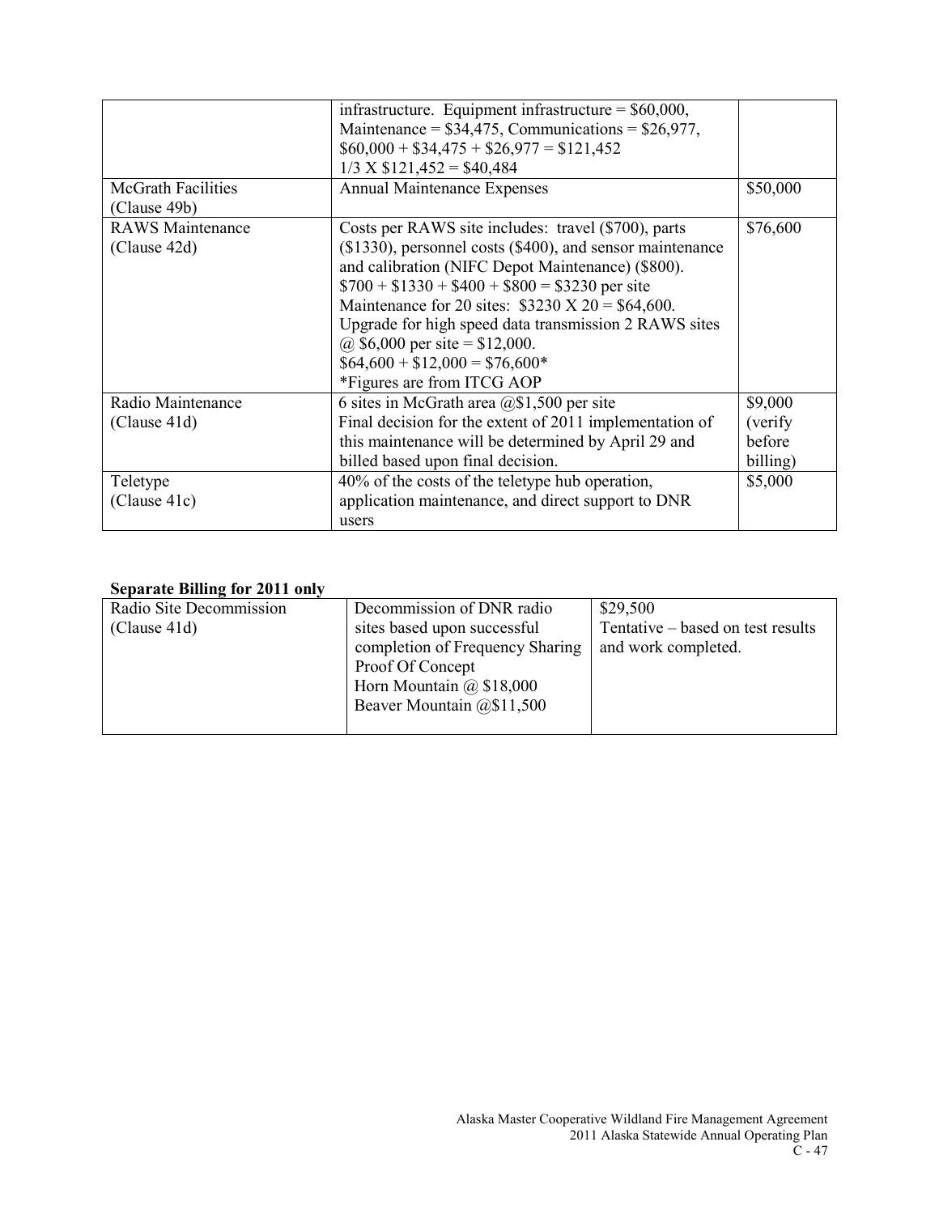| | | |
|---|---|---|
| | infrastructure. Equipment infrastructure = $60,000, Maintenance = $34,475, Communications = $26,977, $60,000 + $34,475 + $26,977 = $121,452 1/3 X $121,452 = $40,484 | |
| McGrath Facilities (Clause 49b) | Annual Maintenance Expenses | $50,000 |
| RAWS Maintenance (Clause 42d) | Costs per RAWS site includes: travel ($700), parts ($1330), personnel costs ($400), and sensor maintenance and calibration (NIFC Depot Maintenance) ($800). $700 + $1330 + $400 + $800 = $3230 per site Maintenance for 20 sites: $3230 X 20 = $64,600. Upgrade for high speed data transmission 2 RAWS sites @ $6,000 per site = $12,000. $64,600 + $12,000 = $76,600* *Figures are from ITCG AOP | $76,600 |
| Radio Maintenance (Clause 41d) | 6 sites in McGrath area @$1,500 per site Final decision for the extent of 2011 implementation of this maintenance will be determined by April 29 and billed based upon final decision. | $9,000 (verify before billing) |
| Teletype (Clause 41c) | 40% of the costs of the teletype hub operation, application maintenance, and direct support to DNR users | $5,000 |

**Separate Billing for 2011 only**

| | | |
|---|---|---|
| Radio Site Decommission (Clause 41d) | Decommission of DNR radio sites based upon successful completion of Frequency Sharing Proof Of Concept Horn Mountain @ $18,000 Beaver Mountain @$11,500 | $29,500 Tentative – based on test results and work completed. |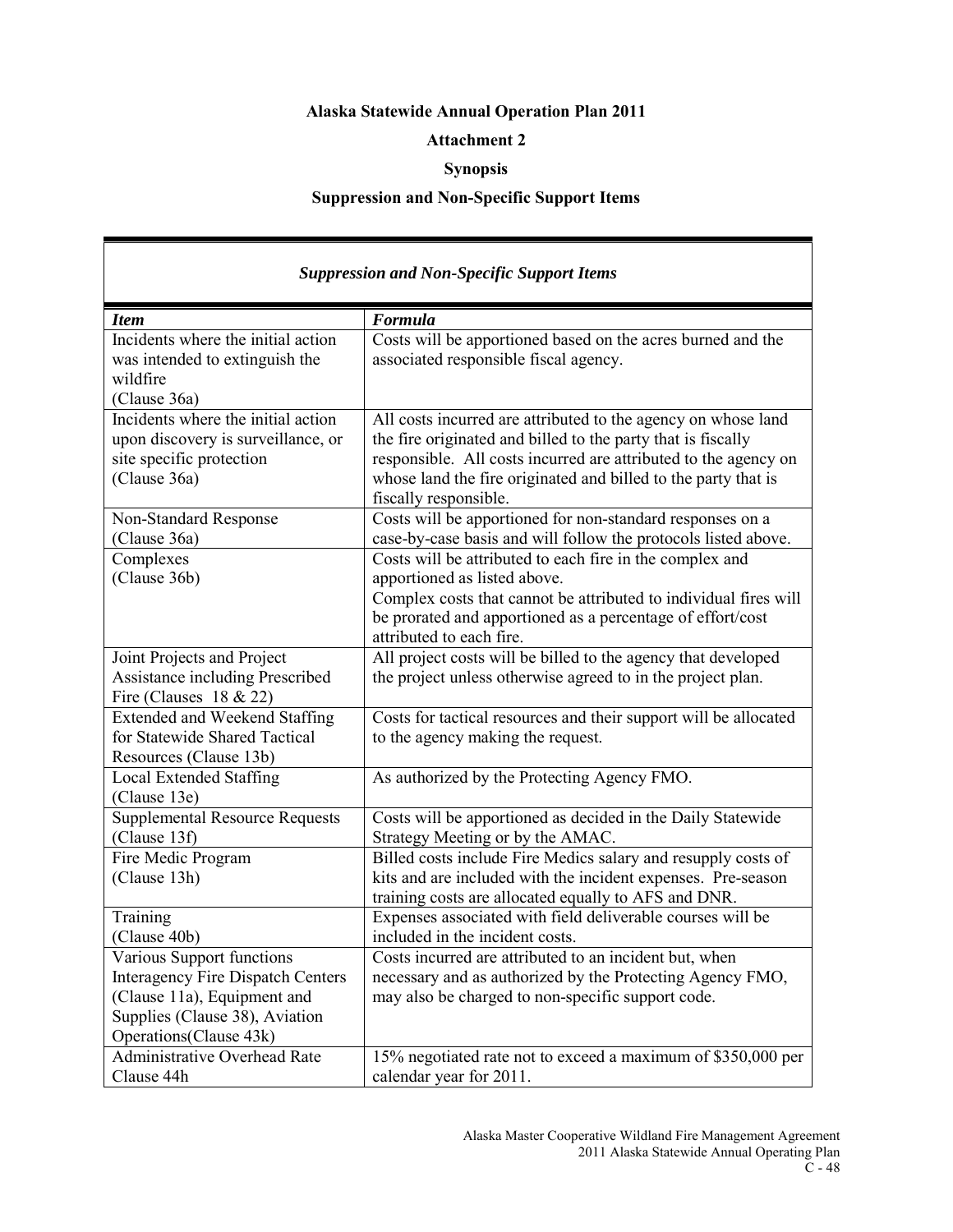**Alaska Statewide Annual Operation Plan 2011**

**Attachment 2**

**Synopsis**

**Suppression and Non-Specific Support Items**

| *Suppression and Non-Specific Support Items* | |
|---|---|
| ***Item*** | ***Formula*** |
| Incidents where the initial action was intended to extinguish the wildfire (Clause 36a) | Costs will be apportioned based on the acres burned and the associated responsible fiscal agency. |
| Incidents where the initial action upon discovery is surveillance, or site specific protection (Clause 36a) | All costs incurred are attributed to the agency on whose land the fire originated and billed to the party that is fiscally responsible. All costs incurred are attributed to the agency on whose land the fire originated and billed to the party that is fiscally responsible. |
| Non-Standard Response (Clause 36a) | Costs will be apportioned for non-standard responses on a case-by-case basis and will follow the protocols listed above. |
| Complexes (Clause 36b) | Costs will be attributed to each fire in the complex and apportioned as listed above. Complex costs that cannot be attributed to individual fires will be prorated and apportioned as a percentage of effort/cost attributed to each fire. |
| Joint Projects and Project Assistance including Prescribed Fire (Clauses 18 & 22) | All project costs will be billed to the agency that developed the project unless otherwise agreed to in the project plan. |
| Extended and Weekend Staffing for Statewide Shared Tactical Resources (Clause 13b) | Costs for tactical resources and their support will be allocated to the agency making the request. |
| Local Extended Staffing (Clause 13e) | As authorized by the Protecting Agency FMO. |
| Supplemental Resource Requests (Clause 13f) | Costs will be apportioned as decided in the Daily Statewide Strategy Meeting or by the AMAC. |
| Fire Medic Program (Clause 13h) | Billed costs include Fire Medics salary and resupply costs of kits and are included with the incident expenses. Pre-season training costs are allocated equally to AFS and DNR. |
| Training (Clause 40b) | Expenses associated with field deliverable courses will be included in the incident costs. |
| Various Support functions Interagency Fire Dispatch Centers (Clause 11a), Equipment and Supplies (Clause 38), Aviation Operations(Clause 43k) | Costs incurred are attributed to an incident but, when necessary and as authorized by the Protecting Agency FMO, may also be charged to non-specific support code. |
| Administrative Overhead Rate Clause 44h | 15% negotiated rate not to exceed a maximum of $350,000 per calendar year for 2011. |